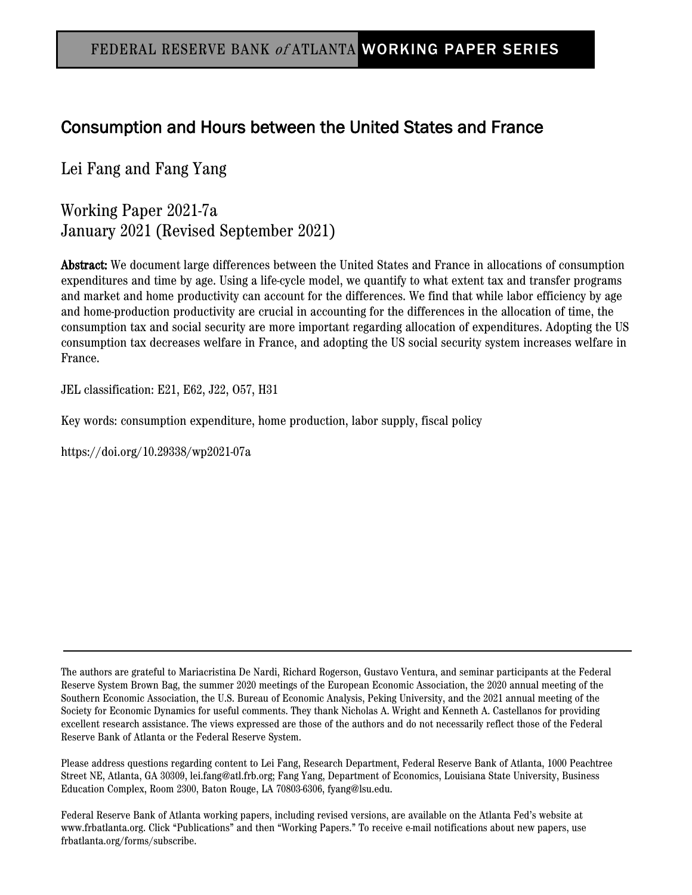FEDERAL RESERVE BANK *of* ATLANTA **WORKING PAPER SERIES**

# Consumption and Hours between the United States and France

Lei Fang and Fang Yang

Working Paper 2021-7a
January 2021 (Revised September 2021)

**Abstract:** We document large differences between the United States and France in allocations of consumption expenditures and time by age. Using a life-cycle model, we quantify to what extent tax and transfer programs and market and home productivity can account for the differences. We find that while labor efficiency by age and home-production productivity are crucial in accounting for the differences in the allocation of time, the consumption tax and social security are more important regarding allocation of expenditures. Adopting the US consumption tax decreases welfare in France, and adopting the US social security system increases welfare in France.

JEL classification: E21, E62, J22, O57, H31

Key words: consumption expenditure, home production, labor supply, fiscal policy

https://doi.org/10.29338/wp2021-07a

---

The authors are grateful to Mariacristina De Nardi, Richard Rogerson, Gustavo Ventura, and seminar participants at the Federal Reserve System Brown Bag, the summer 2020 meetings of the European Economic Association, the 2020 annual meeting of the Southern Economic Association, the U.S. Bureau of Economic Analysis, Peking University, and the 2021 annual meeting of the Society for Economic Dynamics for useful comments. They thank Nicholas A. Wright and Kenneth A. Castellanos for providing excellent research assistance. The views expressed are those of the authors and do not necessarily reflect those of the Federal Reserve Bank of Atlanta or the Federal Reserve System.

Please address questions regarding content to Lei Fang, Research Department, Federal Reserve Bank of Atlanta, 1000 Peachtree Street NE, Atlanta, GA 30309, lei.fang@atl.frb.org; Fang Yang, Department of Economics, Louisiana State University, Business Education Complex, Room 2300, Baton Rouge, LA 70803-6306, fyang@lsu.edu.

Federal Reserve Bank of Atlanta working papers, including revised versions, are available on the Atlanta Fed's website at www.frbatlanta.org. Click "Publications" and then "Working Papers." To receive e-mail notifications about new papers, use frbatlanta.org/forms/subscribe.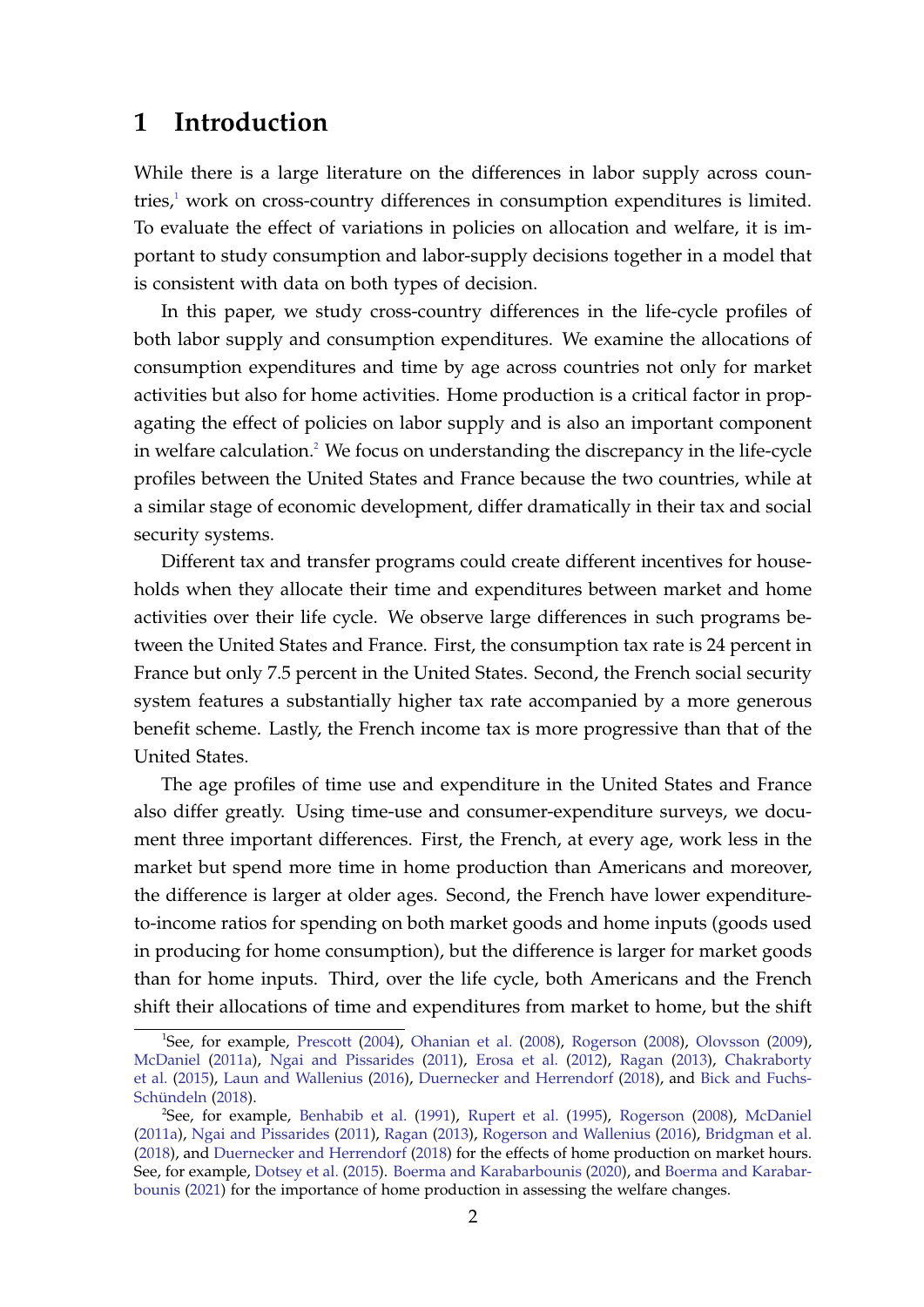# 1 Introduction

While there is a large literature on the differences in labor supply across countries,[1] work on cross-country differences in consumption expenditures is limited. To evaluate the effect of variations in policies on allocation and welfare, it is important to study consumption and labor-supply decisions together in a model that is consistent with data on both types of decision.

In this paper, we study cross-country differences in the life-cycle profiles of both labor supply and consumption expenditures. We examine the allocations of consumption expenditures and time by age across countries not only for market activities but also for home activities. Home production is a critical factor in propagating the effect of policies on labor supply and is also an important component in welfare calculation.[2] We focus on understanding the discrepancy in the life-cycle profiles between the United States and France because the two countries, while at a similar stage of economic development, differ dramatically in their tax and social security systems.

Different tax and transfer programs could create different incentives for households when they allocate their time and expenditures between market and home activities over their life cycle. We observe large differences in such programs between the United States and France. First, the consumption tax rate is 24 percent in France but only 7.5 percent in the United States. Second, the French social security system features a substantially higher tax rate accompanied by a more generous benefit scheme. Lastly, the French income tax is more progressive than that of the United States.

The age profiles of time use and expenditure in the United States and France also differ greatly. Using time-use and consumer-expenditure surveys, we document three important differences. First, the French, at every age, work less in the market but spend more time in home production than Americans and moreover, the difference is larger at older ages. Second, the French have lower expenditure-to-income ratios for spending on both market goods and home inputs (goods used in producing for home consumption), but the difference is larger for market goods than for home inputs. Third, over the life cycle, both Americans and the French shift their allocations of time and expenditures from market to home, but the shift

[1] See, for example, Prescott (2004), Ohanian et al. (2008), Rogerson (2008), Olovsson (2009), McDaniel (2011a), Ngai and Pissarides (2011), Erosa et al. (2012), Ragan (2013), Chakraborty et al. (2015), Laun and Wallenius (2016), Duernecker and Herrendorf (2018), and Bick and Fuchs-Schündeln (2018).

[2] See, for example, Benhabib et al. (1991), Rupert et al. (1995), Rogerson (2008), McDaniel (2011a), Ngai and Pissarides (2011), Ragan (2013), Rogerson and Wallenius (2016), Bridgman et al. (2018), and Duernecker and Herrendorf (2018) for the effects of home production on market hours. See, for example, Dotsey et al. (2015). Boerma and Karabarbounis (2020), and Boerma and Karabarbounis (2021) for the importance of home production in assessing the welfare changes.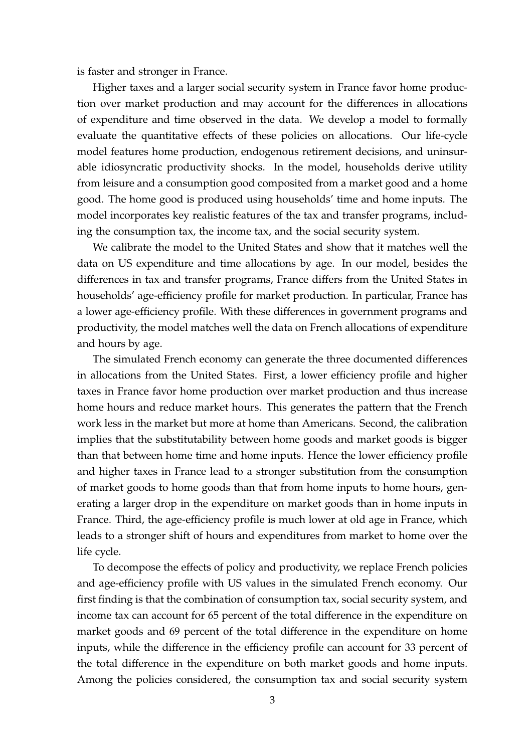is faster and stronger in France.

Higher taxes and a larger social security system in France favor home production over market production and may account for the differences in allocations of expenditure and time observed in the data. We develop a model to formally evaluate the quantitative effects of these policies on allocations. Our life-cycle model features home production, endogenous retirement decisions, and uninsurable idiosyncratic productivity shocks. In the model, households derive utility from leisure and a consumption good composited from a market good and a home good. The home good is produced using households' time and home inputs. The model incorporates key realistic features of the tax and transfer programs, including the consumption tax, the income tax, and the social security system.

We calibrate the model to the United States and show that it matches well the data on US expenditure and time allocations by age. In our model, besides the differences in tax and transfer programs, France differs from the United States in households' age-efficiency profile for market production. In particular, France has a lower age-efficiency profile. With these differences in government programs and productivity, the model matches well the data on French allocations of expenditure and hours by age.

The simulated French economy can generate the three documented differences in allocations from the United States. First, a lower efficiency profile and higher taxes in France favor home production over market production and thus increase home hours and reduce market hours. This generates the pattern that the French work less in the market but more at home than Americans. Second, the calibration implies that the substitutability between home goods and market goods is bigger than that between home time and home inputs. Hence the lower efficiency profile and higher taxes in France lead to a stronger substitution from the consumption of market goods to home goods than that from home inputs to home hours, generating a larger drop in the expenditure on market goods than in home inputs in France. Third, the age-efficiency profile is much lower at old age in France, which leads to a stronger shift of hours and expenditures from market to home over the life cycle.

To decompose the effects of policy and productivity, we replace French policies and age-efficiency profile with US values in the simulated French economy. Our first finding is that the combination of consumption tax, social security system, and income tax can account for 65 percent of the total difference in the expenditure on market goods and 69 percent of the total difference in the expenditure on home inputs, while the difference in the efficiency profile can account for 33 percent of the total difference in the expenditure on both market goods and home inputs. Among the policies considered, the consumption tax and social security system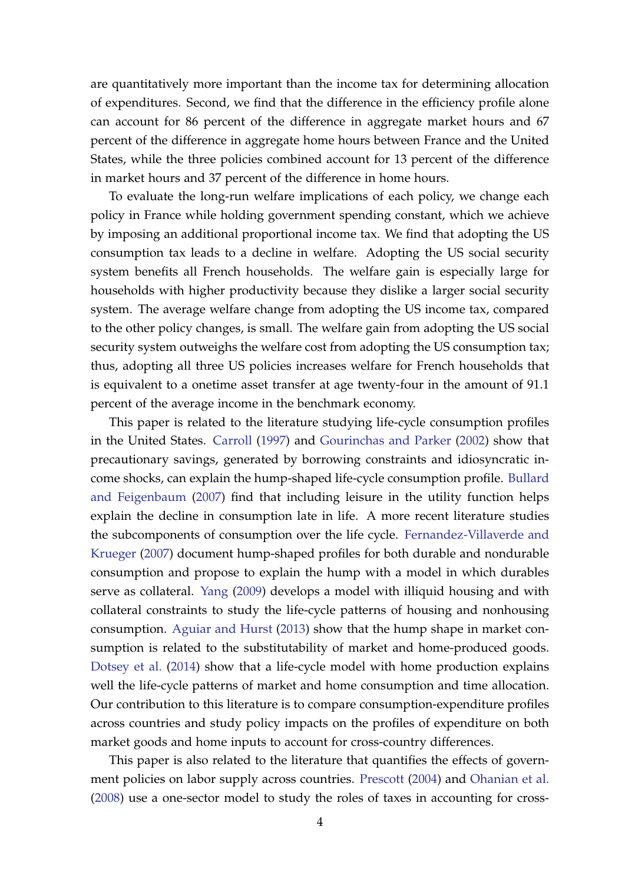are quantitatively more important than the income tax for determining allocation of expenditures. Second, we find that the difference in the efficiency profile alone can account for 86 percent of the difference in aggregate market hours and 67 percent of the difference in aggregate home hours between France and the United States, while the three policies combined account for 13 percent of the difference in market hours and 37 percent of the difference in home hours.

To evaluate the long-run welfare implications of each policy, we change each policy in France while holding government spending constant, which we achieve by imposing an additional proportional income tax. We find that adopting the US consumption tax leads to a decline in welfare. Adopting the US social security system benefits all French households. The welfare gain is especially large for households with higher productivity because they dislike a larger social security system. The average welfare change from adopting the US income tax, compared to the other policy changes, is small. The welfare gain from adopting the US social security system outweighs the welfare cost from adopting the US consumption tax; thus, adopting all three US policies increases welfare for French households that is equivalent to a onetime asset transfer at age twenty-four in the amount of 91.1 percent of the average income in the benchmark economy.

This paper is related to the literature studying life-cycle consumption profiles in the United States. Carroll (1997) and Gourinchas and Parker (2002) show that precautionary savings, generated by borrowing constraints and idiosyncratic income shocks, can explain the hump-shaped life-cycle consumption profile. Bullard and Feigenbaum (2007) find that including leisure in the utility function helps explain the decline in consumption late in life. A more recent literature studies the subcomponents of consumption over the life cycle. Fernandez-Villaverde and Krueger (2007) document hump-shaped profiles for both durable and nondurable consumption and propose to explain the hump with a model in which durables serve as collateral. Yang (2009) develops a model with illiquid housing and with collateral constraints to study the life-cycle patterns of housing and nonhousing consumption. Aguiar and Hurst (2013) show that the hump shape in market consumption is related to the substitutability of market and home-produced goods. Dotsey et al. (2014) show that a life-cycle model with home production explains well the life-cycle patterns of market and home consumption and time allocation. Our contribution to this literature is to compare consumption-expenditure profiles across countries and study policy impacts on the profiles of expenditure on both market goods and home inputs to account for cross-country differences.

This paper is also related to the literature that quantifies the effects of government policies on labor supply across countries. Prescott (2004) and Ohanian et al. (2008) use a one-sector model to study the roles of taxes in accounting for cross-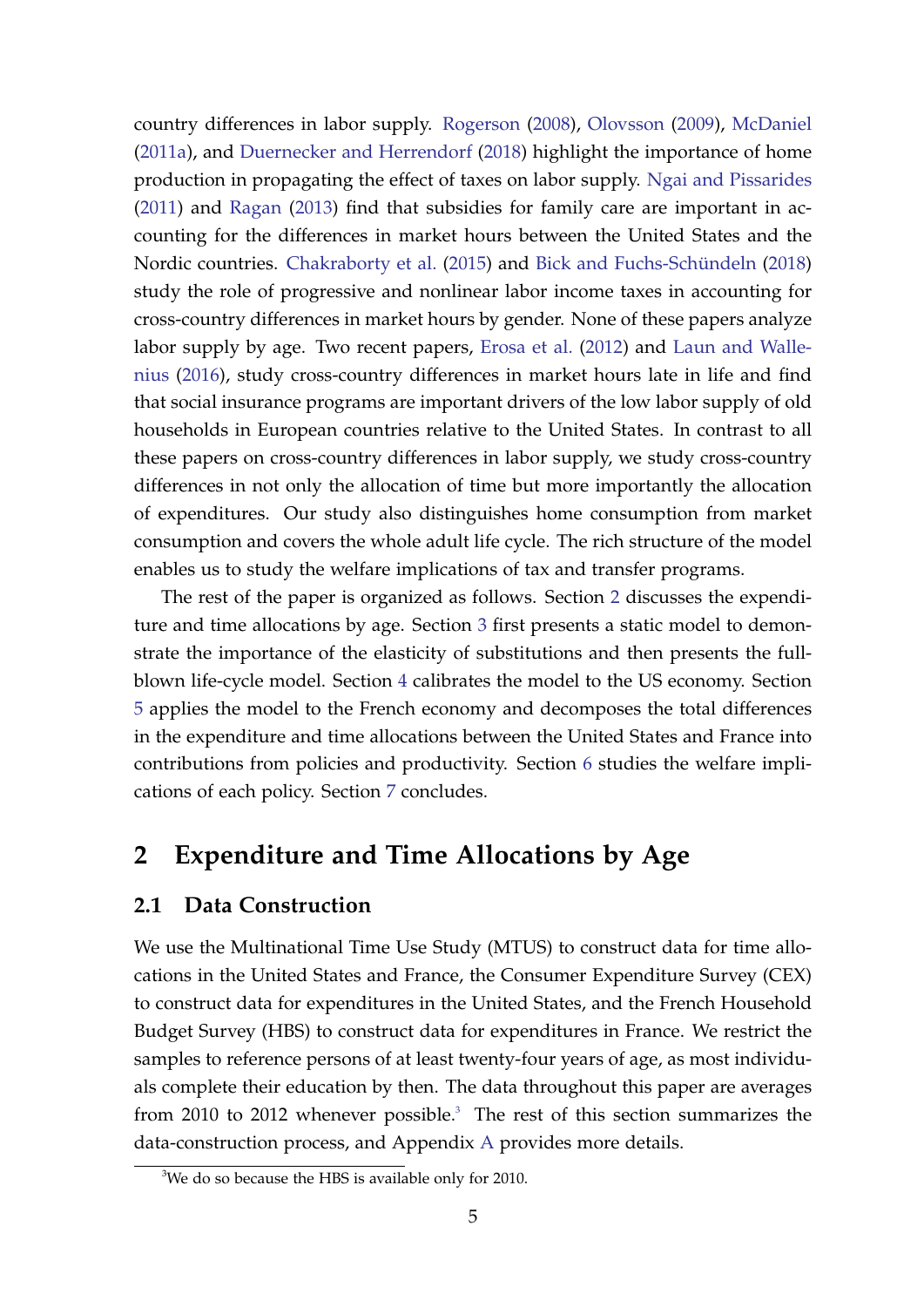country differences in labor supply. Rogerson (2008), Olovsson (2009), McDaniel (2011a), and Duernecker and Herrendorf (2018) highlight the importance of home production in propagating the effect of taxes on labor supply. Ngai and Pissarides (2011) and Ragan (2013) find that subsidies for family care are important in accounting for the differences in market hours between the United States and the Nordic countries. Chakraborty et al. (2015) and Bick and Fuchs-Schündeln (2018) study the role of progressive and nonlinear labor income taxes in accounting for cross-country differences in market hours by gender. None of these papers analyze labor supply by age. Two recent papers, Erosa et al. (2012) and Laun and Wallenius (2016), study cross-country differences in market hours late in life and find that social insurance programs are important drivers of the low labor supply of old households in European countries relative to the United States. In contrast to all these papers on cross-country differences in labor supply, we study cross-country differences in not only the allocation of time but more importantly the allocation of expenditures. Our study also distinguishes home consumption from market consumption and covers the whole adult life cycle. The rich structure of the model enables us to study the welfare implications of tax and transfer programs.

The rest of the paper is organized as follows. Section 2 discusses the expenditure and time allocations by age. Section 3 first presents a static model to demonstrate the importance of the elasticity of substitutions and then presents the full-blown life-cycle model. Section 4 calibrates the model to the US economy. Section 5 applies the model to the French economy and decomposes the total differences in the expenditure and time allocations between the United States and France into contributions from policies and productivity. Section 6 studies the welfare implications of each policy. Section 7 concludes.

## 2 Expenditure and Time Allocations by Age

### 2.1 Data Construction

We use the Multinational Time Use Study (MTUS) to construct data for time allocations in the United States and France, the Consumer Expenditure Survey (CEX) to construct data for expenditures in the United States, and the French Household Budget Survey (HBS) to construct data for expenditures in France. We restrict the samples to reference persons of at least twenty-four years of age, as most individuals complete their education by then. The data throughout this paper are averages from 2010 to 2012 whenever possible.[3] The rest of this section summarizes the data-construction process, and Appendix A provides more details.

[3] We do so because the HBS is available only for 2010.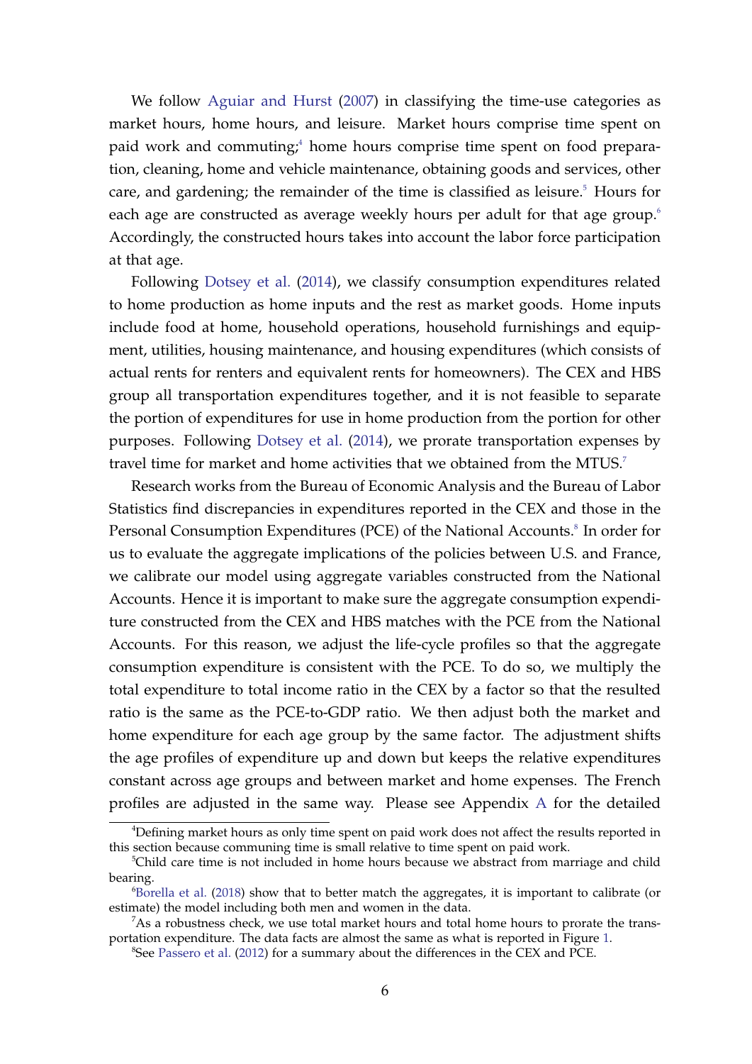We follow Aguiar and Hurst (2007) in classifying the time-use categories as market hours, home hours, and leisure. Market hours comprise time spent on paid work and commuting;[4] home hours comprise time spent on food preparation, cleaning, home and vehicle maintenance, obtaining goods and services, other care, and gardening; the remainder of the time is classified as leisure.[5] Hours for each age are constructed as average weekly hours per adult for that age group.[6] Accordingly, the constructed hours takes into account the labor force participation at that age.

Following Dotsey et al. (2014), we classify consumption expenditures related to home production as home inputs and the rest as market goods. Home inputs include food at home, household operations, household furnishings and equipment, utilities, housing maintenance, and housing expenditures (which consists of actual rents for renters and equivalent rents for homeowners). The CEX and HBS group all transportation expenditures together, and it is not feasible to separate the portion of expenditures for use in home production from the portion for other purposes. Following Dotsey et al. (2014), we prorate transportation expenses by travel time for market and home activities that we obtained from the MTUS.[7]

Research works from the Bureau of Economic Analysis and the Bureau of Labor Statistics find discrepancies in expenditures reported in the CEX and those in the Personal Consumption Expenditures (PCE) of the National Accounts.[8] In order for us to evaluate the aggregate implications of the policies between U.S. and France, we calibrate our model using aggregate variables constructed from the National Accounts. Hence it is important to make sure the aggregate consumption expenditure constructed from the CEX and HBS matches with the PCE from the National Accounts. For this reason, we adjust the life-cycle profiles so that the aggregate consumption expenditure is consistent with the PCE. To do so, we multiply the total expenditure to total income ratio in the CEX by a factor so that the resulted ratio is the same as the PCE-to-GDP ratio. We then adjust both the market and home expenditure for each age group by the same factor. The adjustment shifts the age profiles of expenditure up and down but keeps the relative expenditures constant across age groups and between market and home expenses. The French profiles are adjusted in the same way. Please see Appendix A for the detailed

---

[4] Defining market hours as only time spent on paid work does not affect the results reported in this section because communing time is small relative to time spent on paid work.

[5] Child care time is not included in home hours because we abstract from marriage and child bearing.

[6] Borella et al. (2018) show that to better match the aggregates, it is important to calibrate (or estimate) the model including both men and women in the data.

[7] As a robustness check, we use total market hours and total home hours to prorate the transportation expenditure. The data facts are almost the same as what is reported in Figure 1.

[8] See Passero et al. (2012) for a summary about the differences in the CEX and PCE.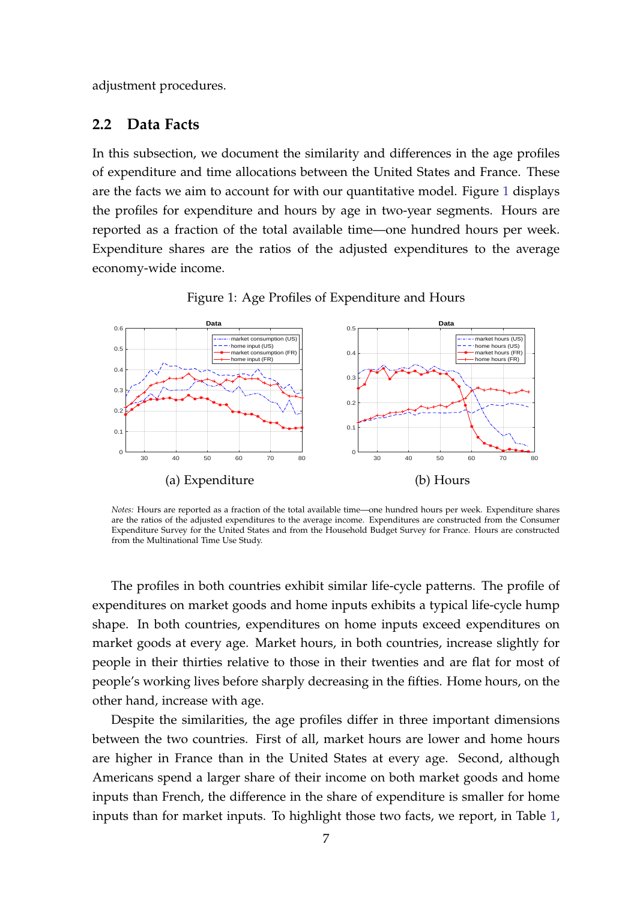adjustment procedures.

## 2.2 Data Facts

In this subsection, we document the similarity and differences in the age profiles of expenditure and time allocations between the United States and France. These are the facts we aim to account for with our quantitative model. Figure 1 displays the profiles for expenditure and hours by age in two-year segments. Hours are reported as a fraction of the total available time—one hundred hours per week. Expenditure shares are the ratios of the adjusted expenditures to the average economy-wide income.

Figure 1: Age Profiles of Expenditure and Hours

(a) Expenditure

(b) Hours

*Notes:* Hours are reported as a fraction of the total available time—one hundred hours per week. Expenditure shares are the ratios of the adjusted expenditures to the average income. Expenditures are constructed from the Consumer Expenditure Survey for the United States and from the Household Budget Survey for France. Hours are constructed from the Multinational Time Use Study.

The profiles in both countries exhibit similar life-cycle patterns. The profile of expenditures on market goods and home inputs exhibits a typical life-cycle hump shape. In both countries, expenditures on home inputs exceed expenditures on market goods at every age. Market hours, in both countries, increase slightly for people in their thirties relative to those in their twenties and are flat for most of people's working lives before sharply decreasing in the fifties. Home hours, on the other hand, increase with age.

Despite the similarities, the age profiles differ in three important dimensions between the two countries. First of all, market hours are lower and home hours are higher in France than in the United States at every age. Second, although Americans spend a larger share of their income on both market goods and home inputs than French, the difference in the share of expenditure is smaller for home inputs than for market inputs. To highlight those two facts, we report, in Table 1,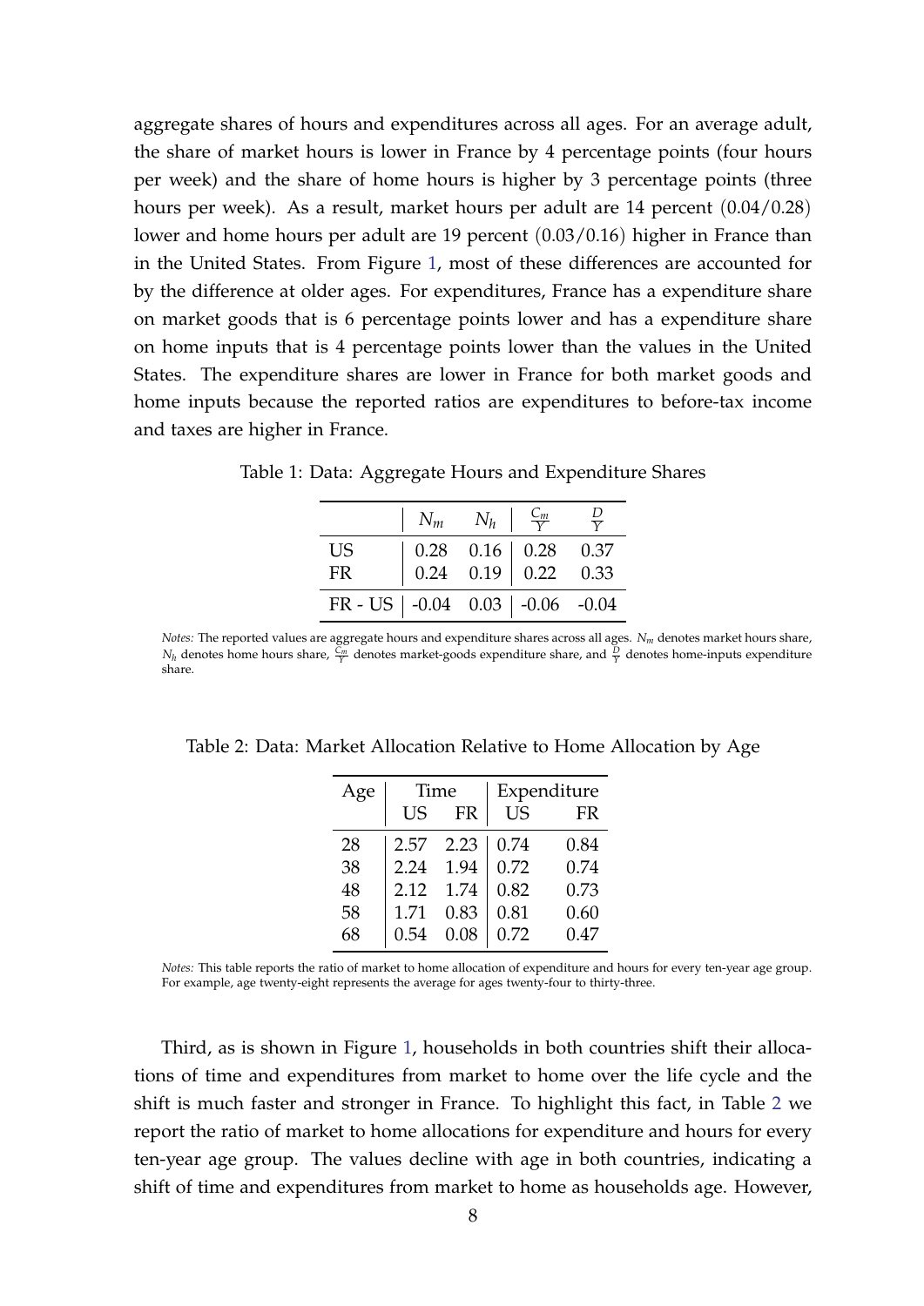aggregate shares of hours and expenditures across all ages. For an average adult, the share of market hours is lower in France by 4 percentage points (four hours per week) and the share of home hours is higher by 3 percentage points (three hours per week). As a result, market hours per adult are 14 percent $(0.04/0.28)$ lower and home hours per adult are 19 percent $(0.03/0.16)$ higher in France than in the United States. From Figure 1, most of these differences are accounted for by the difference at older ages. For expenditures, France has a expenditure share on market goods that is 6 percentage points lower and has a expenditure share on home inputs that is 4 percentage points lower than the values in the United States. The expenditure shares are lower in France for both market goods and home inputs because the reported ratios are expenditures to before-tax income and taxes are higher in France.

Table 1: Data: Aggregate Hours and Expenditure Shares

| | $N_m$ | $N_h$ | $\frac{C_m}{Y}$ | $\frac{D}{Y}$ |
|---|---|---|---|---|
| US | 0.28 | 0.16 | 0.28 | 0.37 |
| FR | 0.24 | 0.19 | 0.22 | 0.33 |
| FR - US | -0.04 | 0.03 | -0.06 | -0.04 |

*Notes:* The reported values are aggregate hours and expenditure shares across all ages. $N_m$ denotes market hours share, $N_h$ denotes home hours share, $\frac{C_m}{Y}$ denotes market-goods expenditure share, and $\frac{D}{Y}$ denotes home-inputs expenditure share.

Table 2: Data: Market Allocation Relative to Home Allocation by Age

| Age | Time | | Expenditure | |
|---|---|---|---|---|
| | US | FR | US | FR |
| 28 | 2.57 | 2.23 | 0.74 | 0.84 |
| 38 | 2.24 | 1.94 | 0.72 | 0.74 |
| 48 | 2.12 | 1.74 | 0.82 | 0.73 |
| 58 | 1.71 | 0.83 | 0.81 | 0.60 |
| 68 | 0.54 | 0.08 | 0.72 | 0.47 |

*Notes:* This table reports the ratio of market to home allocation of expenditure and hours for every ten-year age group. For example, age twenty-eight represents the average for ages twenty-four to thirty-three.

Third, as is shown in Figure 1, households in both countries shift their allocations of time and expenditures from market to home over the life cycle and the shift is much faster and stronger in France. To highlight this fact, in Table 2 we report the ratio of market to home allocations for expenditure and hours for every ten-year age group. The values decline with age in both countries, indicating a shift of time and expenditures from market to home as households age. However,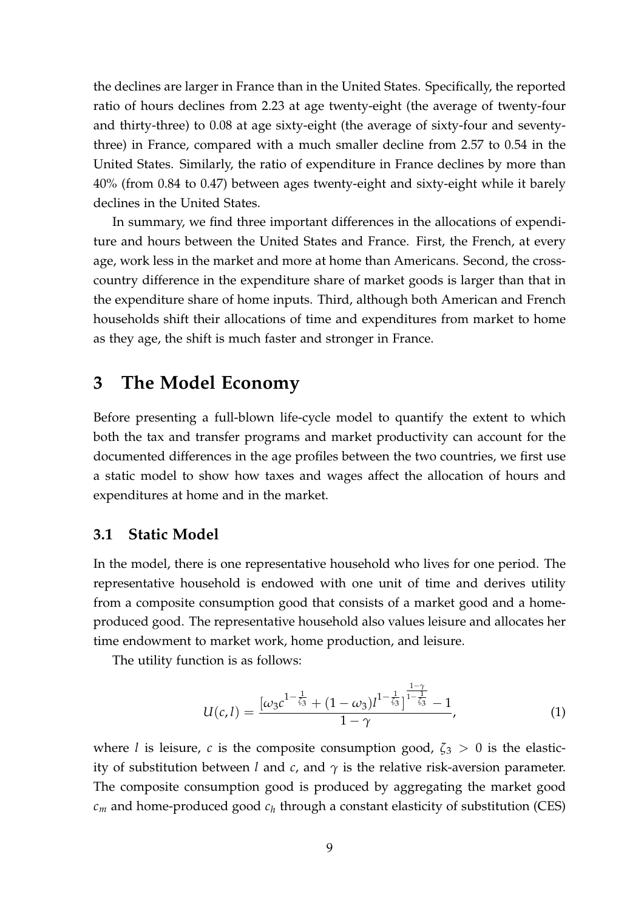the declines are larger in France than in the United States. Specifically, the reported ratio of hours declines from 2.23 at age twenty-eight (the average of twenty-four and thirty-three) to 0.08 at age sixty-eight (the average of sixty-four and seventy-three) in France, compared with a much smaller decline from 2.57 to 0.54 in the United States. Similarly, the ratio of expenditure in France declines by more than 40% (from 0.84 to 0.47) between ages twenty-eight and sixty-eight while it barely declines in the United States.

In summary, we find three important differences in the allocations of expenditure and hours between the United States and France. First, the French, at every age, work less in the market and more at home than Americans. Second, the cross-country difference in the expenditure share of market goods is larger than that in the expenditure share of home inputs. Third, although both American and French households shift their allocations of time and expenditures from market to home as they age, the shift is much faster and stronger in France.

# 3 The Model Economy

Before presenting a full-blown life-cycle model to quantify the extent to which both the tax and transfer programs and market productivity can account for the documented differences in the age profiles between the two countries, we first use a static model to show how taxes and wages affect the allocation of hours and expenditures at home and in the market.

## 3.1 Static Model

In the model, there is one representative household who lives for one period. The representative household is endowed with one unit of time and derives utility from a composite consumption good that consists of a market good and a home-produced good. The representative household also values leisure and allocates her time endowment to market work, home production, and leisure.

The utility function is as follows:

$$U(c,l) = \frac{\left[\omega_3 c^{1-\frac{1}{\zeta_3}} + (1-\omega_3) l^{1-\frac{1}{\zeta_3}}\right]^{\frac{1-\gamma}{1-\frac{1}{\zeta_3}}} - 1}{1-\gamma}, \tag{1}$$

where $l$ is leisure, $c$ is the composite consumption good, $\zeta_3 > 0$ is the elasticity of substitution between $l$ and $c$, and $\gamma$ is the relative risk-aversion parameter. The composite consumption good is produced by aggregating the market good $c_m$ and home-produced good $c_h$ through a constant elasticity of substitution (CES)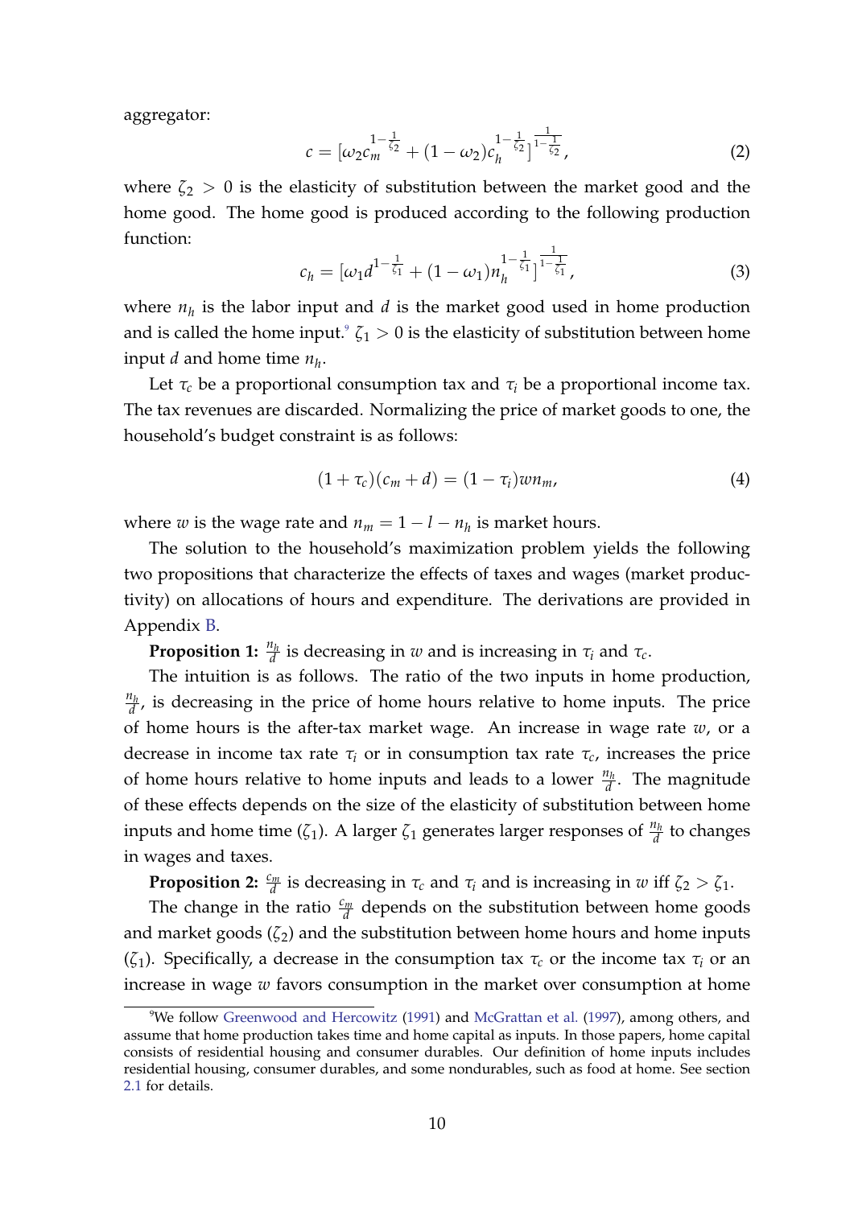aggregator:

$$c = [\omega_2 c_m^{1-\frac{1}{\zeta_2}} + (1-\omega_2) c_h^{1-\frac{1}{\zeta_2}}]^{\frac{1}{1-\frac{1}{\zeta_2}}}, \tag{2}$$

where $\zeta_2 > 0$ is the elasticity of substitution between the market good and the home good. The home good is produced according to the following production function:

$$c_h = [\omega_1 d^{1-\frac{1}{\zeta_1}} + (1-\omega_1) n_h^{1-\frac{1}{\zeta_1}}]^{\frac{1}{1-\frac{1}{\zeta_1}}}, \tag{3}$$

where $n_h$ is the labor input and $d$ is the market good used in home production and is called the home input.[9] $\zeta_1 > 0$ is the elasticity of substitution between home input $d$ and home time $n_h$.

Let $\tau_c$ be a proportional consumption tax and $\tau_i$ be a proportional income tax. The tax revenues are discarded. Normalizing the price of market goods to one, the household's budget constraint is as follows:

$$(1+\tau_c)(c_m + d) = (1-\tau_i) w n_m, \tag{4}$$

where $w$ is the wage rate and $n_m = 1 - l - n_h$ is market hours.

The solution to the household's maximization problem yields the following two propositions that characterize the effects of taxes and wages (market productivity) on allocations of hours and expenditure. The derivations are provided in Appendix B.

**Proposition 1:** $\frac{n_h}{d}$ is decreasing in $w$ and is increasing in $\tau_i$ and $\tau_c$.

The intuition is as follows. The ratio of the two inputs in home production, $\frac{n_h}{d}$, is decreasing in the price of home hours relative to home inputs. The price of home hours is the after-tax market wage. An increase in wage rate $w$, or a decrease in income tax rate $\tau_i$ or in consumption tax rate $\tau_c$, increases the price of home hours relative to home inputs and leads to a lower $\frac{n_h}{d}$. The magnitude of these effects depends on the size of the elasticity of substitution between home inputs and home time ($\zeta_1$). A larger $\zeta_1$ generates larger responses of $\frac{n_h}{d}$ to changes in wages and taxes.

**Proposition 2:** $\frac{c_m}{d}$ is decreasing in $\tau_c$ and $\tau_i$ and is increasing in $w$ iff $\zeta_2 > \zeta_1$.

The change in the ratio $\frac{c_m}{d}$ depends on the substitution between home goods and market goods ($\zeta_2$) and the substitution between home hours and home inputs ($\zeta_1$). Specifically, a decrease in the consumption tax $\tau_c$ or the income tax $\tau_i$ or an increase in wage $w$ favors consumption in the market over consumption at home

[9] We follow Greenwood and Hercowitz (1991) and McGrattan et al. (1997), among others, and assume that home production takes time and home capital as inputs. In those papers, home capital consists of residential housing and consumer durables. Our definition of home inputs includes residential housing, consumer durables, and some nondurables, such as food at home. See section 2.1 for details.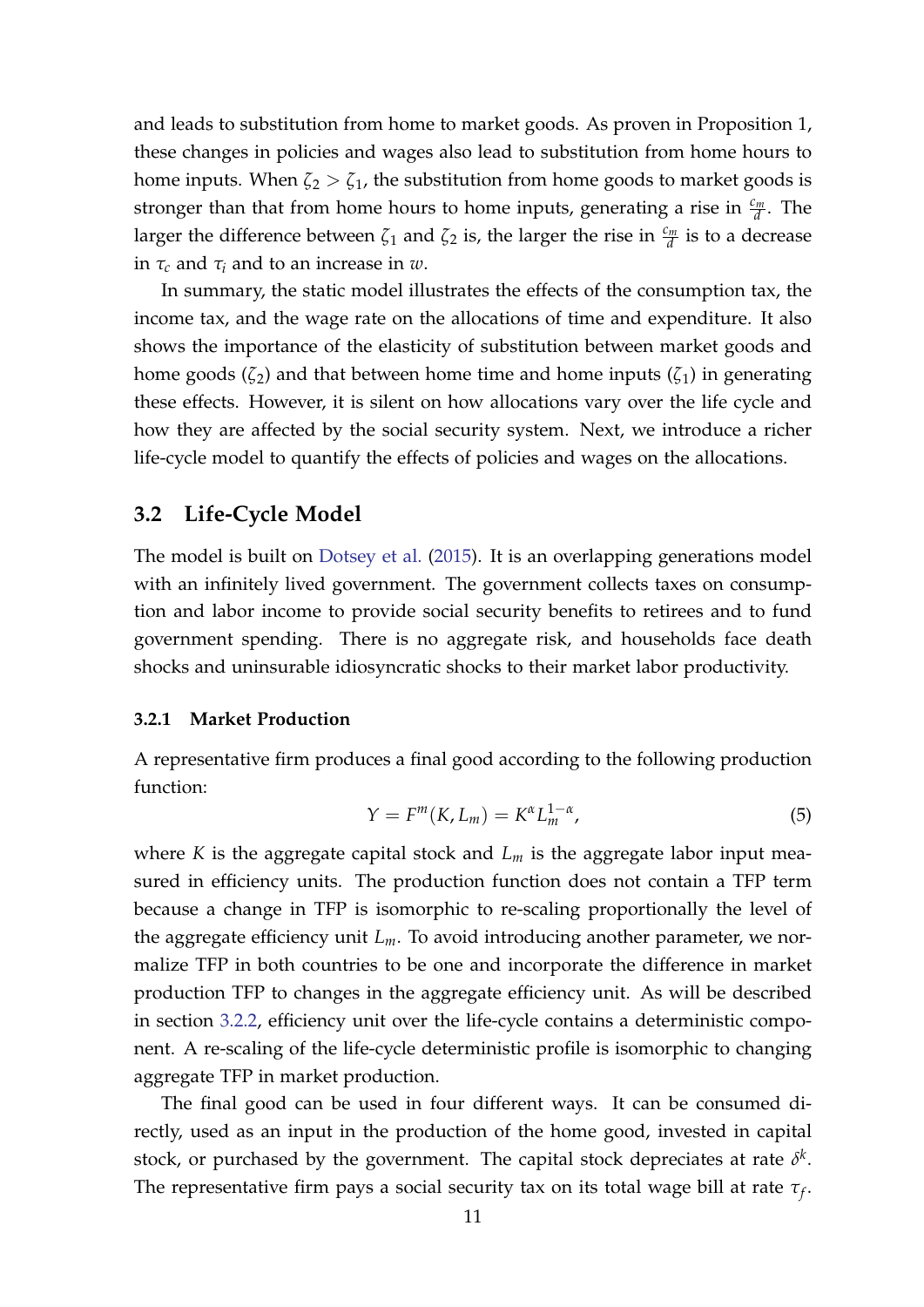and leads to substitution from home to market goods. As proven in Proposition 1, these changes in policies and wages also lead to substitution from home hours to home inputs. When $\zeta_2 > \zeta_1$, the substitution from home goods to market goods is stronger than that from home hours to home inputs, generating a rise in $\frac{c_m}{d}$. The larger the difference between $\zeta_1$ and $\zeta_2$ is, the larger the rise in $\frac{c_m}{d}$ is to a decrease in $\tau_c$ and $\tau_i$ and to an increase in $w$.

In summary, the static model illustrates the effects of the consumption tax, the income tax, and the wage rate on the allocations of time and expenditure. It also shows the importance of the elasticity of substitution between market goods and home goods ($\zeta_2$) and that between home time and home inputs ($\zeta_1$) in generating these effects. However, it is silent on how allocations vary over the life cycle and how they are affected by the social security system. Next, we introduce a richer life-cycle model to quantify the effects of policies and wages on the allocations.

## 3.2 Life-Cycle Model

The model is built on Dotsey et al. (2015). It is an overlapping generations model with an infinitely lived government. The government collects taxes on consumption and labor income to provide social security benefits to retirees and to fund government spending. There is no aggregate risk, and households face death shocks and uninsurable idiosyncratic shocks to their market labor productivity.

### 3.2.1 Market Production

A representative firm produces a final good according to the following production function:

$$Y = F^m(K, L_m) = K^\alpha L_m^{1-\alpha}, \tag{5}$$

where $K$ is the aggregate capital stock and $L_m$ is the aggregate labor input measured in efficiency units. The production function does not contain a TFP term because a change in TFP is isomorphic to re-scaling proportionally the level of the aggregate efficiency unit $L_m$. To avoid introducing another parameter, we normalize TFP in both countries to be one and incorporate the difference in market production TFP to changes in the aggregate efficiency unit. As will be described in section 3.2.2, efficiency unit over the life-cycle contains a deterministic component. A re-scaling of the life-cycle deterministic profile is isomorphic to changing aggregate TFP in market production.

The final good can be used in four different ways. It can be consumed directly, used as an input in the production of the home good, invested in capital stock, or purchased by the government. The capital stock depreciates at rate $\delta^k$. The representative firm pays a social security tax on its total wage bill at rate $\tau_f$.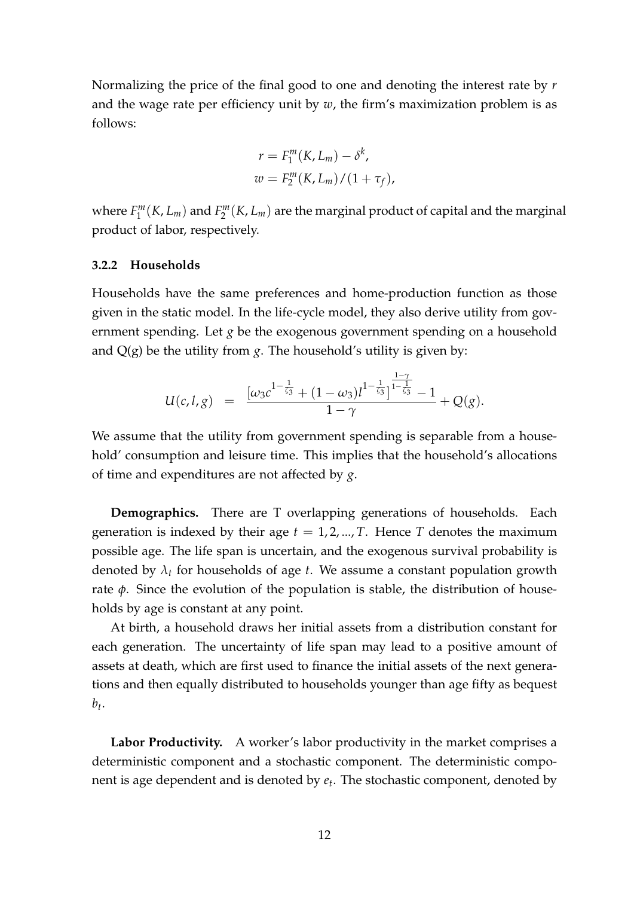Normalizing the price of the final good to one and denoting the interest rate by $r$ and the wage rate per efficiency unit by $w$, the firm's maximization problem is as follows:

$$r = F_1^m(K, L_m) - \delta^k,$$
$$w = F_2^m(K, L_m)/(1 + \tau_f),$$

where $F_1^m(K, L_m)$ and $F_2^m(K, L_m)$ are the marginal product of capital and the marginal product of labor, respectively.

### 3.2.2 Households

Households have the same preferences and home-production function as those given in the static model. In the life-cycle model, they also derive utility from government spending. Let $g$ be the exogenous government spending on a household and Q(g) be the utility from $g$. The household's utility is given by:

$$U(c, l, g) = \frac{\left[\omega_3 c^{1-\frac{1}{\zeta_3}} + (1-\omega_3) l^{1-\frac{1}{\zeta_3}}\right]^{\frac{1-\gamma}{1-\frac{1}{\zeta_3}}} - 1}{1-\gamma} + Q(g).$$

We assume that the utility from government spending is separable from a household' consumption and leisure time. This implies that the household's allocations of time and expenditures are not affected by $g$.

**Demographics.** There are T overlapping generations of households. Each generation is indexed by their age $t = 1, 2, ..., T$. Hence $T$ denotes the maximum possible age. The life span is uncertain, and the exogenous survival probability is denoted by $\lambda_t$ for households of age $t$. We assume a constant population growth rate $\phi$. Since the evolution of the population is stable, the distribution of households by age is constant at any point.

At birth, a household draws her initial assets from a distribution constant for each generation. The uncertainty of life span may lead to a positive amount of assets at death, which are first used to finance the initial assets of the next generations and then equally distributed to households younger than age fifty as bequest $b_t$.

**Labor Productivity.** A worker's labor productivity in the market comprises a deterministic component and a stochastic component. The deterministic component is age dependent and is denoted by $e_t$. The stochastic component, denoted by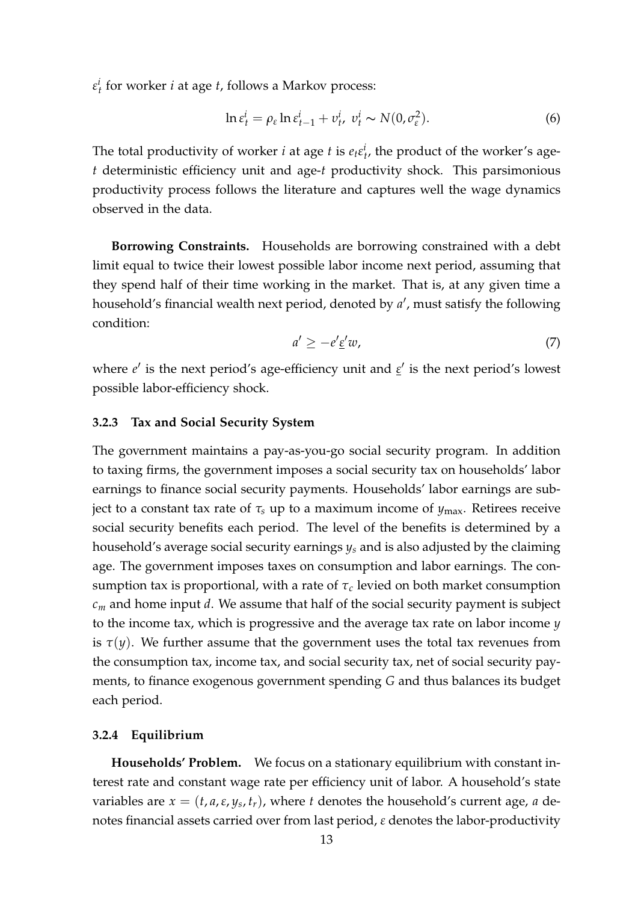$\varepsilon_t^i$ for worker $i$ at age $t$, follows a Markov process:

$$\ln \varepsilon_t^i = \rho_\varepsilon \ln \varepsilon_{t-1}^i + v_t^i,\ v_t^i \sim N(0, \sigma_\varepsilon^2). \tag{6}$$

The total productivity of worker $i$ at age $t$ is $e_t \varepsilon_t^i$, the product of the worker's age-$t$ deterministic efficiency unit and age-$t$ productivity shock. This parsimonious productivity process follows the literature and captures well the wage dynamics observed in the data.

**Borrowing Constraints.** Households are borrowing constrained with a debt limit equal to twice their lowest possible labor income next period, assuming that they spend half of their time working in the market. That is, at any given time a household's financial wealth next period, denoted by $a'$, must satisfy the following condition:

$$a' \geq -e' \underline{\varepsilon}' w, \tag{7}$$

where $e'$ is the next period's age-efficiency unit and $\underline{\varepsilon}'$ is the next period's lowest possible labor-efficiency shock.

### 3.2.3 Tax and Social Security System

The government maintains a pay-as-you-go social security program. In addition to taxing firms, the government imposes a social security tax on households' labor earnings to finance social security payments. Households' labor earnings are subject to a constant tax rate of $\tau_s$ up to a maximum income of $y_{\max}$. Retirees receive social security benefits each period. The level of the benefits is determined by a household's average social security earnings $y_s$ and is also adjusted by the claiming age. The government imposes taxes on consumption and labor earnings. The consumption tax is proportional, with a rate of $\tau_c$ levied on both market consumption $c_m$ and home input $d$. We assume that half of the social security payment is subject to the income tax, which is progressive and the average tax rate on labor income $y$ is $\tau(y)$. We further assume that the government uses the total tax revenues from the consumption tax, income tax, and social security tax, net of social security payments, to finance exogenous government spending $G$ and thus balances its budget each period.

### 3.2.4 Equilibrium

**Households' Problem.** We focus on a stationary equilibrium with constant interest rate and constant wage rate per efficiency unit of labor. A household's state variables are $x = (t, a, \varepsilon, y_s, t_r)$, where $t$ denotes the household's current age, $a$ denotes financial assets carried over from last period, $\varepsilon$ denotes the labor-productivity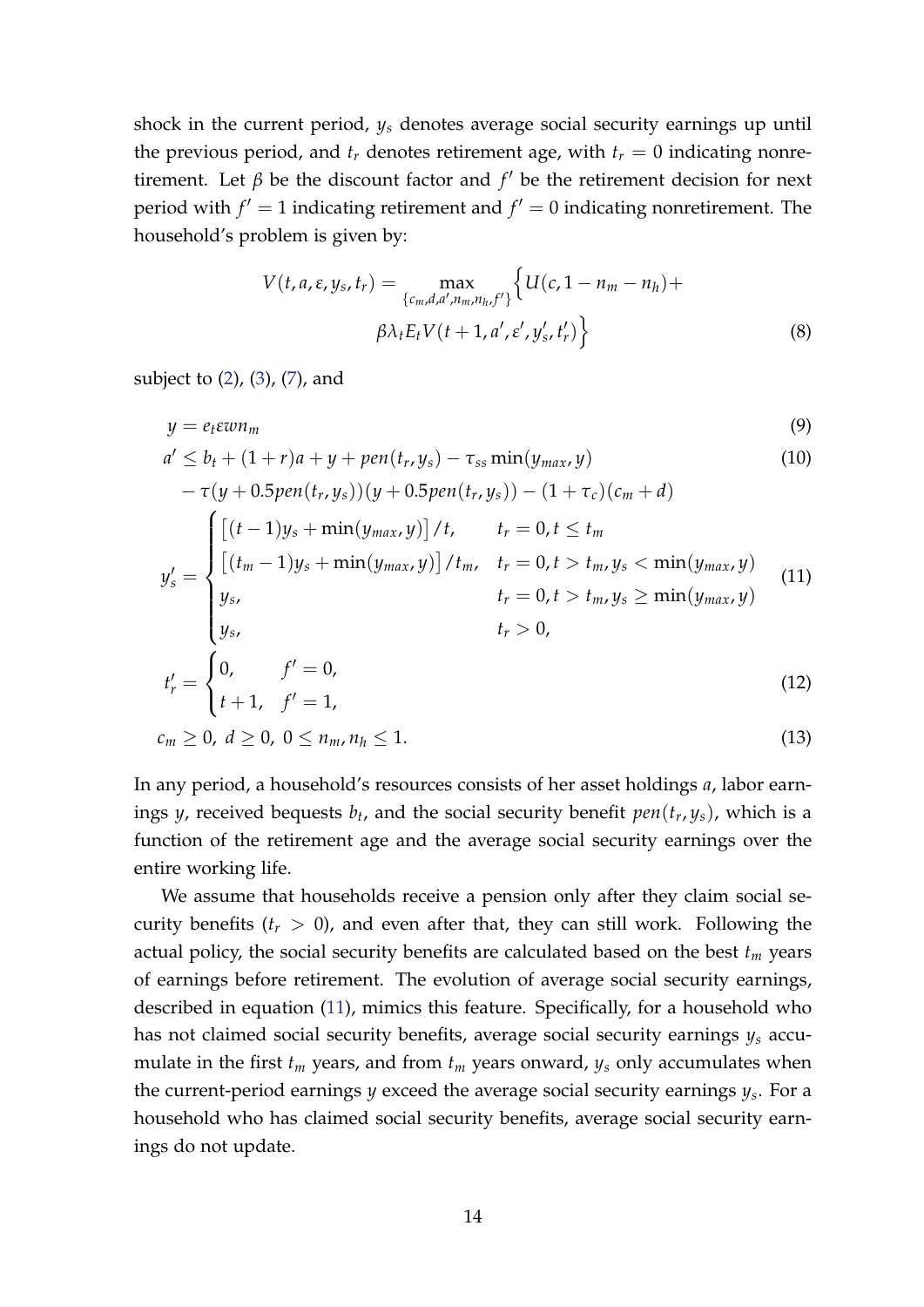shock in the current period, $y_s$ denotes average social security earnings up until the previous period, and $t_r$ denotes retirement age, with $t_r = 0$ indicating nonretirement. Let $\beta$ be the discount factor and $f'$ be the retirement decision for next period with $f' = 1$ indicating retirement and $f' = 0$ indicating nonretirement. The household's problem is given by:

$$
V(t, a, \varepsilon, y_s, t_r) = \max_{\{c_m, d, a', n_m, n_h, f'\}} \Big\{ U(c, 1 - n_m - n_h) + \beta \lambda_t E_t V(t+1, a', \varepsilon', y_s', t_r') \Big\} \tag{8}
$$

subject to (2), (3), (7), and

$$
y = e_t \varepsilon w n_m \tag{9}
$$

$$
\begin{aligned}
a' \leq\ & b_t + (1+r)a + y + pen(t_r, y_s) - \tau_{ss} \min(y_{max}, y) \\
& - \tau(y + 0.5 pen(t_r, y_s))(y + 0.5 pen(t_r, y_s)) - (1 + \tau_c)(c_m + d)
\end{aligned} \tag{10}
$$

$$
y_s' = \begin{cases} \left[ (t-1) y_s + \min(y_{max}, y) \right] / t, & t_r = 0, t \leq t_m \\ \left[ (t_m - 1) y_s + \min(y_{max}, y) \right] / t_m, & t_r = 0, t > t_m, y_s < \min(y_{max}, y) \\ y_s, & t_r = 0, t > t_m, y_s \geq \min(y_{max}, y) \\ y_s, & t_r > 0, \end{cases} \tag{11}
$$

$$
t_r' = \begin{cases} 0, & f' = 0, \\ t + 1, & f' = 1, \end{cases} \tag{12}
$$

$$
c_m \geq 0,\ d \geq 0,\ 0 \leq n_m, n_h \leq 1. \tag{13}
$$

In any period, a household's resources consists of her asset holdings $a$, labor earnings $y$, received bequests $b_t$, and the social security benefit $pen(t_r, y_s)$, which is a function of the retirement age and the average social security earnings over the entire working life.

We assume that households receive a pension only after they claim social security benefits ($t_r > 0$), and even after that, they can still work. Following the actual policy, the social security benefits are calculated based on the best $t_m$ years of earnings before retirement. The evolution of average social security earnings, described in equation (11), mimics this feature. Specifically, for a household who has not claimed social security benefits, average social security earnings $y_s$ accumulate in the first $t_m$ years, and from $t_m$ years onward, $y_s$ only accumulates when the current-period earnings $y$ exceed the average social security earnings $y_s$. For a household who has claimed social security benefits, average social security earnings do not update.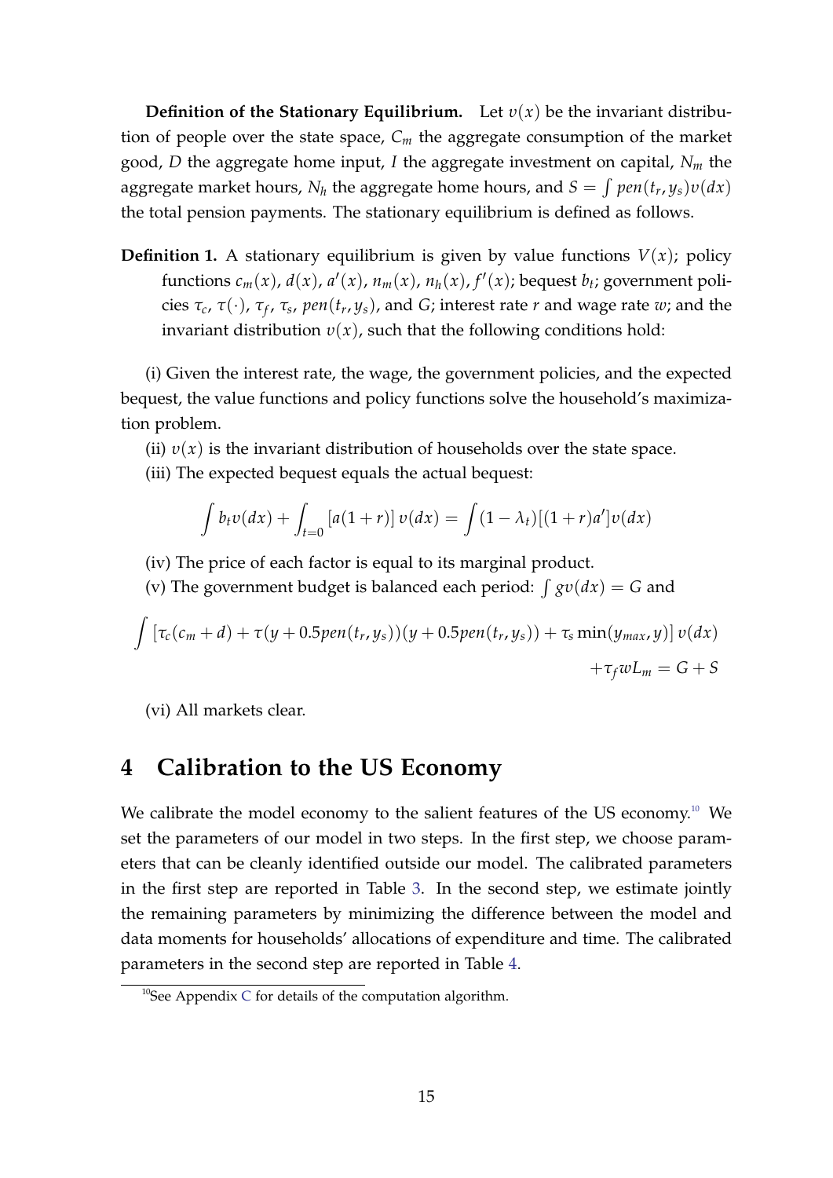**Definition of the Stationary Equilibrium.** Let $v(x)$ be the invariant distribution of people over the state space, $C_m$ the aggregate consumption of the market good, $D$ the aggregate home input, $I$ the aggregate investment on capital, $N_m$ the aggregate market hours, $N_h$ the aggregate home hours, and $S = \int pen(t_r, y_s)v(dx)$ the total pension payments. The stationary equilibrium is defined as follows.

**Definition 1.** A stationary equilibrium is given by value functions $V(x)$; policy functions $c_m(x)$, $d(x)$, $a'(x)$, $n_m(x)$, $n_h(x)$, $f'(x)$; bequest $b_t$; government policies $\tau_c$, $\tau(\cdot)$, $\tau_f$, $\tau_s$, $pen(t_r, y_s)$, and $G$; interest rate $r$ and wage rate $w$; and the invariant distribution $v(x)$, such that the following conditions hold:

(i) Given the interest rate, the wage, the government policies, and the expected bequest, the value functions and policy functions solve the household's maximization problem.

(ii) $v(x)$ is the invariant distribution of households over the state space.

(iii) The expected bequest equals the actual bequest:

$$\int b_t v(dx) + \int_{t=0} [a(1+r)]\, v(dx) = \int (1-\lambda_t)[(1+r)a']v(dx)$$

(iv) The price of each factor is equal to its marginal product.

(v) The government budget is balanced each period: $\int g v(dx) = G$ and

$$\int [\tau_c(c_m + d) + \tau(y + 0.5pen(t_r, y_s))(y + 0.5pen(t_r, y_s)) + \tau_s \min(y_{max}, y)]\, v(dx) + \tau_f w L_m = G + S$$

(vi) All markets clear.

# 4 Calibration to the US Economy

We calibrate the model economy to the salient features of the US economy.[10] We set the parameters of our model in two steps. In the first step, we choose parameters that can be cleanly identified outside our model. The calibrated parameters in the first step are reported in Table 3. In the second step, we estimate jointly the remaining parameters by minimizing the difference between the model and data moments for households' allocations of expenditure and time. The calibrated parameters in the second step are reported in Table 4.

[10] See Appendix C for details of the computation algorithm.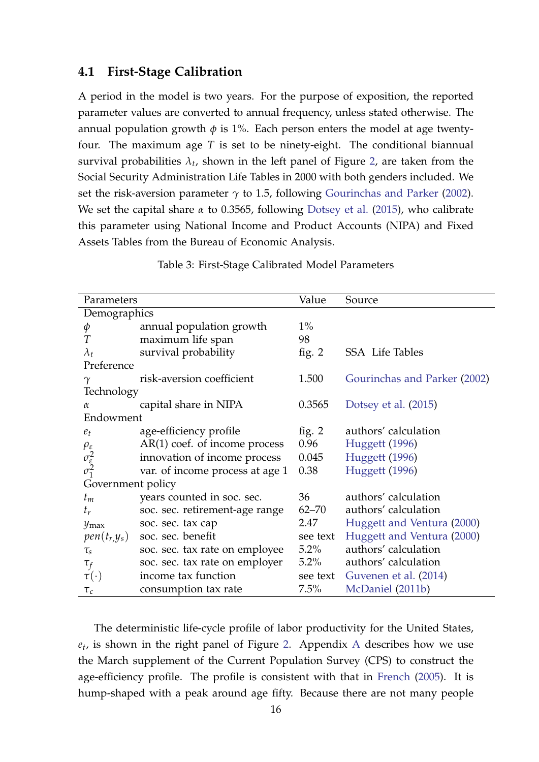### 4.1 First-Stage Calibration

A period in the model is two years. For the purpose of exposition, the reported parameter values are converted to annual frequency, unless stated otherwise. The annual population growth $\phi$ is 1%. Each person enters the model at age twenty-four. The maximum age $T$ is set to be ninety-eight. The conditional biannual survival probabilities $\lambda_t$, shown in the left panel of Figure 2, are taken from the Social Security Administration Life Tables in 2000 with both genders included. We set the risk-aversion parameter $\gamma$ to 1.5, following Gourinchas and Parker (2002). We set the capital share $\alpha$ to 0.3565, following Dotsey et al. (2015), who calibrate this parameter using National Income and Product Accounts (NIPA) and Fixed Assets Tables from the Bureau of Economic Analysis.

Table 3: First-Stage Calibrated Model Parameters

| Parameters | | Value | Source |
|---|---|---|---|
| Demographics | | | |
| $\phi$ | annual population growth | 1% | |
| $T$ | maximum life span | 98 | |
| $\lambda_t$ | survival probability | fig. 2 | SSA Life Tables |
| Preference | | | |
| $\gamma$ | risk-aversion coefficient | 1.500 | Gourinchas and Parker (2002) |
| Technology | | | |
| $\alpha$ | capital share in NIPA | 0.3565 | Dotsey et al. (2015) |
| Endowment | | | |
| $e_t$ | age-efficiency profile | fig. 2 | authors' calculation |
| $\rho_\varepsilon$ | AR(1) coef. of income process | 0.96 | Huggett (1996) |
| $\sigma_\varepsilon^2$ | innovation of income process | 0.045 | Huggett (1996) |
| $\sigma_1^2$ | var. of income process at age 1 | 0.38 | Huggett (1996) |
| Government policy | | | |
| $t_m$ | years counted in soc. sec. | 36 | authors' calculation |
| $t_r$ | soc. sec. retirement-age range | 62–70 | authors' calculation |
| $y_{\max}$ | soc. sec. tax cap | 2.47 | Huggett and Ventura (2000) |
| $pen(t_r, y_s)$ | soc. sec. benefit | see text | Huggett and Ventura (2000) |
| $\tau_s$ | soc. sec. tax rate on employee | 5.2% | authors' calculation |
| $\tau_f$ | soc. sec. tax rate on employer | 5.2% | authors' calculation |
| $\tau(\cdot)$ | income tax function | see text | Guvenen et al. (2014) |
| $\tau_c$ | consumption tax rate | 7.5% | McDaniel (2011b) |

The deterministic life-cycle profile of labor productivity for the United States, $e_t$, is shown in the right panel of Figure 2. Appendix A describes how we use the March supplement of the Current Population Survey (CPS) to construct the age-efficiency profile. The profile is consistent with that in French (2005). It is hump-shaped with a peak around age fifty. Because there are not many people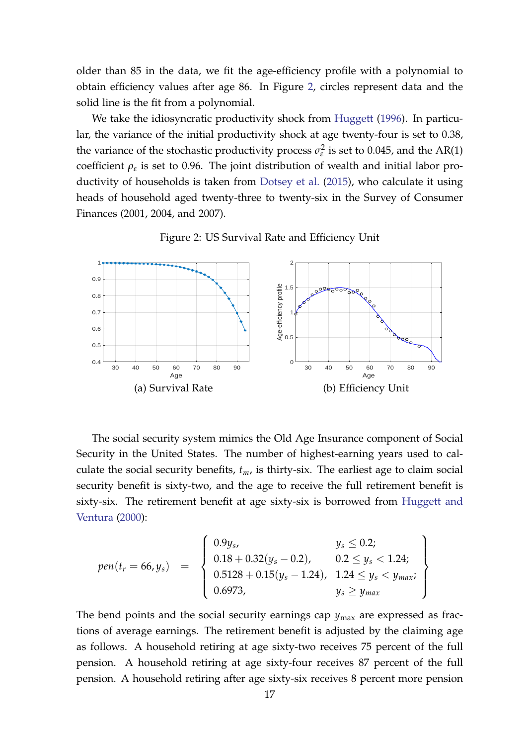older than 85 in the data, we fit the age-efficiency profile with a polynomial to obtain efficiency values after age 86. In Figure 2, circles represent data and the solid line is the fit from a polynomial.

We take the idiosyncratic productivity shock from Huggett (1996). In particular, the variance of the initial productivity shock at age twenty-four is set to 0.38, the variance of the stochastic productivity process $\sigma_\varepsilon^2$ is set to 0.045, and the AR(1) coefficient $\rho_\varepsilon$ is set to 0.96. The joint distribution of wealth and initial labor productivity of households is taken from Dotsey et al. (2015), who calculate it using heads of household aged twenty-three to twenty-six in the Survey of Consumer Finances (2001, 2004, and 2007).

Figure 2: US Survival Rate and Efficiency Unit

(a) Survival Rate

(b) Efficiency Unit

The social security system mimics the Old Age Insurance component of Social Security in the United States. The number of highest-earning years used to calculate the social security benefits, $t_m$, is thirty-six. The earliest age to claim social security benefit is sixty-two, and the age to receive the full retirement benefit is sixty-six. The retirement benefit at age sixty-six is borrowed from Huggett and Ventura (2000):

$$
pen(t_r = 66, y_s) \quad = \quad \left\{ \begin{array}{ll} 0.9 y_s, & y_s \leq 0.2; \\ 0.18 + 0.32(y_s - 0.2), & 0.2 \leq y_s < 1.24; \\ 0.5128 + 0.15(y_s - 1.24), & 1.24 \leq y_s < y_{max}; \\ 0.6973, & y_s \geq y_{max} \end{array} \right\}
$$

The bend points and the social security earnings cap $y_{\max}$ are expressed as fractions of average earnings. The retirement benefit is adjusted by the claiming age as follows. A household retiring at age sixty-two receives 75 percent of the full pension. A household retiring at age sixty-four receives 87 percent of the full pension. A household retiring after age sixty-six receives 8 percent more pension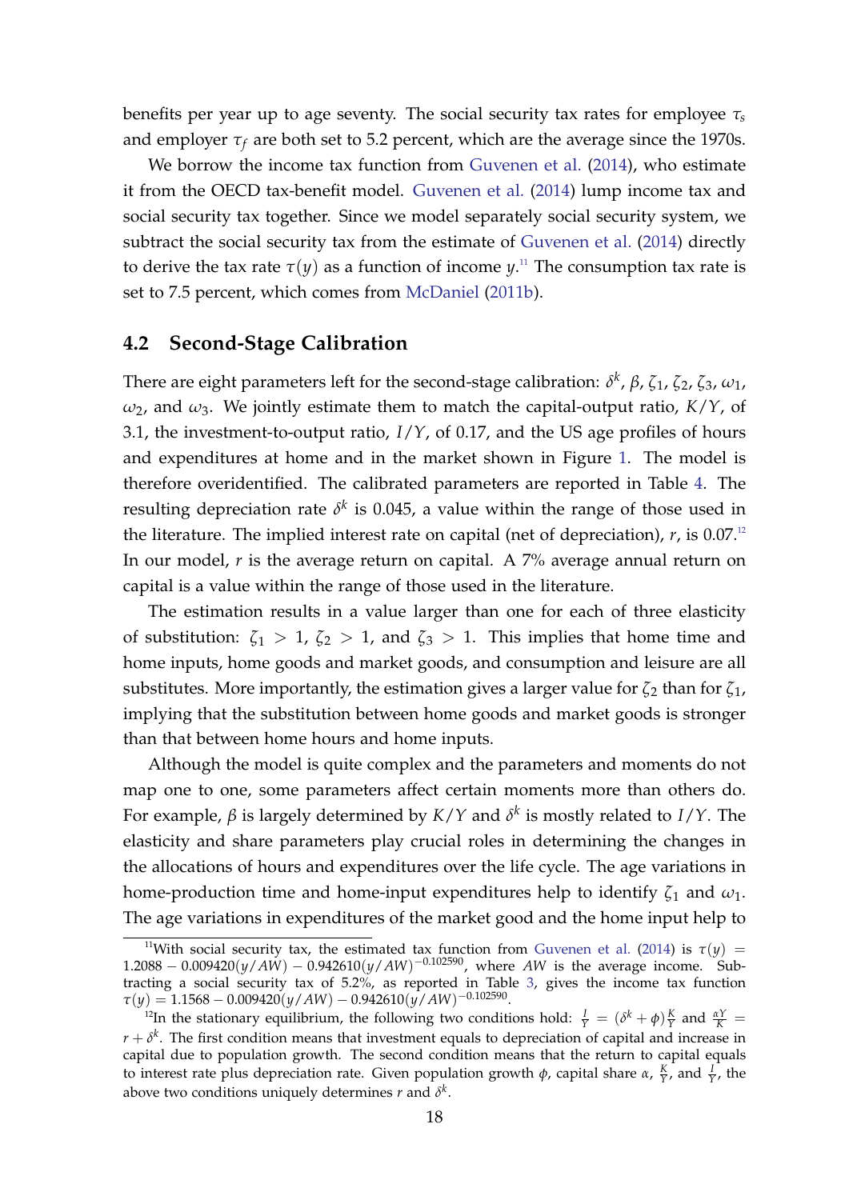benefits per year up to age seventy. The social security tax rates for employee $\tau_s$ and employer $\tau_f$ are both set to 5.2 percent, which are the average since the 1970s.

We borrow the income tax function from Guvenen et al. (2014), who estimate it from the OECD tax-benefit model. Guvenen et al. (2014) lump income tax and social security tax together. Since we model separately social security system, we subtract the social security tax from the estimate of Guvenen et al. (2014) directly to derive the tax rate $\tau(y)$ as a function of income $y$.[11] The consumption tax rate is set to 7.5 percent, which comes from McDaniel (2011b).

## 4.2 Second-Stage Calibration

There are eight parameters left for the second-stage calibration: $\delta^k$, $\beta$, $\zeta_1$, $\zeta_2$, $\zeta_3$, $\omega_1$, $\omega_2$, and $\omega_3$. We jointly estimate them to match the capital-output ratio, $K/Y$, of 3.1, the investment-to-output ratio, $I/Y$, of 0.17, and the US age profiles of hours and expenditures at home and in the market shown in Figure 1. The model is therefore overidentified. The calibrated parameters are reported in Table 4. The resulting depreciation rate $\delta^k$ is 0.045, a value within the range of those used in the literature. The implied interest rate on capital (net of depreciation), $r$, is 0.07.[12] In our model, $r$ is the average return on capital. A 7% average annual return on capital is a value within the range of those used in the literature.

The estimation results in a value larger than one for each of three elasticity of substitution: $\zeta_1 > 1$, $\zeta_2 > 1$, and $\zeta_3 > 1$. This implies that home time and home inputs, home goods and market goods, and consumption and leisure are all substitutes. More importantly, the estimation gives a larger value for $\zeta_2$ than for $\zeta_1$, implying that the substitution between home goods and market goods is stronger than that between home hours and home inputs.

Although the model is quite complex and the parameters and moments do not map one to one, some parameters affect certain moments more than others do. For example, $\beta$ is largely determined by $K/Y$ and $\delta^k$ is mostly related to $I/Y$. The elasticity and share parameters play crucial roles in determining the changes in the allocations of hours and expenditures over the life cycle. The age variations in home-production time and home-input expenditures help to identify $\zeta_1$ and $\omega_1$. The age variations in expenditures of the market good and the home input help to

---

[11] With social security tax, the estimated tax function from Guvenen et al. (2014) is $\tau(y) = 1.2088 - 0.009420(y/AW) - 0.942610(y/AW)^{-0.102590}$, where $AW$ is the average income. Subtracting a social security tax of 5.2%, as reported in Table 3, gives the income tax function $\tau(y) = 1.1568 - 0.009420(y/AW) - 0.942610(y/AW)^{-0.102590}$.

[12] In the stationary equilibrium, the following two conditions hold: $\frac{I}{Y} = (\delta^k + \phi)\frac{K}{Y}$ and $\frac{\alpha Y}{K} = r + \delta^k$. The first condition means that investment equals to depreciation of capital and increase in capital due to population growth. The second condition means that the return to capital equals to interest rate plus depreciation rate. Given population growth $\phi$, capital share $\alpha$, $\frac{K}{Y}$, and $\frac{I}{Y}$, the above two conditions uniquely determines $r$ and $\delta^k$.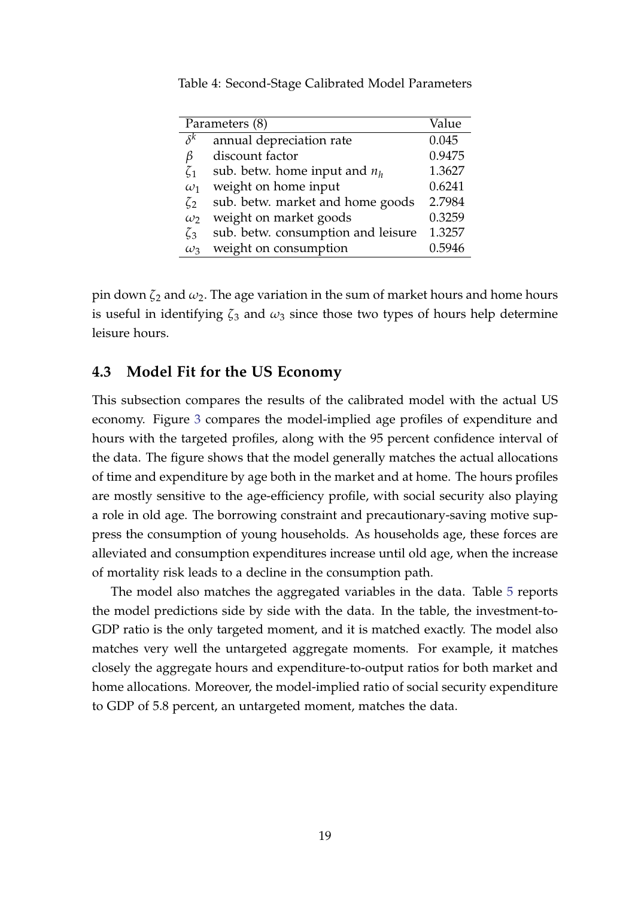Table 4: Second-Stage Calibrated Model Parameters

| Parameters (8) | | Value |
|---|---|---|
| $\delta^k$ | annual depreciation rate | 0.045 |
| $\beta$ | discount factor | 0.9475 |
| $\zeta_1$ | sub. betw. home input and $n_h$ | 1.3627 |
| $\omega_1$ | weight on home input | 0.6241 |
| $\zeta_2$ | sub. betw. market and home goods | 2.7984 |
| $\omega_2$ | weight on market goods | 0.3259 |
| $\zeta_3$ | sub. betw. consumption and leisure | 1.3257 |
| $\omega_3$ | weight on consumption | 0.5946 |

pin down $\zeta_2$ and $\omega_2$. The age variation in the sum of market hours and home hours is useful in identifying $\zeta_3$ and $\omega_3$ since those two types of hours help determine leisure hours.

### 4.3 Model Fit for the US Economy

This subsection compares the results of the calibrated model with the actual US economy. Figure 3 compares the model-implied age profiles of expenditure and hours with the targeted profiles, along with the 95 percent confidence interval of the data. The figure shows that the model generally matches the actual allocations of time and expenditure by age both in the market and at home. The hours profiles are mostly sensitive to the age-efficiency profile, with social security also playing a role in old age. The borrowing constraint and precautionary-saving motive suppress the consumption of young households. As households age, these forces are alleviated and consumption expenditures increase until old age, when the increase of mortality risk leads to a decline in the consumption path.

The model also matches the aggregated variables in the data. Table 5 reports the model predictions side by side with the data. In the table, the investment-to-GDP ratio is the only targeted moment, and it is matched exactly. The model also matches very well the untargeted aggregate moments. For example, it matches closely the aggregate hours and expenditure-to-output ratios for both market and home allocations. Moreover, the model-implied ratio of social security expenditure to GDP of 5.8 percent, an untargeted moment, matches the data.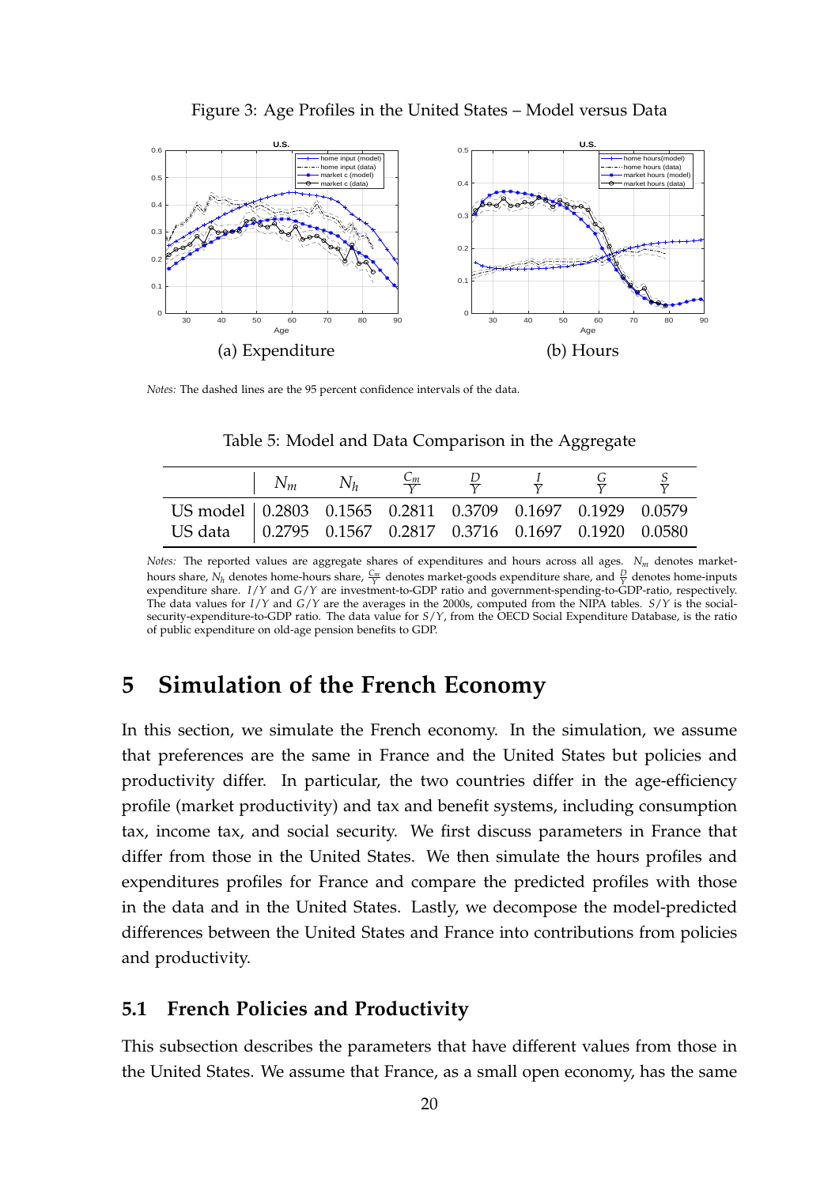Figure 3: Age Profiles in the United States – Model versus Data

(a) Expenditure

(b) Hours

*Notes:* The dashed lines are the 95 percent confidence intervals of the data.

Table 5: Model and Data Comparison in the Aggregate

| | $N_m$ | $N_h$ | $\frac{C_m}{Y}$ | $\frac{D}{Y}$ | $\frac{I}{Y}$ | $\frac{G}{Y}$ | $\frac{S}{Y}$ |
|---|---|---|---|---|---|---|---|
| US model | 0.2803 | 0.1565 | 0.2811 | 0.3709 | 0.1697 | 0.1929 | 0.0579 |
| US data | 0.2795 | 0.1567 | 0.2817 | 0.3716 | 0.1697 | 0.1920 | 0.0580 |

*Notes:* The reported values are aggregate shares of expenditures and hours across all ages. $N_m$ denotes market-hours share, $N_h$ denotes home-hours share, $\frac{C_m}{Y}$ denotes market-goods expenditure share, and $\frac{D}{Y}$ denotes home-inputs expenditure share. $I/Y$ and $G/Y$ are investment-to-GDP ratio and government-spending-to-GDP-ratio, respectively. The data values for $I/Y$ and $G/Y$ are the averages in the 2000s, computed from the NIPA tables. $S/Y$ is the social-security-expenditure-to-GDP ratio. The data value for $S/Y$, from the OECD Social Expenditure Database, is the ratio of public expenditure on old-age pension benefits to GDP.

# 5 Simulation of the French Economy

In this section, we simulate the French economy. In the simulation, we assume that preferences are the same in France and the United States but policies and productivity differ. In particular, the two countries differ in the age-efficiency profile (market productivity) and tax and benefit systems, including consumption tax, income tax, and social security. We first discuss parameters in France that differ from those in the United States. We then simulate the hours profiles and expenditures profiles for France and compare the predicted profiles with those in the data and in the United States. Lastly, we decompose the model-predicted differences between the United States and France into contributions from policies and productivity.

## 5.1 French Policies and Productivity

This subsection describes the parameters that have different values from those in the United States. We assume that France, as a small open economy, has the same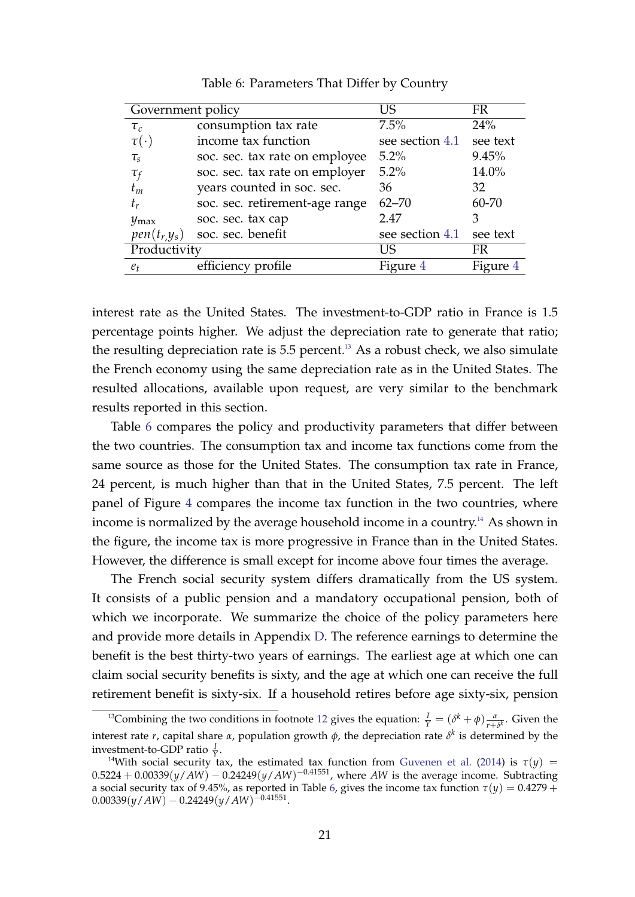Table 6: Parameters That Differ by Country

| Government policy | | US | FR |
|---|---|---|---|
| $\tau_c$ | consumption tax rate | 7.5% | 24% |
| $\tau(\cdot)$ | income tax function | see section 4.1 | see text |
| $\tau_s$ | soc. sec. tax rate on employee | 5.2% | 9.45% |
| $\tau_f$ | soc. sec. tax rate on employer | 5.2% | 14.0% |
| $t_m$ | years counted in soc. sec. | 36 | 32 |
| $t_r$ | soc. sec. retirement-age range | 62–70 | 60-70 |
| $y_{\max}$ | soc. sec. tax cap | 2.47 | 3 |
| $pen(t_r, y_s)$ | soc. sec. benefit | see section 4.1 | see text |
| **Productivity** | | **US** | **FR** |
| $e_t$ | efficiency profile | Figure 4 | Figure 4 |

interest rate as the United States. The investment-to-GDP ratio in France is 1.5 percentage points higher. We adjust the depreciation rate to generate that ratio; the resulting depreciation rate is 5.5 percent.[13] As a robust check, we also simulate the French economy using the same depreciation rate as in the United States. The resulted allocations, available upon request, are very similar to the benchmark results reported in this section.

Table 6 compares the policy and productivity parameters that differ between the two countries. The consumption tax and income tax functions come from the same source as those for the United States. The consumption tax rate in France, 24 percent, is much higher than that in the United States, 7.5 percent. The left panel of Figure 4 compares the income tax function in the two countries, where income is normalized by the average household income in a country.[14] As shown in the figure, the income tax is more progressive in France than in the United States. However, the difference is small except for income above four times the average.

The French social security system differs dramatically from the US system. It consists of a public pension and a mandatory occupational pension, both of which we incorporate. We summarize the choice of the policy parameters here and provide more details in Appendix D. The reference earnings to determine the benefit is the best thirty-two years of earnings. The earliest age at which one can claim social security benefits is sixty, and the age at which one can receive the full retirement benefit is sixty-six. If a household retires before age sixty-six, pension

[13] Combining the two conditions in footnote 12 gives the equation: $\frac{I}{Y} = (\delta^k + \phi)\frac{\alpha}{r+\delta^k}$. Given the interest rate $r$, capital share $\alpha$, population growth $\phi$, the depreciation rate $\delta^k$ is determined by the investment-to-GDP ratio $\frac{I}{Y}$.

[14] With social security tax, the estimated tax function from Guvenen et al. (2014) is $\tau(y) = 0.5224 + 0.00339(y/AW) - 0.24249(y/AW)^{-0.41551}$, where $AW$ is the average income. Subtracting a social security tax of 9.45%, as reported in Table 6, gives the income tax function $\tau(y) = 0.4279 + 0.00339(y/AW) - 0.24249(y/AW)^{-0.41551}$.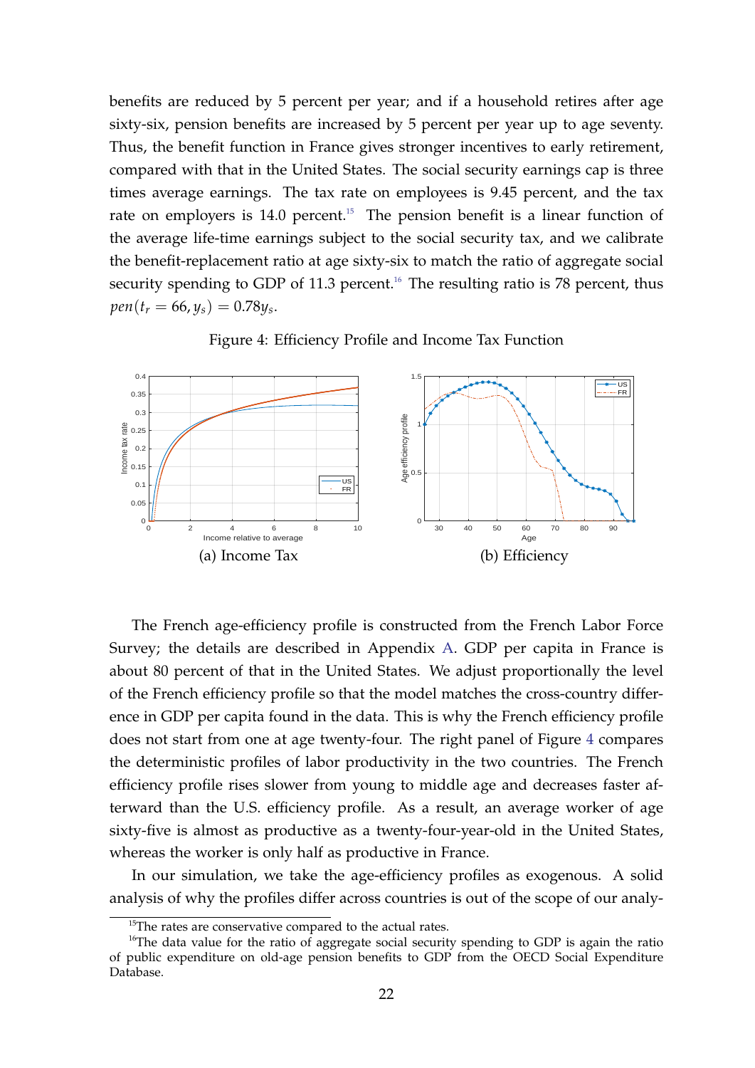benefits are reduced by 5 percent per year; and if a household retires after age sixty-six, pension benefits are increased by 5 percent per year up to age seventy. Thus, the benefit function in France gives stronger incentives to early retirement, compared with that in the United States. The social security earnings cap is three times average earnings. The tax rate on employees is 9.45 percent, and the tax rate on employers is 14.0 percent.[15] The pension benefit is a linear function of the average life-time earnings subject to the social security tax, and we calibrate the benefit-replacement ratio at age sixty-six to match the ratio of aggregate social security spending to GDP of 11.3 percent.[16] The resulting ratio is 78 percent, thus $pen(t_r = 66, y_s) = 0.78 y_s$.

Figure 4: Efficiency Profile and Income Tax Function

(a) Income Tax

(b) Efficiency

The French age-efficiency profile is constructed from the French Labor Force Survey; the details are described in Appendix A. GDP per capita in France is about 80 percent of that in the United States. We adjust proportionally the level of the French efficiency profile so that the model matches the cross-country difference in GDP per capita found in the data. This is why the French efficiency profile does not start from one at age twenty-four. The right panel of Figure 4 compares the deterministic profiles of labor productivity in the two countries. The French efficiency profile rises slower from young to middle age and decreases faster afterward than the U.S. efficiency profile. As a result, an average worker of age sixty-five is almost as productive as a twenty-four-year-old in the United States, whereas the worker is only half as productive in France.

In our simulation, we take the age-efficiency profiles as exogenous. A solid analysis of why the profiles differ across countries is out of the scope of our analy-

[15] The rates are conservative compared to the actual rates.

[16] The data value for the ratio of aggregate social security spending to GDP is again the ratio of public expenditure on old-age pension benefits to GDP from the OECD Social Expenditure Database.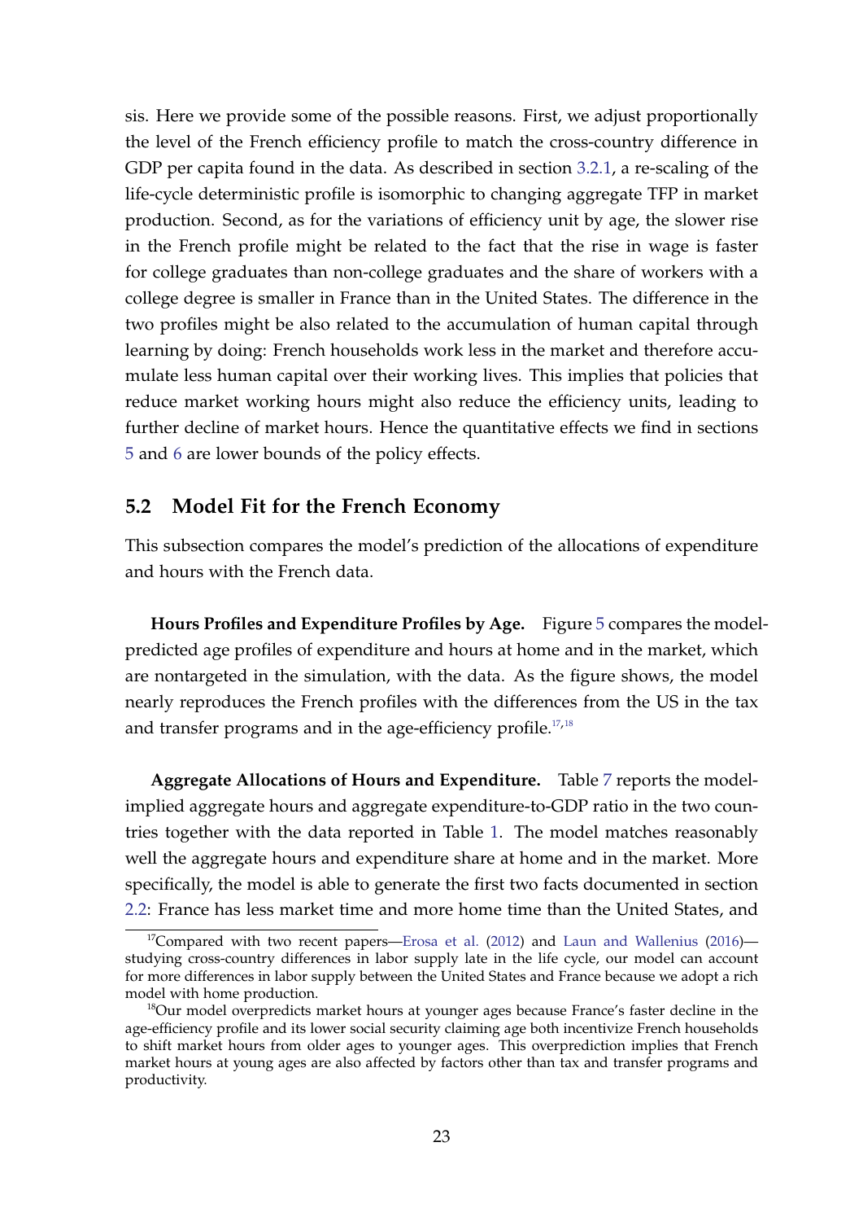sis. Here we provide some of the possible reasons. First, we adjust proportionally the level of the French efficiency profile to match the cross-country difference in GDP per capita found in the data. As described in section 3.2.1, a re-scaling of the life-cycle deterministic profile is isomorphic to changing aggregate TFP in market production. Second, as for the variations of efficiency unit by age, the slower rise in the French profile might be related to the fact that the rise in wage is faster for college graduates than non-college graduates and the share of workers with a college degree is smaller in France than in the United States. The difference in the two profiles might be also related to the accumulation of human capital through learning by doing: French households work less in the market and therefore accumulate less human capital over their working lives. This implies that policies that reduce market working hours might also reduce the efficiency units, leading to further decline of market hours. Hence the quantitative effects we find in sections 5 and 6 are lower bounds of the policy effects.

## 5.2 Model Fit for the French Economy

This subsection compares the model's prediction of the allocations of expenditure and hours with the French data.

**Hours Profiles and Expenditure Profiles by Age.** Figure 5 compares the model-predicted age profiles of expenditure and hours at home and in the market, which are nontargeted in the simulation, with the data. As the figure shows, the model nearly reproduces the French profiles with the differences from the US in the tax and transfer programs and in the age-efficiency profile.[17,18]

**Aggregate Allocations of Hours and Expenditure.** Table 7 reports the model-implied aggregate hours and aggregate expenditure-to-GDP ratio in the two countries together with the data reported in Table 1. The model matches reasonably well the aggregate hours and expenditure share at home and in the market. More specifically, the model is able to generate the first two facts documented in section 2.2: France has less market time and more home time than the United States, and

[17] Compared with two recent papers—Erosa et al. (2012) and Laun and Wallenius (2016)—studying cross-country differences in labor supply late in the life cycle, our model can account for more differences in labor supply between the United States and France because we adopt a rich model with home production.

[18] Our model overpredicts market hours at younger ages because France's faster decline in the age-efficiency profile and its lower social security claiming age both incentivize French households to shift market hours from older ages to younger ages. This overprediction implies that French market hours at young ages are also affected by factors other than tax and transfer programs and productivity.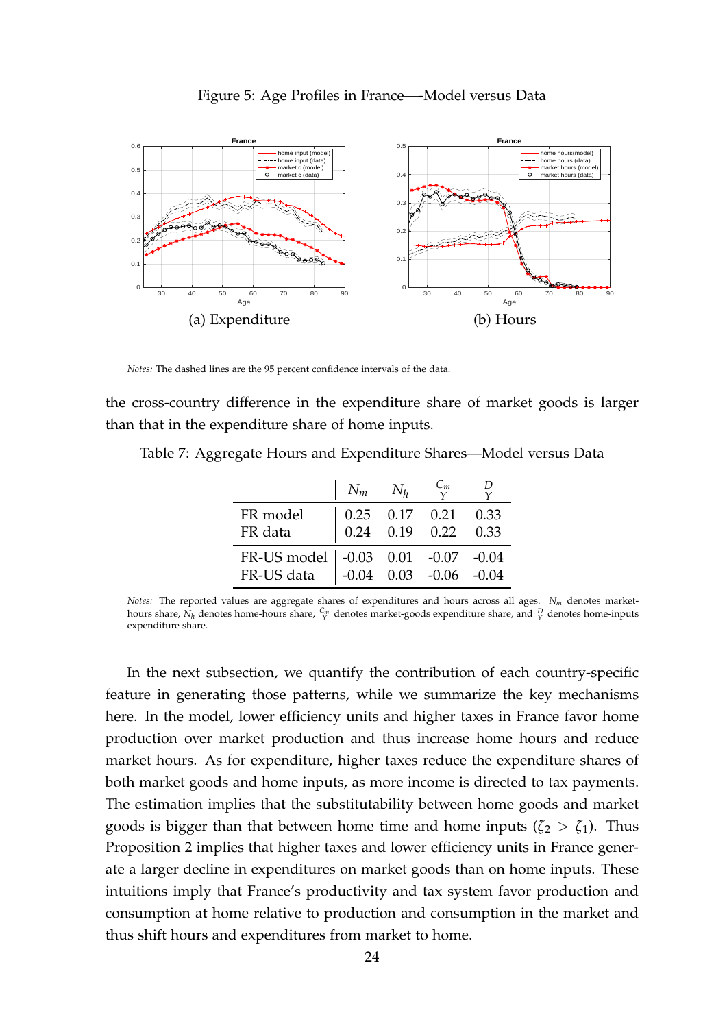Figure 5: Age Profiles in France—-Model versus Data

(a) Expenditure

(b) Hours

*Notes:* The dashed lines are the 95 percent confidence intervals of the data.

the cross-country difference in the expenditure share of market goods is larger than that in the expenditure share of home inputs.

Table 7: Aggregate Hours and Expenditure Shares—Model versus Data

| | $N_m$ | $N_h$ | $\frac{C_m}{Y}$ | $\frac{D}{Y}$ |
|---|---|---|---|---|
| FR model | 0.25 | 0.17 | 0.21 | 0.33 |
| FR data | 0.24 | 0.19 | 0.22 | 0.33 |
| FR-US model | -0.03 | 0.01 | -0.07 | -0.04 |
| FR-US data | -0.04 | 0.03 | -0.06 | -0.04 |

*Notes:* The reported values are aggregate shares of expenditures and hours across all ages. $N_m$ denotes market-hours share, $N_h$ denotes home-hours share, $\frac{C_m}{Y}$ denotes market-goods expenditure share, and $\frac{D}{Y}$ denotes home-inputs expenditure share.

In the next subsection, we quantify the contribution of each country-specific feature in generating those patterns, while we summarize the key mechanisms here. In the model, lower efficiency units and higher taxes in France favor home production over market production and thus increase home hours and reduce market hours. As for expenditure, higher taxes reduce the expenditure shares of both market goods and home inputs, as more income is directed to tax payments. The estimation implies that the substitutability between home goods and market goods is bigger than that between home time and home inputs ($\zeta_2 > \zeta_1$). Thus Proposition 2 implies that higher taxes and lower efficiency units in France generate a larger decline in expenditures on market goods than on home inputs. These intuitions imply that France's productivity and tax system favor production and consumption at home relative to production and consumption in the market and thus shift hours and expenditures from market to home.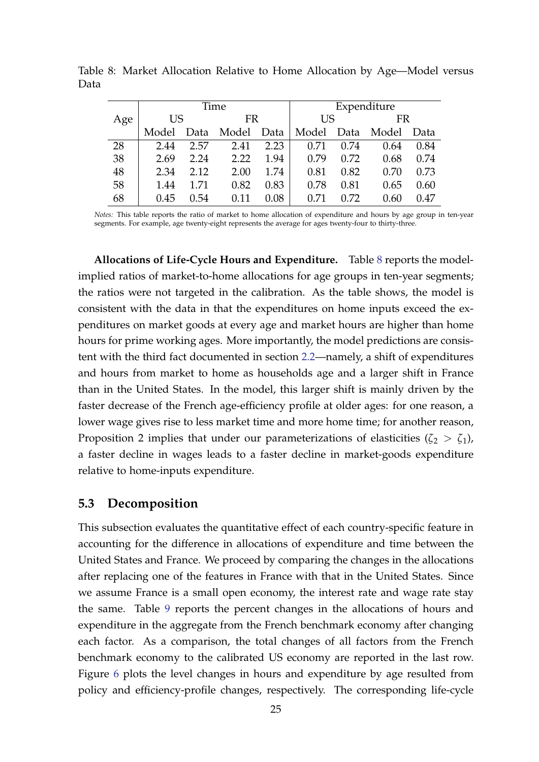Table 8: Market Allocation Relative to Home Allocation by Age—Model versus Data

| Age | Time | | | | Expenditure | | | |
|---|---|---|---|---|---|---|---|---|
| | US | | FR | | US | | FR | |
| | Model | Data | Model | Data | Model | Data | Model | Data |
| 28 | 2.44 | 2.57 | 2.41 | 2.23 | 0.71 | 0.74 | 0.64 | 0.84 |
| 38 | 2.69 | 2.24 | 2.22 | 1.94 | 0.79 | 0.72 | 0.68 | 0.74 |
| 48 | 2.34 | 2.12 | 2.00 | 1.74 | 0.81 | 0.82 | 0.70 | 0.73 |
| 58 | 1.44 | 1.71 | 0.82 | 0.83 | 0.78 | 0.81 | 0.65 | 0.60 |
| 68 | 0.45 | 0.54 | 0.11 | 0.08 | 0.71 | 0.72 | 0.60 | 0.47 |

*Notes:* This table reports the ratio of market to home allocation of expenditure and hours by age group in ten-year segments. For example, age twenty-eight represents the average for ages twenty-four to thirty-three.

**Allocations of Life-Cycle Hours and Expenditure.** Table 8 reports the model-implied ratios of market-to-home allocations for age groups in ten-year segments; the ratios were not targeted in the calibration. As the table shows, the model is consistent with the data in that the expenditures on home inputs exceed the expenditures on market goods at every age and market hours are higher than home hours for prime working ages. More importantly, the model predictions are consistent with the third fact documented in section 2.2—namely, a shift of expenditures and hours from market to home as households age and a larger shift in France than in the United States. In the model, this larger shift is mainly driven by the faster decrease of the French age-efficiency profile at older ages: for one reason, a lower wage gives rise to less market time and more home time; for another reason, Proposition 2 implies that under our parameterizations of elasticities ($\zeta_2 > \zeta_1$), a faster decline in wages leads to a faster decline in market-goods expenditure relative to home-inputs expenditure.

## 5.3 Decomposition

This subsection evaluates the quantitative effect of each country-specific feature in accounting for the difference in allocations of expenditure and time between the United States and France. We proceed by comparing the changes in the allocations after replacing one of the features in France with that in the United States. Since we assume France is a small open economy, the interest rate and wage rate stay the same. Table 9 reports the percent changes in the allocations of hours and expenditure in the aggregate from the French benchmark economy after changing each factor. As a comparison, the total changes of all factors from the French benchmark economy to the calibrated US economy are reported in the last row. Figure 6 plots the level changes in hours and expenditure by age resulted from policy and efficiency-profile changes, respectively. The corresponding life-cycle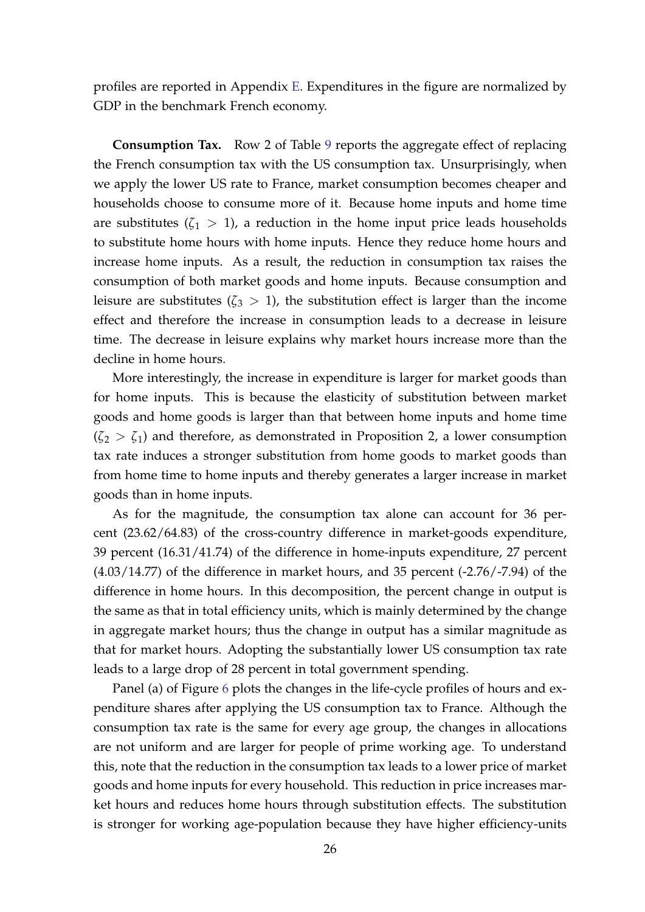profiles are reported in Appendix E. Expenditures in the figure are normalized by GDP in the benchmark French economy.

**Consumption Tax.** Row 2 of Table 9 reports the aggregate effect of replacing the French consumption tax with the US consumption tax. Unsurprisingly, when we apply the lower US rate to France, market consumption becomes cheaper and households choose to consume more of it. Because home inputs and home time are substitutes ($\zeta_1 > 1$), a reduction in the home input price leads households to substitute home hours with home inputs. Hence they reduce home hours and increase home inputs. As a result, the reduction in consumption tax raises the consumption of both market goods and home inputs. Because consumption and leisure are substitutes ($\zeta_3 > 1$), the substitution effect is larger than the income effect and therefore the increase in consumption leads to a decrease in leisure time. The decrease in leisure explains why market hours increase more than the decline in home hours.

More interestingly, the increase in expenditure is larger for market goods than for home inputs. This is because the elasticity of substitution between market goods and home goods is larger than that between home inputs and home time ($\zeta_2 > \zeta_1$) and therefore, as demonstrated in Proposition 2, a lower consumption tax rate induces a stronger substitution from home goods to market goods than from home time to home inputs and thereby generates a larger increase in market goods than in home inputs.

As for the magnitude, the consumption tax alone can account for 36 percent (23.62/64.83) of the cross-country difference in market-goods expenditure, 39 percent (16.31/41.74) of the difference in home-inputs expenditure, 27 percent (4.03/14.77) of the difference in market hours, and 35 percent (-2.76/-7.94) of the difference in home hours. In this decomposition, the percent change in output is the same as that in total efficiency units, which is mainly determined by the change in aggregate market hours; thus the change in output has a similar magnitude as that for market hours. Adopting the substantially lower US consumption tax rate leads to a large drop of 28 percent in total government spending.

Panel (a) of Figure 6 plots the changes in the life-cycle profiles of hours and expenditure shares after applying the US consumption tax to France. Although the consumption tax rate is the same for every age group, the changes in allocations are not uniform and are larger for people of prime working age. To understand this, note that the reduction in the consumption tax leads to a lower price of market goods and home inputs for every household. This reduction in price increases market hours and reduces home hours through substitution effects. The substitution is stronger for working age-population because they have higher efficiency-units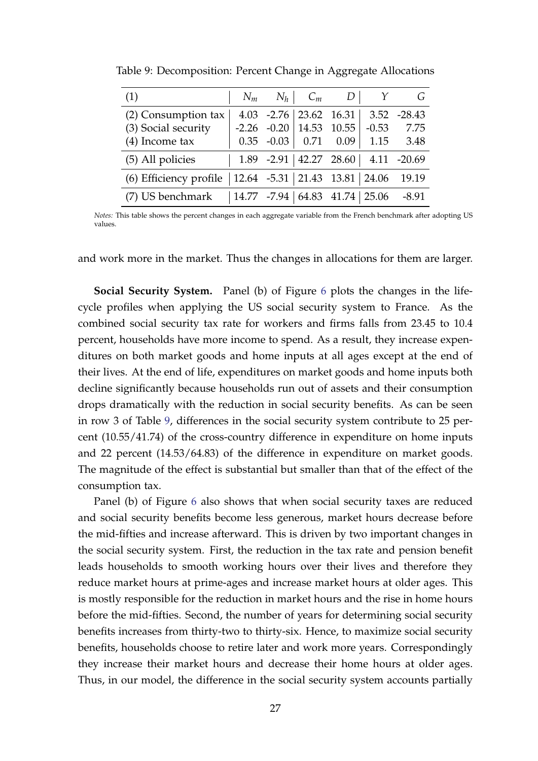Table 9: Decomposition: Percent Change in Aggregate Allocations

| (1) | $N_m$ | $N_h$ | $C_m$ | $D$ | $Y$ | $G$ |
|---|---|---|---|---|---|---|
| (2) Consumption tax | 4.03 | -2.76 | 23.62 | 16.31 | 3.52 | -28.43 |
| (3) Social security | -2.26 | -0.20 | 14.53 | 10.55 | -0.53 | 7.75 |
| (4) Income tax | 0.35 | -0.03 | 0.71 | 0.09 | 1.15 | 3.48 |
| (5) All policies | 1.89 | -2.91 | 42.27 | 28.60 | 4.11 | -20.69 |
| (6) Efficiency profile | 12.64 | -5.31 | 21.43 | 13.81 | 24.06 | 19.19 |
| (7) US benchmark | 14.77 | -7.94 | 64.83 | 41.74 | 25.06 | -8.91 |

*Notes:* This table shows the percent changes in each aggregate variable from the French benchmark after adopting US values.

and work more in the market. Thus the changes in allocations for them are larger.

**Social Security System.** Panel (b) of Figure 6 plots the changes in the life-cycle profiles when applying the US social security system to France. As the combined social security tax rate for workers and firms falls from 23.45 to 10.4 percent, households have more income to spend. As a result, they increase expenditures on both market goods and home inputs at all ages except at the end of their lives. At the end of life, expenditures on market goods and home inputs both decline significantly because households run out of assets and their consumption drops dramatically with the reduction in social security benefits. As can be seen in row 3 of Table 9, differences in the social security system contribute to 25 percent (10.55/41.74) of the cross-country difference in expenditure on home inputs and 22 percent (14.53/64.83) of the difference in expenditure on market goods. The magnitude of the effect is substantial but smaller than that of the effect of the consumption tax.

Panel (b) of Figure 6 also shows that when social security taxes are reduced and social security benefits become less generous, market hours decrease before the mid-fifties and increase afterward. This is driven by two important changes in the social security system. First, the reduction in the tax rate and pension benefit leads households to smooth working hours over their lives and therefore they reduce market hours at prime-ages and increase market hours at older ages. This is mostly responsible for the reduction in market hours and the rise in home hours before the mid-fifties. Second, the number of years for determining social security benefits increases from thirty-two to thirty-six. Hence, to maximize social security benefits, households choose to retire later and work more years. Correspondingly they increase their market hours and decrease their home hours at older ages. Thus, in our model, the difference in the social security system accounts partially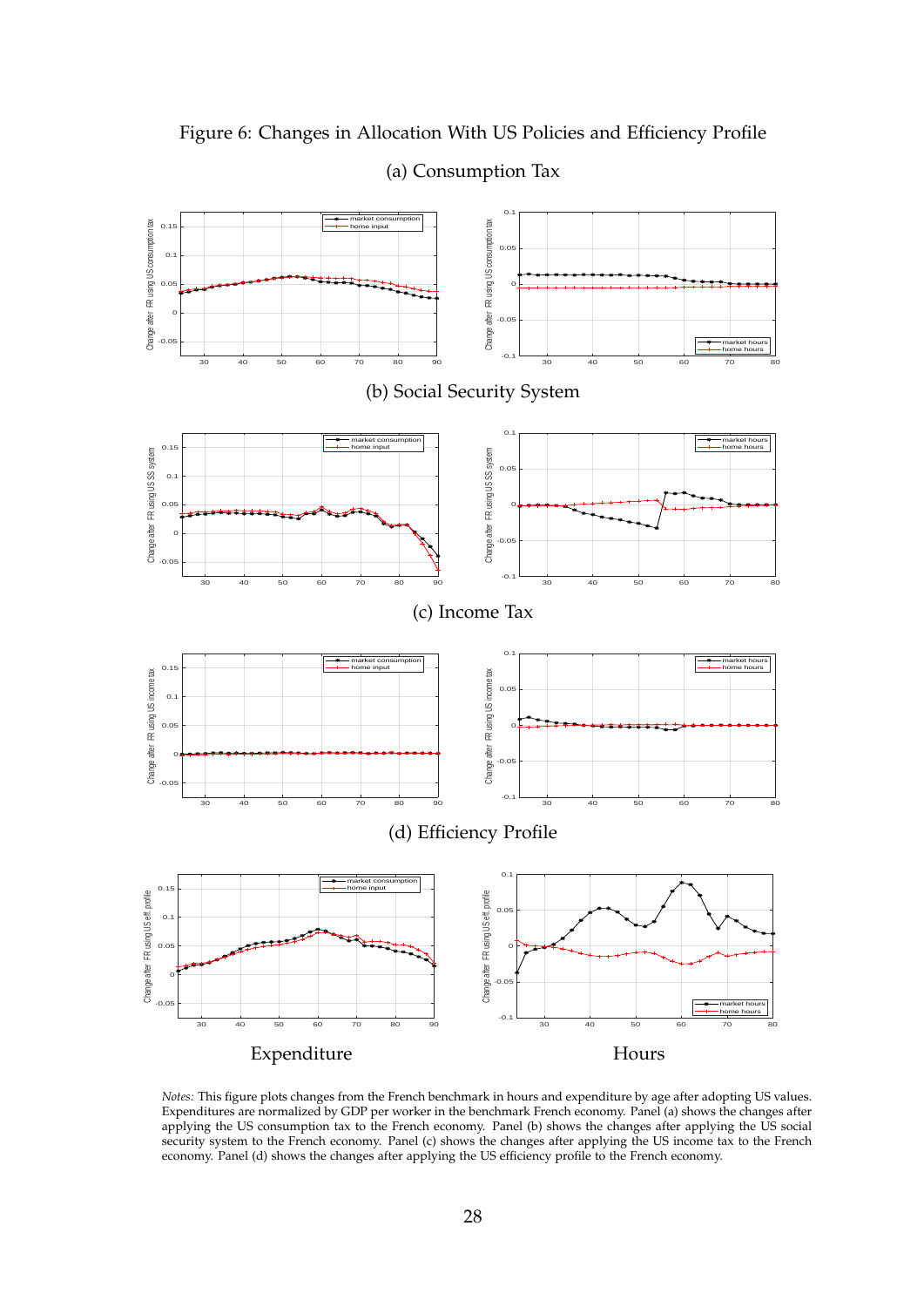Figure 6: Changes in Allocation With US Policies and Efficiency Profile

(a) Consumption Tax

(b) Social Security System

(c) Income Tax

(d) Efficiency Profile

Expenditure Hours

*Notes:* This figure plots changes from the French benchmark in hours and expenditure by age after adopting US values. Expenditures are normalized by GDP per worker in the benchmark French economy. Panel (a) shows the changes after applying the US consumption tax to the French economy. Panel (b) shows the changes after applying the US social security system to the French economy. Panel (c) shows the changes after applying the US income tax to the French economy. Panel (d) shows the changes after applying the US efficiency profile to the French economy.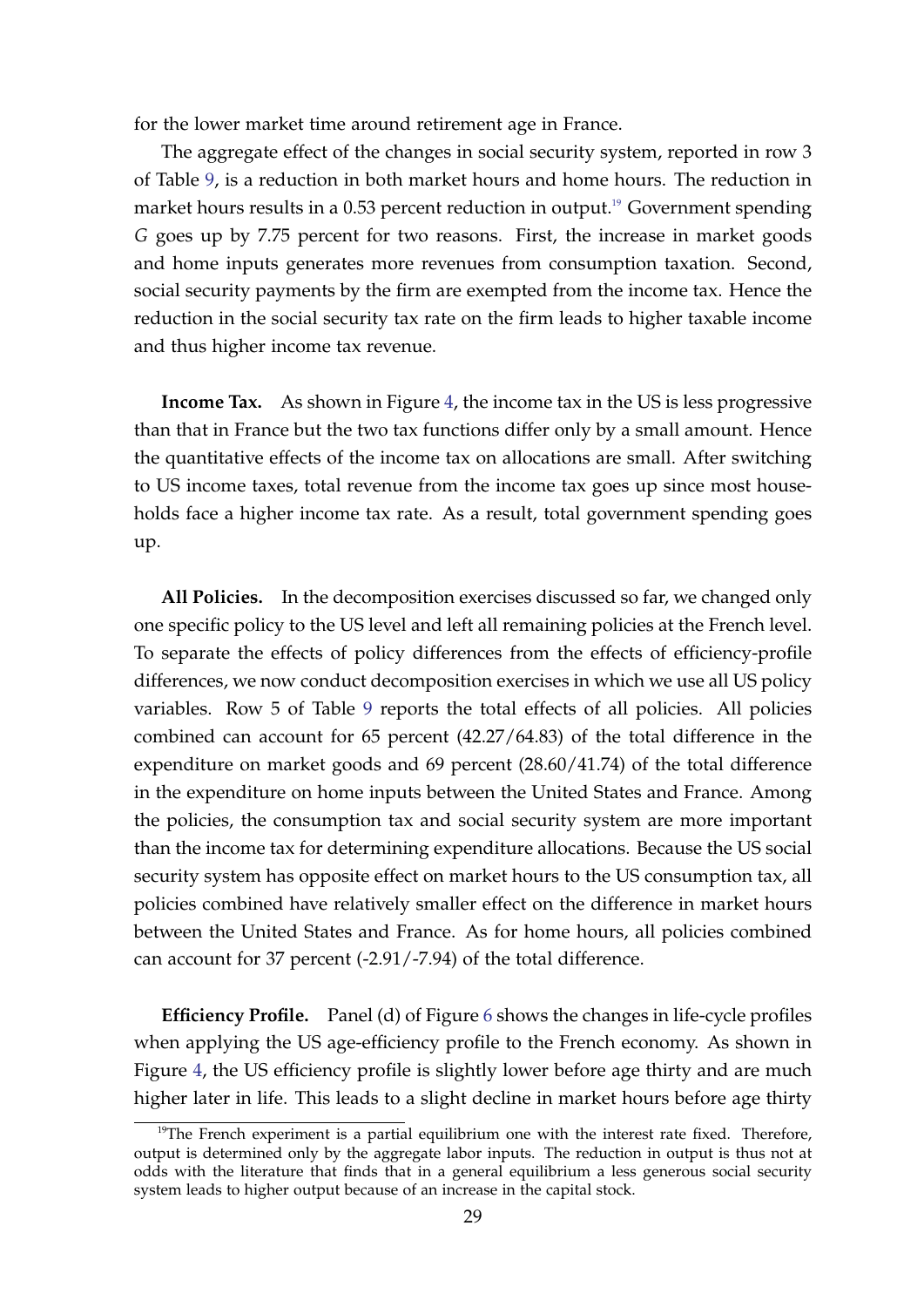for the lower market time around retirement age in France.

The aggregate effect of the changes in social security system, reported in row 3 of Table 9, is a reduction in both market hours and home hours. The reduction in market hours results in a 0.53 percent reduction in output.[19] Government spending $G$ goes up by 7.75 percent for two reasons. First, the increase in market goods and home inputs generates more revenues from consumption taxation. Second, social security payments by the firm are exempted from the income tax. Hence the reduction in the social security tax rate on the firm leads to higher taxable income and thus higher income tax revenue.

**Income Tax.** As shown in Figure 4, the income tax in the US is less progressive than that in France but the two tax functions differ only by a small amount. Hence the quantitative effects of the income tax on allocations are small. After switching to US income taxes, total revenue from the income tax goes up since most households face a higher income tax rate. As a result, total government spending goes up.

**All Policies.** In the decomposition exercises discussed so far, we changed only one specific policy to the US level and left all remaining policies at the French level. To separate the effects of policy differences from the effects of efficiency-profile differences, we now conduct decomposition exercises in which we use all US policy variables. Row 5 of Table 9 reports the total effects of all policies. All policies combined can account for 65 percent (42.27/64.83) of the total difference in the expenditure on market goods and 69 percent (28.60/41.74) of the total difference in the expenditure on home inputs between the United States and France. Among the policies, the consumption tax and social security system are more important than the income tax for determining expenditure allocations. Because the US social security system has opposite effect on market hours to the US consumption tax, all policies combined have relatively smaller effect on the difference in market hours between the United States and France. As for home hours, all policies combined can account for 37 percent (-2.91/-7.94) of the total difference.

**Efficiency Profile.** Panel (d) of Figure 6 shows the changes in life-cycle profiles when applying the US age-efficiency profile to the French economy. As shown in Figure 4, the US efficiency profile is slightly lower before age thirty and are much higher later in life. This leads to a slight decline in market hours before age thirty

[19] The French experiment is a partial equilibrium one with the interest rate fixed. Therefore, output is determined only by the aggregate labor inputs. The reduction in output is thus not at odds with the literature that finds that in a general equilibrium a less generous social security system leads to higher output because of an increase in the capital stock.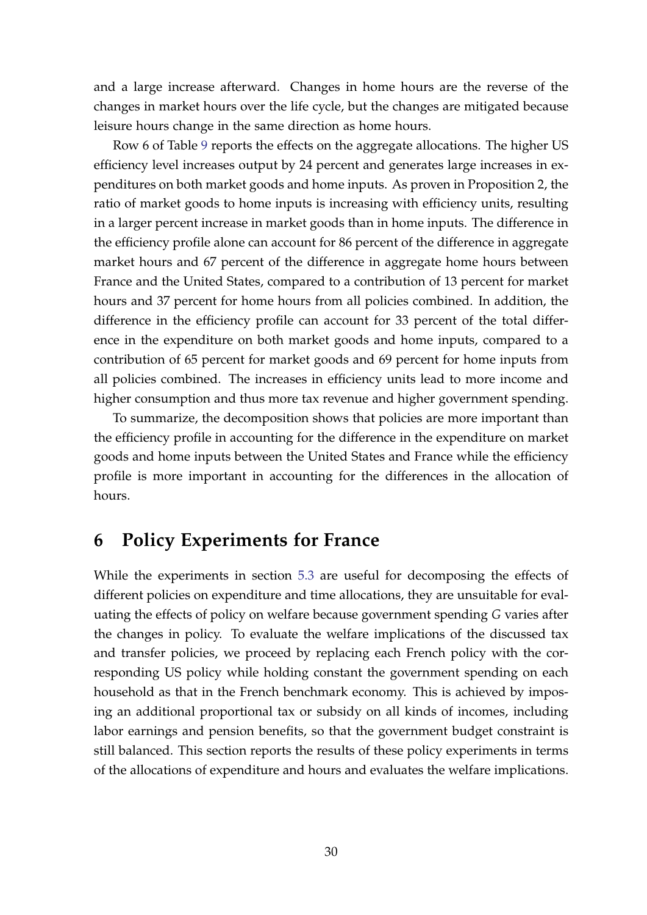and a large increase afterward. Changes in home hours are the reverse of the changes in market hours over the life cycle, but the changes are mitigated because leisure hours change in the same direction as home hours.

Row 6 of Table 9 reports the effects on the aggregate allocations. The higher US efficiency level increases output by 24 percent and generates large increases in expenditures on both market goods and home inputs. As proven in Proposition 2, the ratio of market goods to home inputs is increasing with efficiency units, resulting in a larger percent increase in market goods than in home inputs. The difference in the efficiency profile alone can account for 86 percent of the difference in aggregate market hours and 67 percent of the difference in aggregate home hours between France and the United States, compared to a contribution of 13 percent for market hours and 37 percent for home hours from all policies combined. In addition, the difference in the efficiency profile can account for 33 percent of the total difference in the expenditure on both market goods and home inputs, compared to a contribution of 65 percent for market goods and 69 percent for home inputs from all policies combined. The increases in efficiency units lead to more income and higher consumption and thus more tax revenue and higher government spending.

To summarize, the decomposition shows that policies are more important than the efficiency profile in accounting for the difference in the expenditure on market goods and home inputs between the United States and France while the efficiency profile is more important in accounting for the differences in the allocation of hours.

# 6 Policy Experiments for France

While the experiments in section 5.3 are useful for decomposing the effects of different policies on expenditure and time allocations, they are unsuitable for evaluating the effects of policy on welfare because government spending $G$ varies after the changes in policy. To evaluate the welfare implications of the discussed tax and transfer policies, we proceed by replacing each French policy with the corresponding US policy while holding constant the government spending on each household as that in the French benchmark economy. This is achieved by imposing an additional proportional tax or subsidy on all kinds of incomes, including labor earnings and pension benefits, so that the government budget constraint is still balanced. This section reports the results of these policy experiments in terms of the allocations of expenditure and hours and evaluates the welfare implications.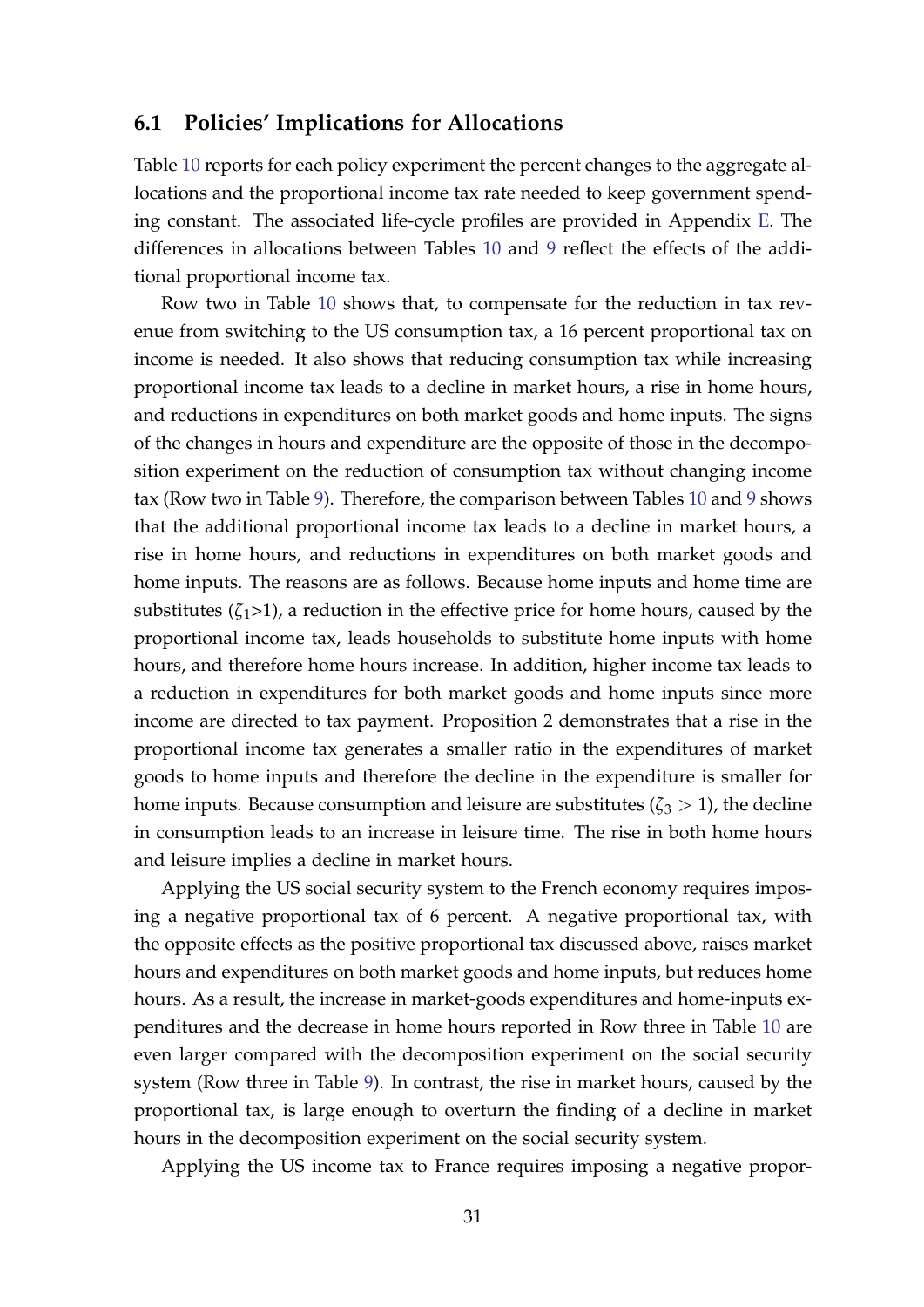### 6.1 Policies' Implications for Allocations

Table 10 reports for each policy experiment the percent changes to the aggregate allocations and the proportional income tax rate needed to keep government spending constant. The associated life-cycle profiles are provided in Appendix E. The differences in allocations between Tables 10 and 9 reflect the effects of the additional proportional income tax.

Row two in Table 10 shows that, to compensate for the reduction in tax revenue from switching to the US consumption tax, a 16 percent proportional tax on income is needed. It also shows that reducing consumption tax while increasing proportional income tax leads to a decline in market hours, a rise in home hours, and reductions in expenditures on both market goods and home inputs. The signs of the changes in hours and expenditure are the opposite of those in the decomposition experiment on the reduction of consumption tax without changing income tax (Row two in Table 9). Therefore, the comparison between Tables 10 and 9 shows that the additional proportional income tax leads to a decline in market hours, a rise in home hours, and reductions in expenditures on both market goods and home inputs. The reasons are as follows. Because home inputs and home time are substitutes ($\zeta_1$>1), a reduction in the effective price for home hours, caused by the proportional income tax, leads households to substitute home inputs with home hours, and therefore home hours increase. In addition, higher income tax leads to a reduction in expenditures for both market goods and home inputs since more income are directed to tax payment. Proposition 2 demonstrates that a rise in the proportional income tax generates a smaller ratio in the expenditures of market goods to home inputs and therefore the decline in the expenditure is smaller for home inputs. Because consumption and leisure are substitutes ($\zeta_3 > 1$), the decline in consumption leads to an increase in leisure time. The rise in both home hours and leisure implies a decline in market hours.

Applying the US social security system to the French economy requires imposing a negative proportional tax of 6 percent. A negative proportional tax, with the opposite effects as the positive proportional tax discussed above, raises market hours and expenditures on both market goods and home inputs, but reduces home hours. As a result, the increase in market-goods expenditures and home-inputs expenditures and the decrease in home hours reported in Row three in Table 10 are even larger compared with the decomposition experiment on the social security system (Row three in Table 9). In contrast, the rise in market hours, caused by the proportional tax, is large enough to overturn the finding of a decline in market hours in the decomposition experiment on the social security system.

Applying the US income tax to France requires imposing a negative propor-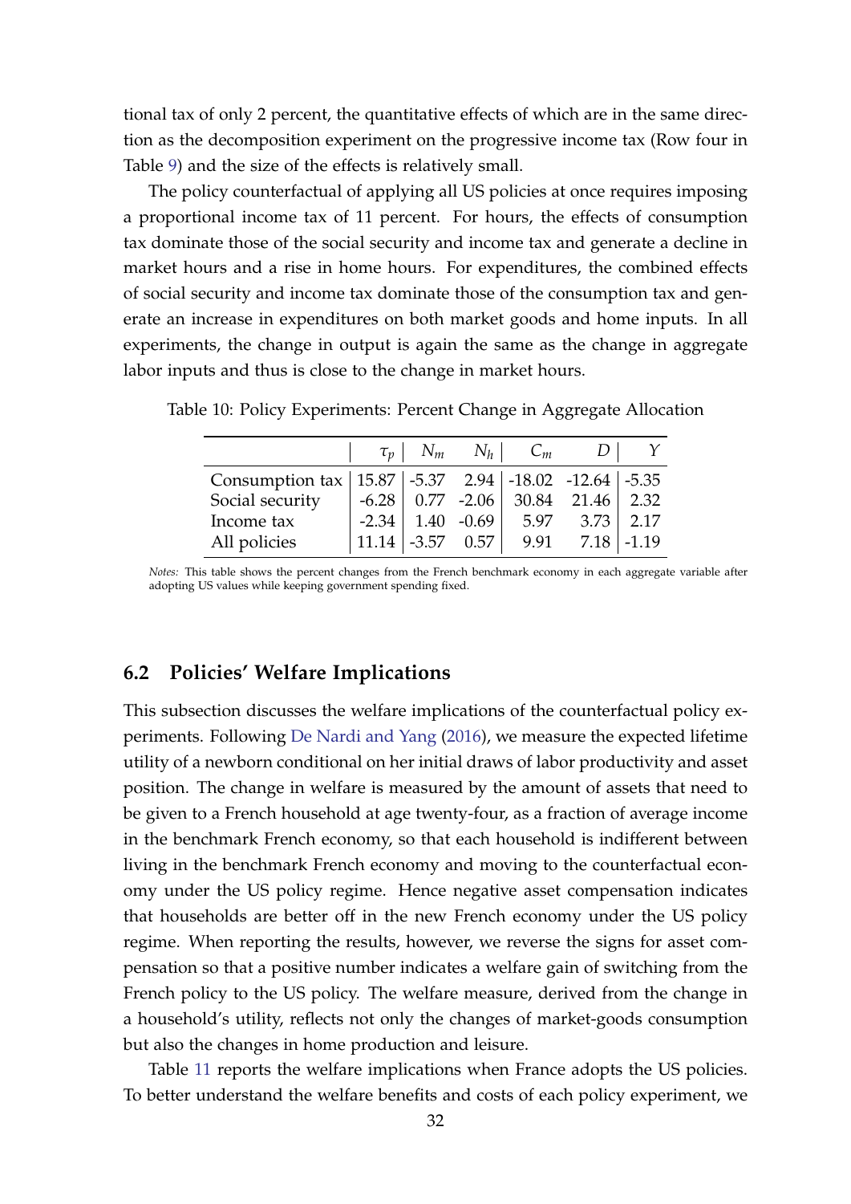tional tax of only 2 percent, the quantitative effects of which are in the same direction as the decomposition experiment on the progressive income tax (Row four in Table 9) and the size of the effects is relatively small.

The policy counterfactual of applying all US policies at once requires imposing a proportional income tax of 11 percent. For hours, the effects of consumption tax dominate those of the social security and income tax and generate a decline in market hours and a rise in home hours. For expenditures, the combined effects of social security and income tax dominate those of the consumption tax and generate an increase in expenditures on both market goods and home inputs. In all experiments, the change in output is again the same as the change in aggregate labor inputs and thus is close to the change in market hours.

Table 10: Policy Experiments: Percent Change in Aggregate Allocation

| | $\tau_p$ | $N_m$ | $N_h$ | $C_m$ | $D$ | $Y$ |
|---|---|---|---|---|---|---|
| Consumption tax | 15.87 | -5.37 | 2.94 | -18.02 | -12.64 | -5.35 |
| Social security | -6.28 | 0.77 | -2.06 | 30.84 | 21.46 | 2.32 |
| Income tax | -2.34 | 1.40 | -0.69 | 5.97 | 3.73 | 2.17 |
| All policies | 11.14 | -3.57 | 0.57 | 9.91 | 7.18 | -1.19 |

*Notes:* This table shows the percent changes from the French benchmark economy in each aggregate variable after adopting US values while keeping government spending fixed.

### 6.2 Policies' Welfare Implications

This subsection discusses the welfare implications of the counterfactual policy experiments. Following De Nardi and Yang (2016), we measure the expected lifetime utility of a newborn conditional on her initial draws of labor productivity and asset position. The change in welfare is measured by the amount of assets that need to be given to a French household at age twenty-four, as a fraction of average income in the benchmark French economy, so that each household is indifferent between living in the benchmark French economy and moving to the counterfactual economy under the US policy regime. Hence negative asset compensation indicates that households are better off in the new French economy under the US policy regime. When reporting the results, however, we reverse the signs for asset compensation so that a positive number indicates a welfare gain of switching from the French policy to the US policy. The welfare measure, derived from the change in a household's utility, reflects not only the changes of market-goods consumption but also the changes in home production and leisure.

Table 11 reports the welfare implications when France adopts the US policies. To better understand the welfare benefits and costs of each policy experiment, we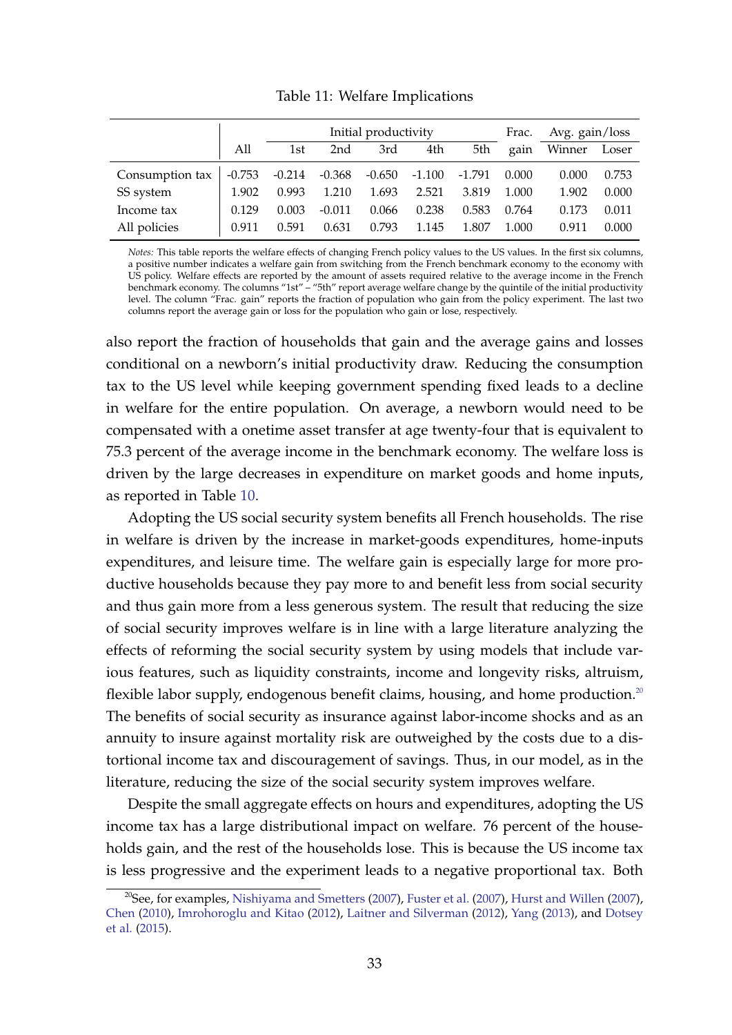Table 11: Welfare Implications

| | All | Initial productivity | | | | | Frac. | Avg. gain/loss | |
|---|---|---|---|---|---|---|---|---|---|
| | | 1st | 2nd | 3rd | 4th | 5th | gain | Winner | Loser |
| Consumption tax | -0.753 | -0.214 | -0.368 | -0.650 | -1.100 | -1.791 | 0.000 | 0.000 | 0.753 |
| SS system | 1.902 | 0.993 | 1.210 | 1.693 | 2.521 | 3.819 | 1.000 | 1.902 | 0.000 |
| Income tax | 0.129 | 0.003 | -0.011 | 0.066 | 0.238 | 0.583 | 0.764 | 0.173 | 0.011 |
| All policies | 0.911 | 0.591 | 0.631 | 0.793 | 1.145 | 1.807 | 1.000 | 0.911 | 0.000 |

*Notes:* This table reports the welfare effects of changing French policy values to the US values. In the first six columns, a positive number indicates a welfare gain from switching from the French benchmark economy to the economy with US policy. Welfare effects are reported by the amount of assets required relative to the average income in the French benchmark economy. The columns "1st" – "5th" report average welfare change by the quintile of the initial productivity level. The column "Frac. gain" reports the fraction of population who gain from the policy experiment. The last two columns report the average gain or loss for the population who gain or lose, respectively.

also report the fraction of households that gain and the average gains and losses conditional on a newborn's initial productivity draw. Reducing the consumption tax to the US level while keeping government spending fixed leads to a decline in welfare for the entire population. On average, a newborn would need to be compensated with a onetime asset transfer at age twenty-four that is equivalent to 75.3 percent of the average income in the benchmark economy. The welfare loss is driven by the large decreases in expenditure on market goods and home inputs, as reported in Table 10.

Adopting the US social security system benefits all French households. The rise in welfare is driven by the increase in market-goods expenditures, home-inputs expenditures, and leisure time. The welfare gain is especially large for more productive households because they pay more to and benefit less from social security and thus gain more from a less generous system. The result that reducing the size of social security improves welfare is in line with a large literature analyzing the effects of reforming the social security system by using models that include various features, such as liquidity constraints, income and longevity risks, altruism, flexible labor supply, endogenous benefit claims, housing, and home production.[20] The benefits of social security as insurance against labor-income shocks and as an annuity to insure against mortality risk are outweighed by the costs due to a distortional income tax and discouragement of savings. Thus, in our model, as in the literature, reducing the size of the social security system improves welfare.

Despite the small aggregate effects on hours and expenditures, adopting the US income tax has a large distributional impact on welfare. 76 percent of the households gain, and the rest of the households lose. This is because the US income tax is less progressive and the experiment leads to a negative proportional tax. Both

[20] See, for examples, Nishiyama and Smetters (2007), Fuster et al. (2007), Hurst and Willen (2007), Chen (2010), Imrohoroglu and Kitao (2012), Laitner and Silverman (2012), Yang (2013), and Dotsey et al. (2015).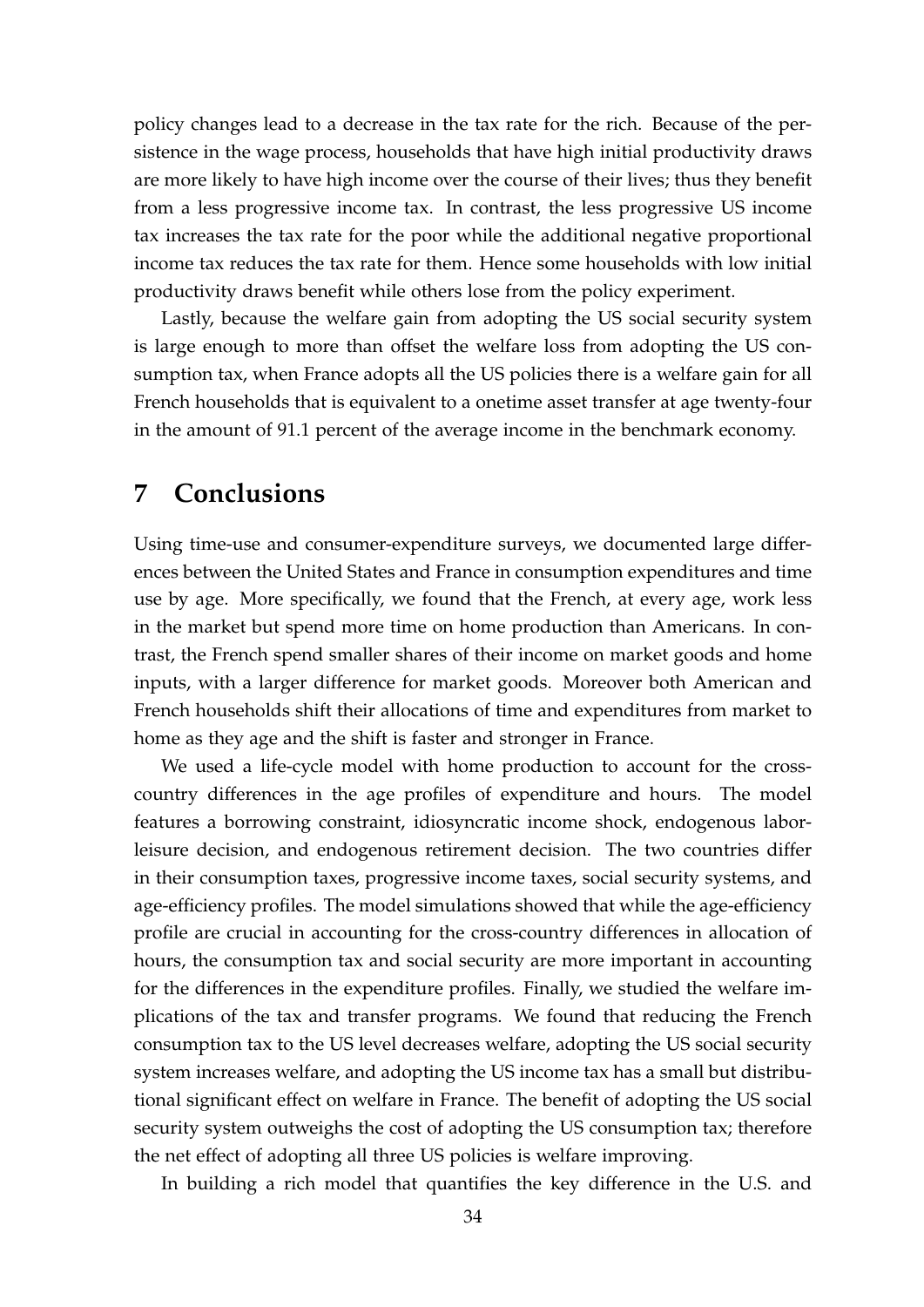policy changes lead to a decrease in the tax rate for the rich. Because of the persistence in the wage process, households that have high initial productivity draws are more likely to have high income over the course of their lives; thus they benefit from a less progressive income tax. In contrast, the less progressive US income tax increases the tax rate for the poor while the additional negative proportional income tax reduces the tax rate for them. Hence some households with low initial productivity draws benefit while others lose from the policy experiment.

Lastly, because the welfare gain from adopting the US social security system is large enough to more than offset the welfare loss from adopting the US consumption tax, when France adopts all the US policies there is a welfare gain for all French households that is equivalent to a onetime asset transfer at age twenty-four in the amount of 91.1 percent of the average income in the benchmark economy.

# 7 Conclusions

Using time-use and consumer-expenditure surveys, we documented large differences between the United States and France in consumption expenditures and time use by age. More specifically, we found that the French, at every age, work less in the market but spend more time on home production than Americans. In contrast, the French spend smaller shares of their income on market goods and home inputs, with a larger difference for market goods. Moreover both American and French households shift their allocations of time and expenditures from market to home as they age and the shift is faster and stronger in France.

We used a life-cycle model with home production to account for the cross-country differences in the age profiles of expenditure and hours. The model features a borrowing constraint, idiosyncratic income shock, endogenous labor-leisure decision, and endogenous retirement decision. The two countries differ in their consumption taxes, progressive income taxes, social security systems, and age-efficiency profiles. The model simulations showed that while the age-efficiency profile are crucial in accounting for the cross-country differences in allocation of hours, the consumption tax and social security are more important in accounting for the differences in the expenditure profiles. Finally, we studied the welfare implications of the tax and transfer programs. We found that reducing the French consumption tax to the US level decreases welfare, adopting the US social security system increases welfare, and adopting the US income tax has a small but distributional significant effect on welfare in France. The benefit of adopting the US social security system outweighs the cost of adopting the US consumption tax; therefore the net effect of adopting all three US policies is welfare improving.

In building a rich model that quantifies the key difference in the U.S. and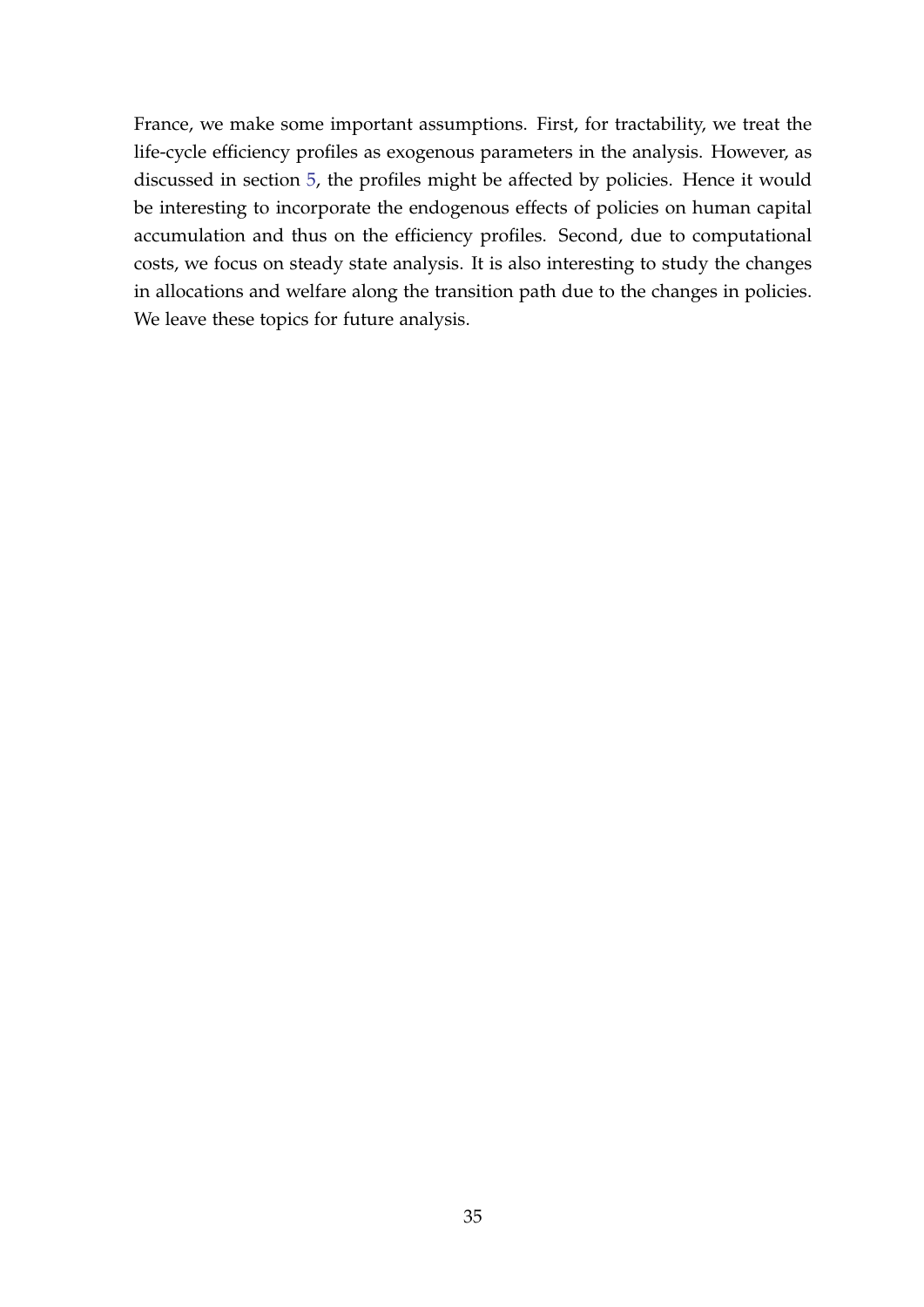France, we make some important assumptions. First, for tractability, we treat the life-cycle efficiency profiles as exogenous parameters in the analysis. However, as discussed in section 5, the profiles might be affected by policies. Hence it would be interesting to incorporate the endogenous effects of policies on human capital accumulation and thus on the efficiency profiles. Second, due to computational costs, we focus on steady state analysis. It is also interesting to study the changes in allocations and welfare along the transition path due to the changes in policies. We leave these topics for future analysis.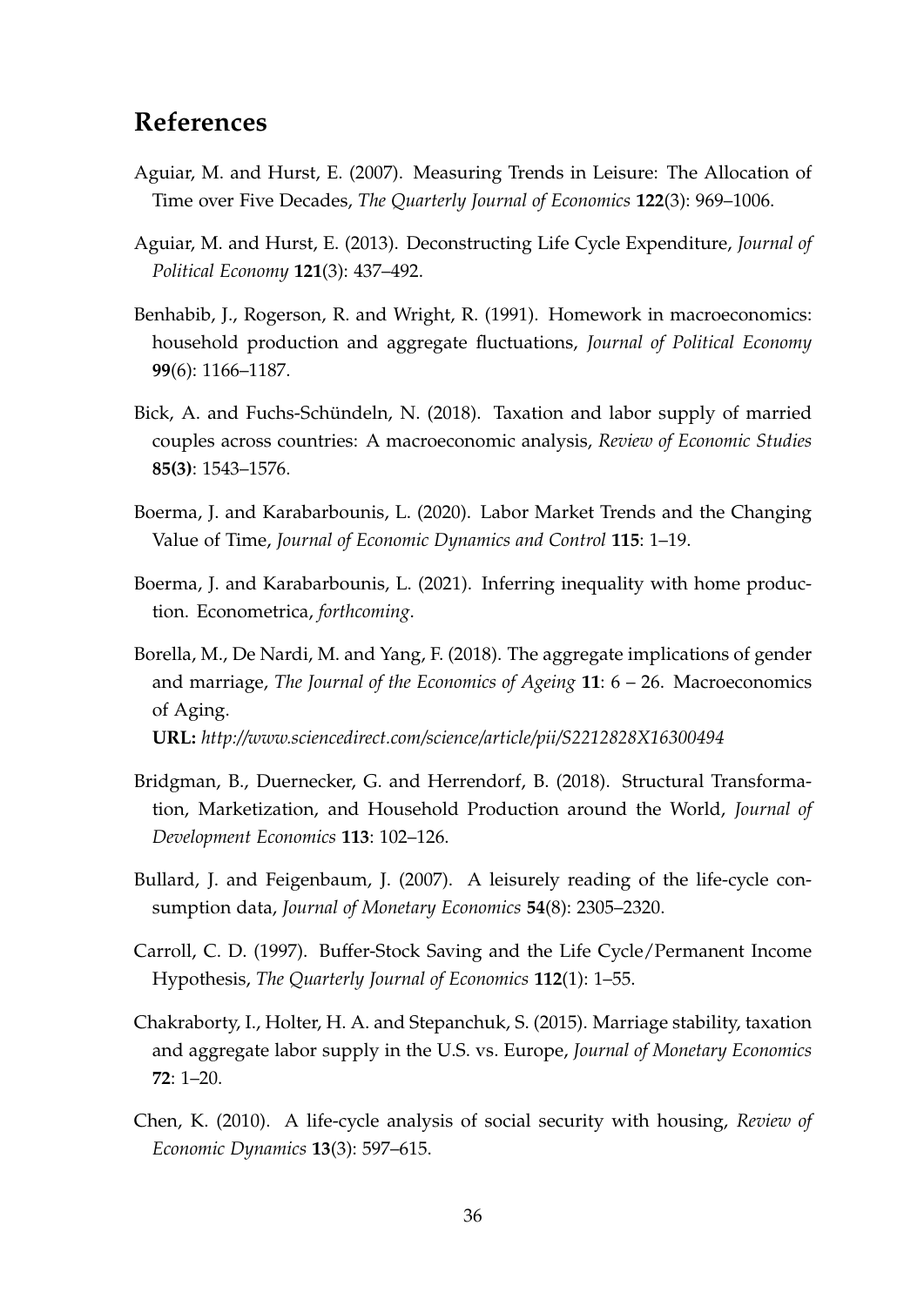## References

Aguiar, M. and Hurst, E. (2007). Measuring Trends in Leisure: The Allocation of Time over Five Decades, *The Quarterly Journal of Economics* **122**(3): 969–1006.

Aguiar, M. and Hurst, E. (2013). Deconstructing Life Cycle Expenditure, *Journal of Political Economy* **121**(3): 437–492.

Benhabib, J., Rogerson, R. and Wright, R. (1991). Homework in macroeconomics: household production and aggregate fluctuations, *Journal of Political Economy* **99**(6): 1166–1187.

Bick, A. and Fuchs-Schündeln, N. (2018). Taxation and labor supply of married couples across countries: A macroeconomic analysis, *Review of Economic Studies* **85(3)**: 1543–1576.

Boerma, J. and Karabarbounis, L. (2020). Labor Market Trends and the Changing Value of Time, *Journal of Economic Dynamics and Control* **115**: 1–19.

Boerma, J. and Karabarbounis, L. (2021). Inferring inequality with home production. Econometrica, *forthcoming*.

Borella, M., De Nardi, M. and Yang, F. (2018). The aggregate implications of gender and marriage, *The Journal of the Economics of Ageing* **11**: 6 – 26. Macroeconomics of Aging.
**URL:** *http://www.sciencedirect.com/science/article/pii/S2212828X16300494*

Bridgman, B., Duernecker, G. and Herrendorf, B. (2018). Structural Transformation, Marketization, and Household Production around the World, *Journal of Development Economics* **113**: 102–126.

Bullard, J. and Feigenbaum, J. (2007). A leisurely reading of the life-cycle consumption data, *Journal of Monetary Economics* **54**(8): 2305–2320.

Carroll, C. D. (1997). Buffer-Stock Saving and the Life Cycle/Permanent Income Hypothesis, *The Quarterly Journal of Economics* **112**(1): 1–55.

Chakraborty, I., Holter, H. A. and Stepanchuk, S. (2015). Marriage stability, taxation and aggregate labor supply in the U.S. vs. Europe, *Journal of Monetary Economics* **72**: 1–20.

Chen, K. (2010). A life-cycle analysis of social security with housing, *Review of Economic Dynamics* **13**(3): 597–615.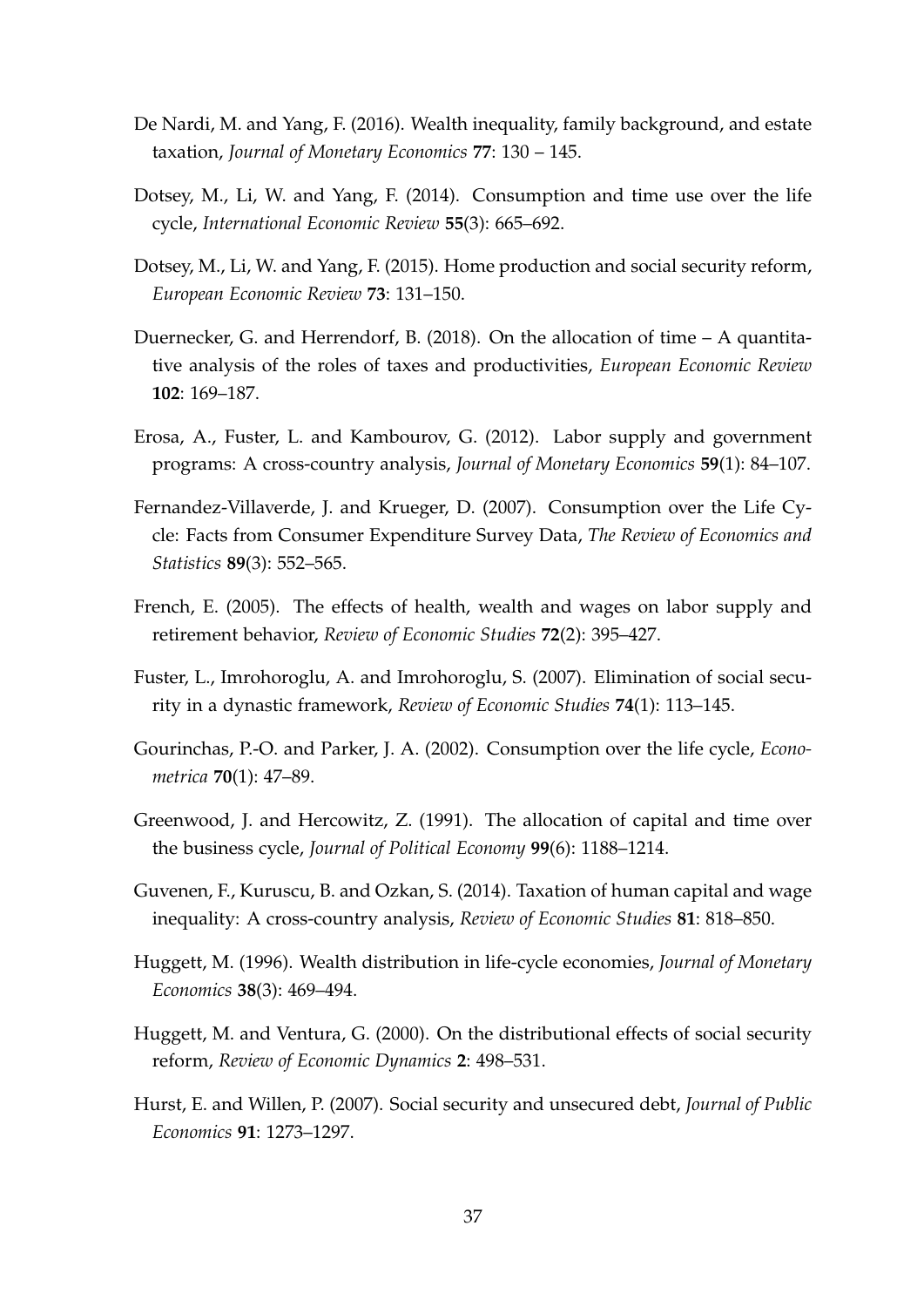De Nardi, M. and Yang, F. (2016). Wealth inequality, family background, and estate taxation, *Journal of Monetary Economics* **77**: 130 – 145.

Dotsey, M., Li, W. and Yang, F. (2014). Consumption and time use over the life cycle, *International Economic Review* **55**(3): 665–692.

Dotsey, M., Li, W. and Yang, F. (2015). Home production and social security reform, *European Economic Review* **73**: 131–150.

Duernecker, G. and Herrendorf, B. (2018). On the allocation of time – A quantitative analysis of the roles of taxes and productivities, *European Economic Review* **102**: 169–187.

Erosa, A., Fuster, L. and Kambourov, G. (2012). Labor supply and government programs: A cross-country analysis, *Journal of Monetary Economics* **59**(1): 84–107.

Fernandez-Villaverde, J. and Krueger, D. (2007). Consumption over the Life Cycle: Facts from Consumer Expenditure Survey Data, *The Review of Economics and Statistics* **89**(3): 552–565.

French, E. (2005). The effects of health, wealth and wages on labor supply and retirement behavior, *Review of Economic Studies* **72**(2): 395–427.

Fuster, L., Imrohoroglu, A. and Imrohoroglu, S. (2007). Elimination of social security in a dynastic framework, *Review of Economic Studies* **74**(1): 113–145.

Gourinchas, P.-O. and Parker, J. A. (2002). Consumption over the life cycle, *Econometrica* **70**(1): 47–89.

Greenwood, J. and Hercowitz, Z. (1991). The allocation of capital and time over the business cycle, *Journal of Political Economy* **99**(6): 1188–1214.

Guvenen, F., Kuruscu, B. and Ozkan, S. (2014). Taxation of human capital and wage inequality: A cross-country analysis, *Review of Economic Studies* **81**: 818–850.

Huggett, M. (1996). Wealth distribution in life-cycle economies, *Journal of Monetary Economics* **38**(3): 469–494.

Huggett, M. and Ventura, G. (2000). On the distributional effects of social security reform, *Review of Economic Dynamics* **2**: 498–531.

Hurst, E. and Willen, P. (2007). Social security and unsecured debt, *Journal of Public Economics* **91**: 1273–1297.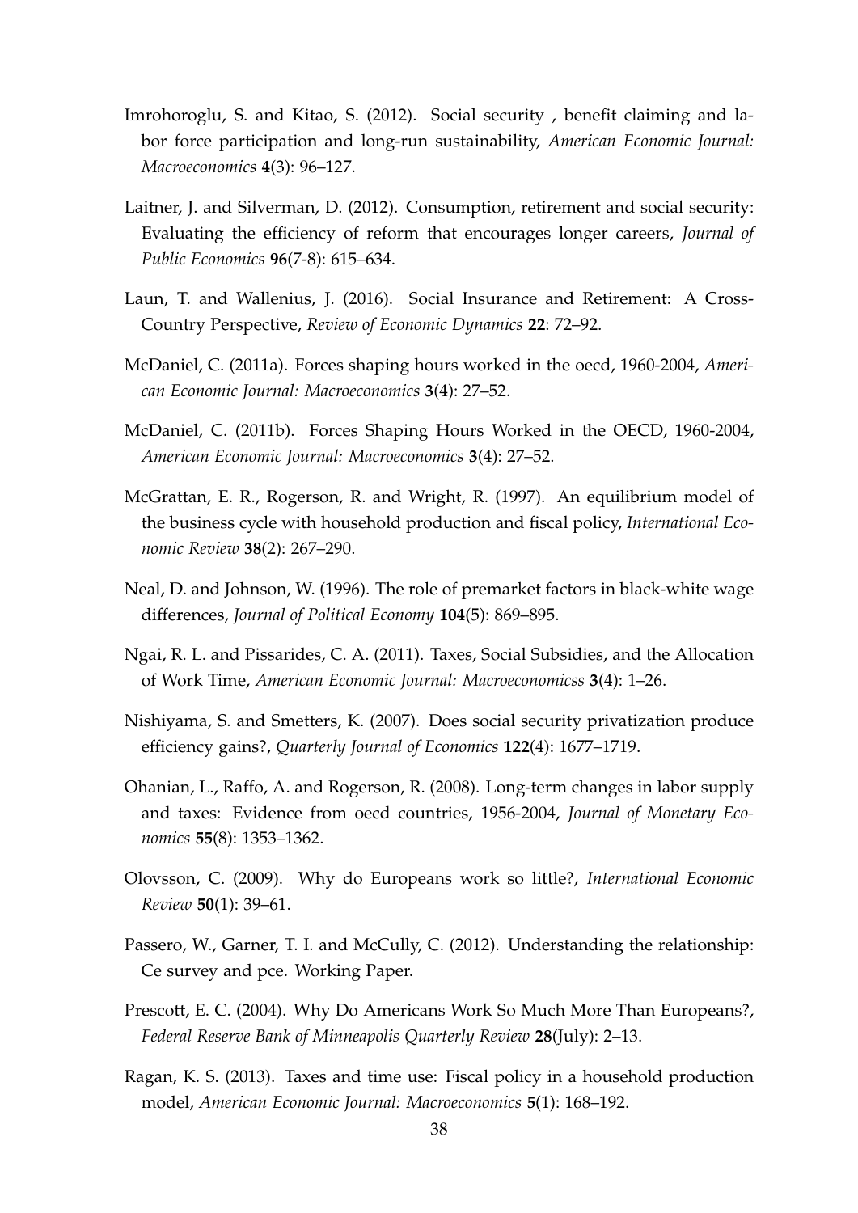Imrohoroglu, S. and Kitao, S. (2012). Social security , benefit claiming and labor force participation and long-run sustainability, *American Economic Journal: Macroeconomics* **4**(3): 96–127.

Laitner, J. and Silverman, D. (2012). Consumption, retirement and social security: Evaluating the efficiency of reform that encourages longer careers, *Journal of Public Economics* **96**(7-8): 615–634.

Laun, T. and Wallenius, J. (2016). Social Insurance and Retirement: A Cross-Country Perspective, *Review of Economic Dynamics* **22**: 72–92.

McDaniel, C. (2011a). Forces shaping hours worked in the oecd, 1960-2004, *American Economic Journal: Macroeconomics* **3**(4): 27–52.

McDaniel, C. (2011b). Forces Shaping Hours Worked in the OECD, 1960-2004, *American Economic Journal: Macroeconomics* **3**(4): 27–52.

McGrattan, E. R., Rogerson, R. and Wright, R. (1997). An equilibrium model of the business cycle with household production and fiscal policy, *International Economic Review* **38**(2): 267–290.

Neal, D. and Johnson, W. (1996). The role of premarket factors in black-white wage differences, *Journal of Political Economy* **104**(5): 869–895.

Ngai, R. L. and Pissarides, C. A. (2011). Taxes, Social Subsidies, and the Allocation of Work Time, *American Economic Journal: Macroeconomicss* **3**(4): 1–26.

Nishiyama, S. and Smetters, K. (2007). Does social security privatization produce efficiency gains?, *Quarterly Journal of Economics* **122**(4): 1677–1719.

Ohanian, L., Raffo, A. and Rogerson, R. (2008). Long-term changes in labor supply and taxes: Evidence from oecd countries, 1956-2004, *Journal of Monetary Economics* **55**(8): 1353–1362.

Olovsson, C. (2009). Why do Europeans work so little?, *International Economic Review* **50**(1): 39–61.

Passero, W., Garner, T. I. and McCully, C. (2012). Understanding the relationship: Ce survey and pce. Working Paper.

Prescott, E. C. (2004). Why Do Americans Work So Much More Than Europeans?, *Federal Reserve Bank of Minneapolis Quarterly Review* **28**(July): 2–13.

Ragan, K. S. (2013). Taxes and time use: Fiscal policy in a household production model, *American Economic Journal: Macroeconomics* **5**(1): 168–192.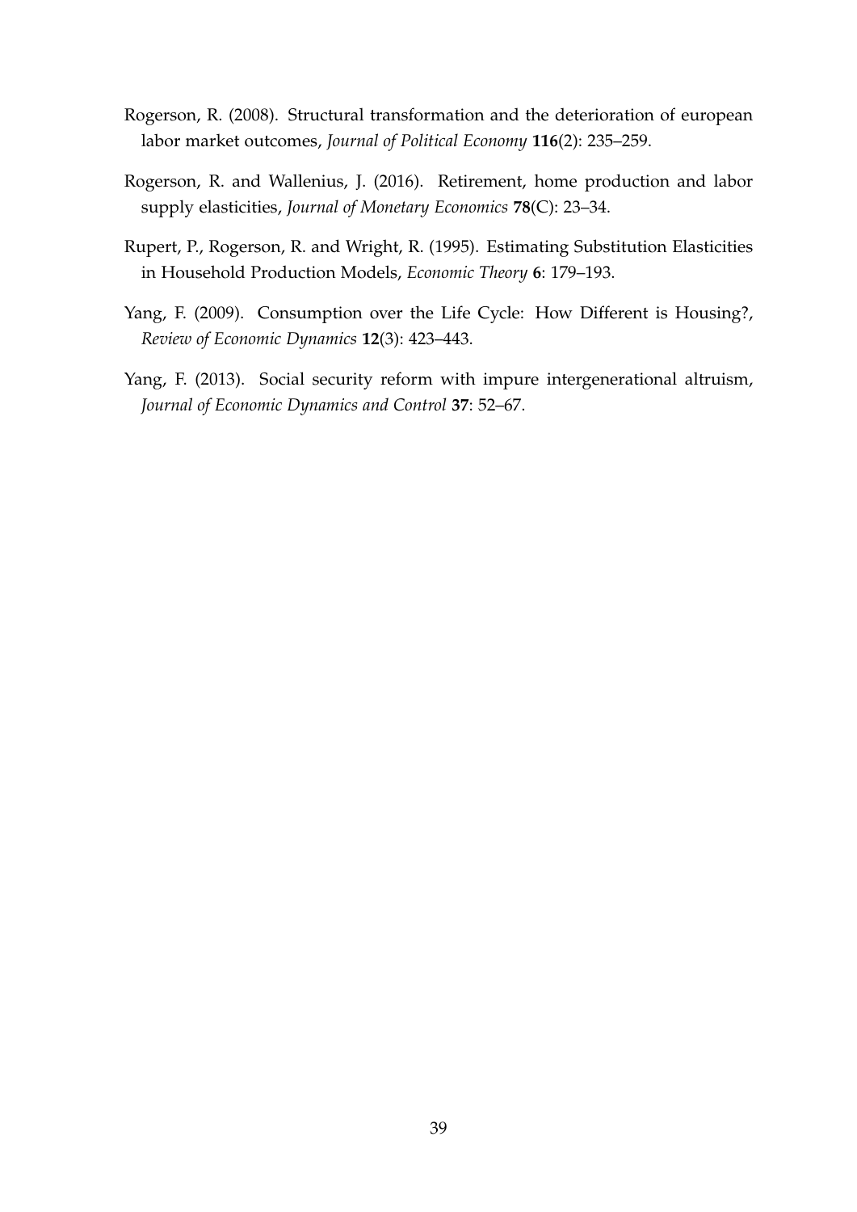Rogerson, R. (2008). Structural transformation and the deterioration of european labor market outcomes, *Journal of Political Economy* **116**(2): 235–259.

Rogerson, R. and Wallenius, J. (2016). Retirement, home production and labor supply elasticities, *Journal of Monetary Economics* **78**(C): 23–34.

Rupert, P., Rogerson, R. and Wright, R. (1995). Estimating Substitution Elasticities in Household Production Models, *Economic Theory* **6**: 179–193.

Yang, F. (2009). Consumption over the Life Cycle: How Different is Housing?, *Review of Economic Dynamics* **12**(3): 423–443.

Yang, F. (2013). Social security reform with impure intergenerational altruism, *Journal of Economic Dynamics and Control* **37**: 52–67.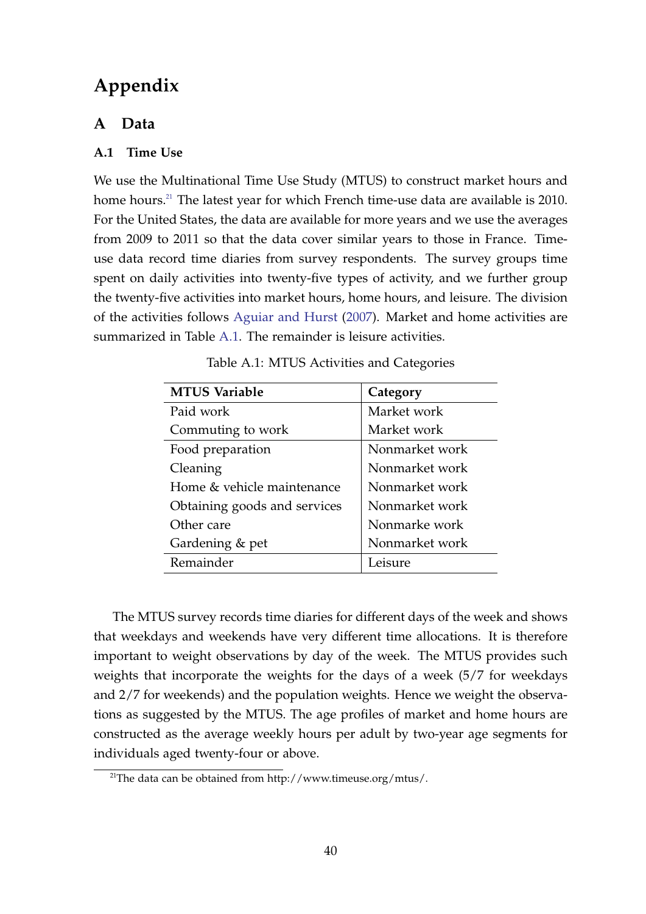# Appendix

## A Data

### A.1 Time Use

We use the Multinational Time Use Study (MTUS) to construct market hours and home hours.[21] The latest year for which French time-use data are available is 2010. For the United States, the data are available for more years and we use the averages from 2009 to 2011 so that the data cover similar years to those in France. Time-use data record time diaries from survey respondents. The survey groups time spent on daily activities into twenty-five types of activity, and we further group the twenty-five activities into market hours, home hours, and leisure. The division of the activities follows Aguiar and Hurst (2007). Market and home activities are summarized in Table A.1. The remainder is leisure activities.

Table A.1: MTUS Activities and Categories

| MTUS Variable | Category |
|---|---|
| Paid work | Market work |
| Commuting to work | Market work |
| Food preparation | Nonmarket work |
| Cleaning | Nonmarket work |
| Home & vehicle maintenance | Nonmarket work |
| Obtaining goods and services | Nonmarket work |
| Other care | Nonmarke work |
| Gardening & pet | Nonmarket work |
| Remainder | Leisure |

The MTUS survey records time diaries for different days of the week and shows that weekdays and weekends have very different time allocations. It is therefore important to weight observations by day of the week. The MTUS provides such weights that incorporate the weights for the days of a week (5/7 for weekdays and 2/7 for weekends) and the population weights. Hence we weight the observations as suggested by the MTUS. The age profiles of market and home hours are constructed as the average weekly hours per adult by two-year age segments for individuals aged twenty-four or above.

[21] The data can be obtained from http://www.timeuse.org/mtus/.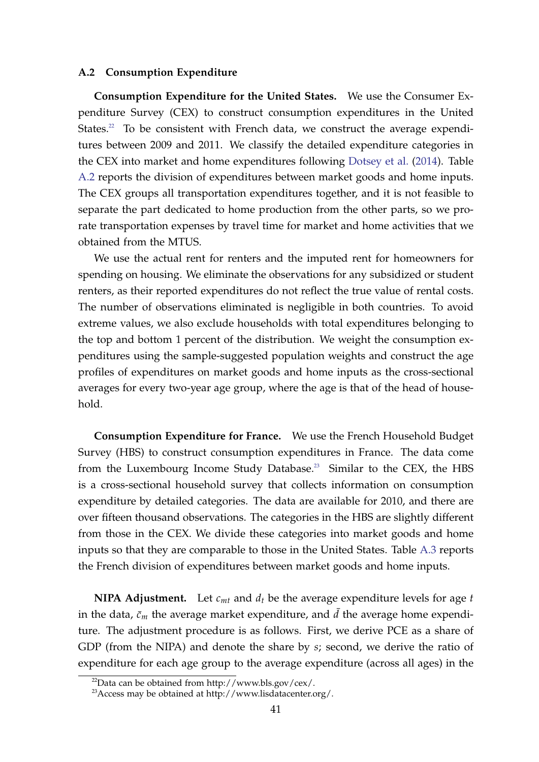### A.2 Consumption Expenditure

**Consumption Expenditure for the United States.** We use the Consumer Expenditure Survey (CEX) to construct consumption expenditures in the United States.[22] To be consistent with French data, we construct the average expenditures between 2009 and 2011. We classify the detailed expenditure categories in the CEX into market and home expenditures following Dotsey et al. (2014). Table A.2 reports the division of expenditures between market goods and home inputs. The CEX groups all transportation expenditures together, and it is not feasible to separate the part dedicated to home production from the other parts, so we prorate transportation expenses by travel time for market and home activities that we obtained from the MTUS.

We use the actual rent for renters and the imputed rent for homeowners for spending on housing. We eliminate the observations for any subsidized or student renters, as their reported expenditures do not reflect the true value of rental costs. The number of observations eliminated is negligible in both countries. To avoid extreme values, we also exclude households with total expenditures belonging to the top and bottom 1 percent of the distribution. We weight the consumption expenditures using the sample-suggested population weights and construct the age profiles of expenditures on market goods and home inputs as the cross-sectional averages for every two-year age group, where the age is that of the head of household.

**Consumption Expenditure for France.** We use the French Household Budget Survey (HBS) to construct consumption expenditures in France. The data come from the Luxembourg Income Study Database.[23] Similar to the CEX, the HBS is a cross-sectional household survey that collects information on consumption expenditure by detailed categories. The data are available for 2010, and there are over fifteen thousand observations. The categories in the HBS are slightly different from those in the CEX. We divide these categories into market goods and home inputs so that they are comparable to those in the United States. Table A.3 reports the French division of expenditures between market goods and home inputs.

**NIPA Adjustment.** Let $c_{mt}$ and $d_t$ be the average expenditure levels for age $t$ in the data, $\bar{c}_m$ the average market expenditure, and $\bar{d}$ the average home expenditure. The adjustment procedure is as follows. First, we derive PCE as a share of GDP (from the NIPA) and denote the share by $s$; second, we derive the ratio of expenditure for each age group to the average expenditure (across all ages) in the

[22] Data can be obtained from http://www.bls.gov/cex/.

[23] Access may be obtained at http://www.lisdatacenter.org/.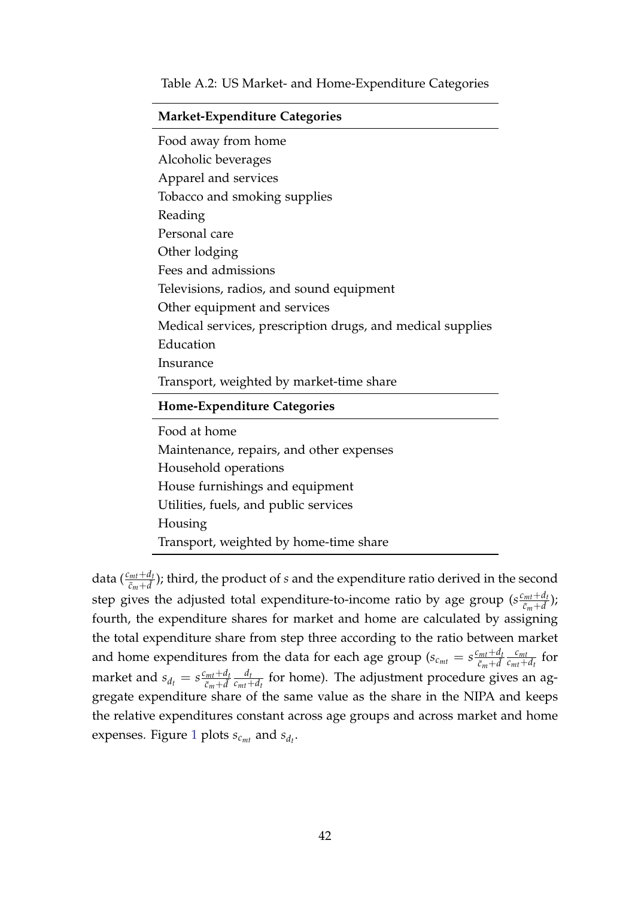Table A.2: US Market- and Home-Expenditure Categories

| **Market-Expenditure Categories** |
| --- |
| Food away from home |
| Alcoholic beverages |
| Apparel and services |
| Tobacco and smoking supplies |
| Reading |
| Personal care |
| Other lodging |
| Fees and admissions |
| Televisions, radios, and sound equipment |
| Other equipment and services |
| Medical services, prescription drugs, and medical supplies |
| Education |
| Insurance |
| Transport, weighted by market-time share |
| **Home-Expenditure Categories** |
| Food at home |
| Maintenance, repairs, and other expenses |
| Household operations |
| House furnishings and equipment |
| Utilities, fuels, and public services |
| Housing |
| Transport, weighted by home-time share |

data ($\frac{c_{mt}+d_t}{\bar{c}_m+\bar{d}}$); third, the product of $s$ and the expenditure ratio derived in the second step gives the adjusted total expenditure-to-income ratio by age group ($s\frac{c_{mt}+d_t}{\bar{c}_m+\bar{d}}$); fourth, the expenditure shares for market and home are calculated by assigning the total expenditure share from step three according to the ratio between market and home expenditures from the data for each age group ($s_{c_{mt}} = s\frac{c_{mt}+d_t}{\bar{c}_m+\bar{d}}\frac{c_{mt}}{c_{mt}+d_t}$ for market and $s_{d_t} = s\frac{c_{mt}+d_t}{\bar{c}_m+\bar{d}}\frac{d_t}{c_{mt}+d_t}$ for home). The adjustment procedure gives an aggregate expenditure share of the same value as the share in the NIPA and keeps the relative expenditures constant across age groups and across market and home expenses. Figure 1 plots $s_{c_{mt}}$ and $s_{d_t}$.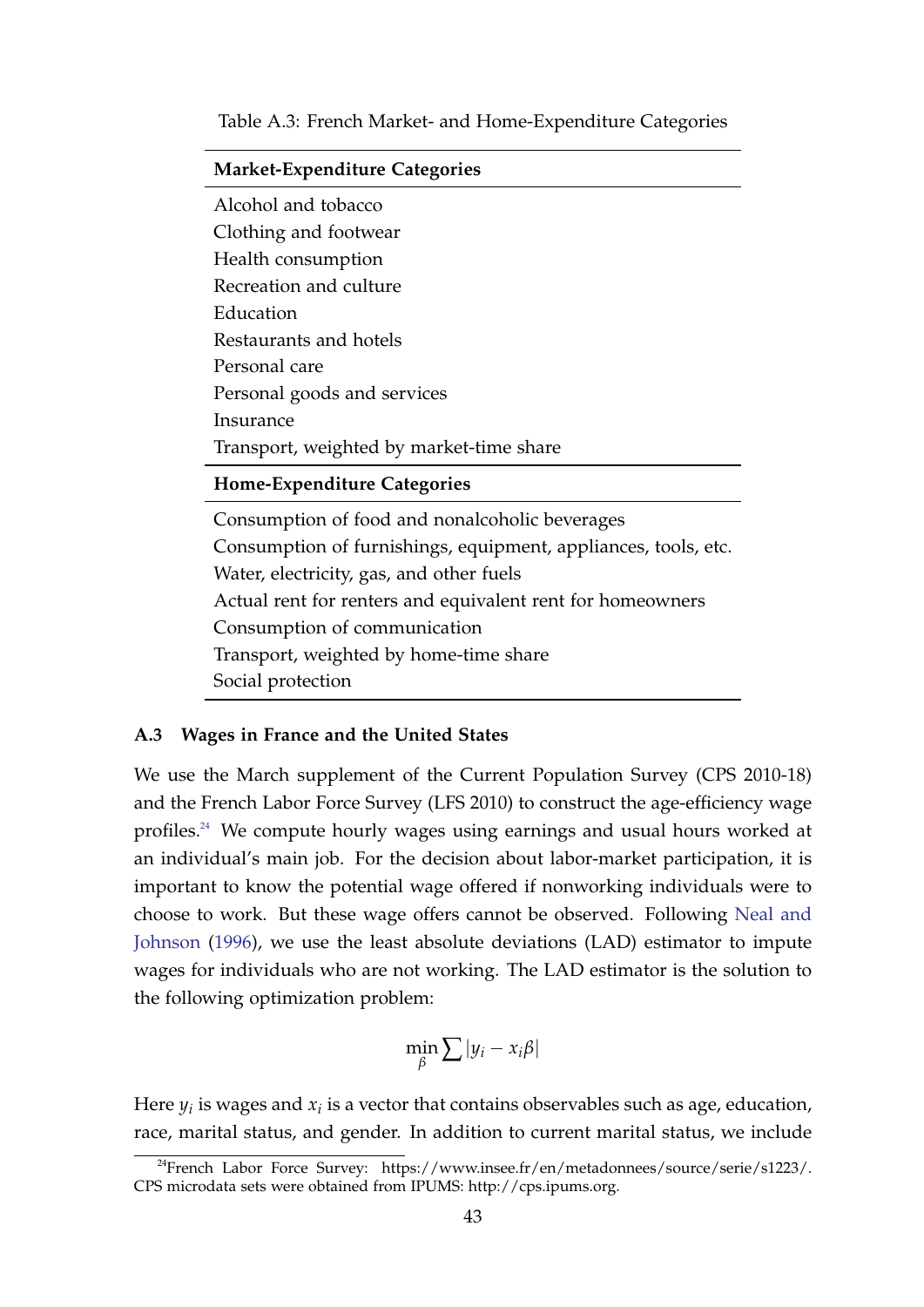Table A.3: French Market- and Home-Expenditure Categories

| **Market-Expenditure Categories** |
|---|
| Alcohol and tobacco |
| Clothing and footwear |
| Health consumption |
| Recreation and culture |
| Education |
| Restaurants and hotels |
| Personal care |
| Personal goods and services |
| Insurance |
| Transport, weighted by market-time share |
| **Home-Expenditure Categories** |
| Consumption of food and nonalcoholic beverages |
| Consumption of furnishings, equipment, appliances, tools, etc. |
| Water, electricity, gas, and other fuels |
| Actual rent for renters and equivalent rent for homeowners |
| Consumption of communication |
| Transport, weighted by home-time share |
| Social protection |

### A.3 Wages in France and the United States

We use the March supplement of the Current Population Survey (CPS 2010-18) and the French Labor Force Survey (LFS 2010) to construct the age-efficiency wage profiles.[24] We compute hourly wages using earnings and usual hours worked at an individual's main job. For the decision about labor-market participation, it is important to know the potential wage offered if nonworking individuals were to choose to work. But these wage offers cannot be observed. Following Neal and Johnson (1996), we use the least absolute deviations (LAD) estimator to impute wages for individuals who are not working. The LAD estimator is the solution to the following optimization problem:

$$\min_{\beta} \sum |y_i - x_i \beta|$$

Here $y_i$ is wages and $x_i$ is a vector that contains observables such as age, education, race, marital status, and gender. In addition to current marital status, we include

[24] French Labor Force Survey: https://www.insee.fr/en/metadonnees/source/serie/s1223/. CPS microdata sets were obtained from IPUMS: http://cps.ipums.org.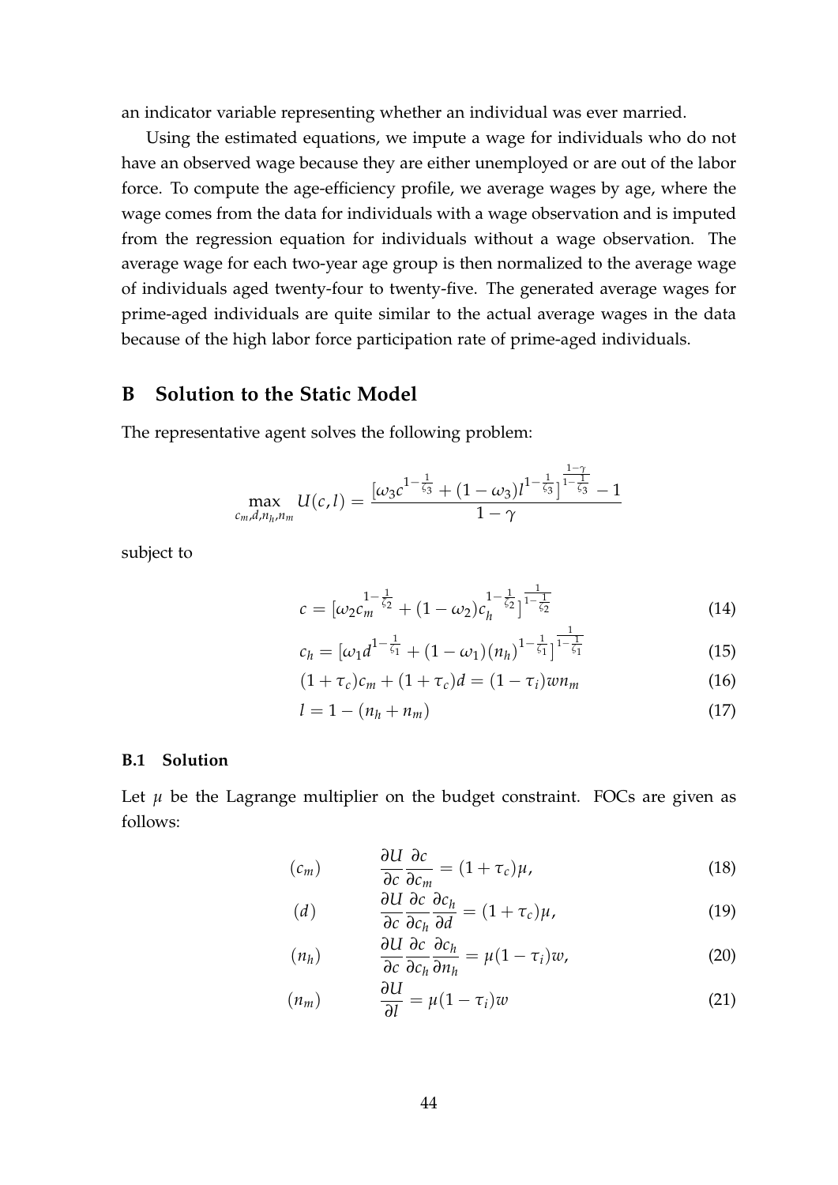an indicator variable representing whether an individual was ever married.

Using the estimated equations, we impute a wage for individuals who do not have an observed wage because they are either unemployed or are out of the labor force. To compute the age-efficiency profile, we average wages by age, where the wage comes from the data for individuals with a wage observation and is imputed from the regression equation for individuals without a wage observation. The average wage for each two-year age group is then normalized to the average wage of individuals aged twenty-four to twenty-five. The generated average wages for prime-aged individuals are quite similar to the actual average wages in the data because of the high labor force participation rate of prime-aged individuals.

## B Solution to the Static Model

The representative agent solves the following problem:

$$\max_{c_m, d, n_h, n_m} U(c, l) = \frac{[\omega_3 c^{1-\frac{1}{\zeta_3}} + (1-\omega_3) l^{1-\frac{1}{\zeta_3}}]^{\frac{1-\gamma}{1-\frac{1}{\zeta_3}}} - 1}{1-\gamma}$$

subject to

$$c = [\omega_2 c_m^{1-\frac{1}{\zeta_2}} + (1-\omega_2) c_h^{1-\frac{1}{\zeta_2}}]^{\frac{1}{1-\frac{1}{\zeta_2}}} \tag{14}$$

$$c_h = [\omega_1 d^{1-\frac{1}{\zeta_1}} + (1-\omega_1)(n_h)^{1-\frac{1}{\zeta_1}}]^{\frac{1}{1-\frac{1}{\zeta_1}}} \tag{15}$$

$$(1+\tau_c) c_m + (1+\tau_c) d = (1-\tau_i) w n_m \tag{16}$$

$$l = 1 - (n_h + n_m) \tag{17}$$

### B.1 Solution

Let $\mu$ be the Lagrange multiplier on the budget constraint. FOCs are given as follows:

$$(c_m) \qquad \frac{\partial U}{\partial c} \frac{\partial c}{\partial c_m} = (1+\tau_c)\mu, \tag{18}$$

$$(d) \qquad \frac{\partial U}{\partial c} \frac{\partial c}{\partial c_h} \frac{\partial c_h}{\partial d} = (1+\tau_c)\mu, \tag{19}$$

$$(n_h) \qquad \frac{\partial U}{\partial c} \frac{\partial c}{\partial c_h} \frac{\partial c_h}{\partial n_h} = \mu(1-\tau_i) w, \tag{20}$$

$$(n_m) \qquad \frac{\partial U}{\partial l} = \mu(1-\tau_i) w \tag{21}$$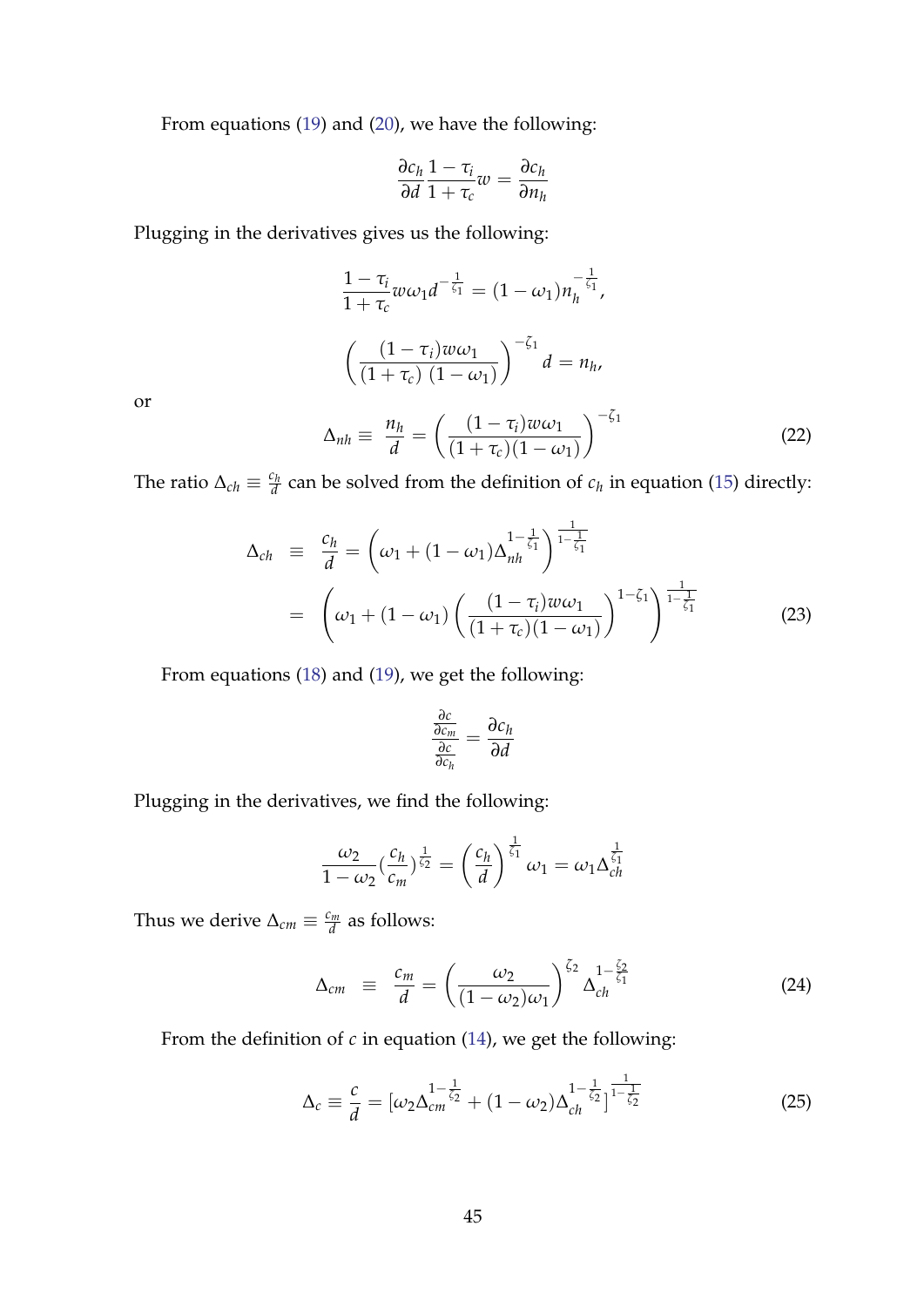From equations (19) and (20), we have the following:

$$\frac{\partial c_h}{\partial d}\frac{1-\tau_i}{1+\tau_c}w = \frac{\partial c_h}{\partial n_h}$$

Plugging in the derivatives gives us the following:

$$\frac{1-\tau_i}{1+\tau_c}w\omega_1 d^{-\frac{1}{\zeta_1}} = (1-\omega_1)n_h^{-\frac{1}{\zeta_1}},$$

$$\left(\frac{(1-\tau_i)w\omega_1}{(1+\tau_c)\ (1-\omega_1)}\right)^{-\zeta_1} d = n_h,$$

or

$$\Delta_{nh} \equiv \frac{n_h}{d} = \left(\frac{(1-\tau_i)w\omega_1}{(1+\tau_c)(1-\omega_1)}\right)^{-\zeta_1} \tag{22}$$

The ratio $\Delta_{ch} \equiv \frac{c_h}{d}$ can be solved from the definition of $c_h$ in equation (15) directly:

$$\begin{aligned}
\Delta_{ch} &\equiv \frac{c_h}{d} = \left(\omega_1 + (1-\omega_1)\Delta_{nh}^{1-\frac{1}{\zeta_1}}\right)^{\frac{1}{1-\frac{1}{\zeta_1}}} \\
&= \left(\omega_1 + (1-\omega_1)\left(\frac{(1-\tau_i)w\omega_1}{(1+\tau_c)(1-\omega_1)}\right)^{1-\zeta_1}\right)^{\frac{1}{1-\frac{1}{\zeta_1}}}
\end{aligned} \tag{23}$$

From equations (18) and (19), we get the following:

$$\frac{\frac{\partial c}{\partial c_m}}{\frac{\partial c}{\partial c_h}} = \frac{\partial c_h}{\partial d}$$

Plugging in the derivatives, we find the following:

$$\frac{\omega_2}{1-\omega_2}\left(\frac{c_h}{c_m}\right)^{\frac{1}{\zeta_2}} = \left(\frac{c_h}{d}\right)^{\frac{1}{\zeta_1}}\omega_1 = \omega_1 \Delta_{ch}^{\frac{1}{\zeta_1}}$$

Thus we derive $\Delta_{cm} \equiv \frac{c_m}{d}$ as follows:

$$\Delta_{cm} \equiv \frac{c_m}{d} = \left(\frac{\omega_2}{(1-\omega_2)\omega_1}\right)^{\zeta_2} \Delta_{ch}^{1-\frac{\zeta_2}{\zeta_1}} \tag{24}$$

From the definition of $c$ in equation (14), we get the following:

$$\Delta_c \equiv \frac{c}{d} = [\omega_2 \Delta_{cm}^{1-\frac{1}{\zeta_2}} + (1-\omega_2)\Delta_{ch}^{1-\frac{1}{\zeta_2}}]^{\frac{1}{1-\frac{1}{\zeta_2}}} \tag{25}$$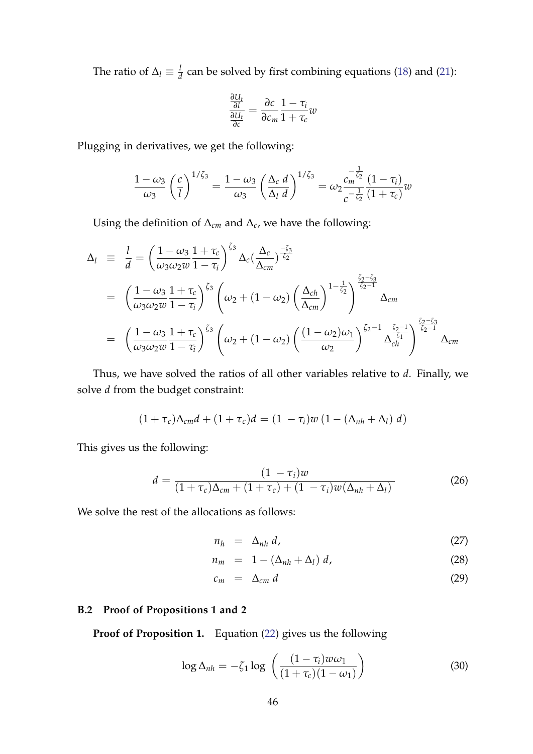The ratio of $\Delta_l \equiv \frac{l}{d}$ can be solved by first combining equations (18) and (21):

$$\frac{\frac{\partial U_t}{\partial l}}{\frac{\partial U_t}{\partial c}} = \frac{\partial c}{\partial c_m}\frac{1-\tau_i}{1+\tau_c}w$$

Plugging in derivatives, we get the following:

$$\frac{1-\omega_3}{\omega_3}\left(\frac{c}{l}\right)^{1/\zeta_3} = \frac{1-\omega_3}{\omega_3}\left(\frac{\Delta_c\, d}{\Delta_l\, d}\right)^{1/\zeta_3} = \omega_2 \frac{c_m^{-\frac{1}{\zeta_2}}}{c^{-\frac{1}{\zeta_2}}}\frac{(1-\tau_i)}{(1+\tau_c)}w$$

Using the definition of $\Delta_{cm}$ and $\Delta_c$, we have the following:

$$\begin{aligned}
\Delta_l \;&\equiv\; \frac{l}{d} = \left(\frac{1-\omega_3}{\omega_3\omega_2 w}\frac{1+\tau_c}{1-\tau_i}\right)^{\zeta_3}\Delta_c\left(\frac{\Delta_c}{\Delta_{cm}}\right)^{\frac{-\zeta_3}{\zeta_2}} \\
&= \left(\frac{1-\omega_3}{\omega_3\omega_2 w}\frac{1+\tau_c}{1-\tau_i}\right)^{\zeta_3}\left(\omega_2 + (1-\omega_2)\left(\frac{\Delta_{ch}}{\Delta_{cm}}\right)^{1-\frac{1}{\zeta_2}}\right)^{\frac{\zeta_2-\zeta_3}{\zeta_2-1}}\Delta_{cm} \\
&= \left(\frac{1-\omega_3}{\omega_3\omega_2 w}\frac{1+\tau_c}{1-\tau_i}\right)^{\zeta_3}\left(\omega_2 + (1-\omega_2)\left(\frac{(1-\omega_2)\omega_1}{\omega_2}\right)^{\zeta_2-1}\Delta_{ch}^{\frac{\zeta_2-1}{\zeta_1}}\right)^{\frac{\zeta_2-\zeta_3}{\zeta_2-1}}\Delta_{cm}
\end{aligned}$$

Thus, we have solved the ratios of all other variables relative to $d$. Finally, we solve $d$ from the budget constraint:

$$(1+\tau_c)\Delta_{cm}d + (1+\tau_c)d = (1-\tau_i)w\left(1-(\Delta_{nh}+\Delta_l)\,d\right)$$

This gives us the following:

$$d = \frac{(1-\tau_i)w}{(1+\tau_c)\Delta_{cm} + (1+\tau_c) + (1-\tau_i)w(\Delta_{nh}+\Delta_l)} \tag{26}$$

We solve the rest of the allocations as follows:

$$n_h = \Delta_{nh}\, d, \tag{27}$$

$$n_m = 1-(\Delta_{nh}+\Delta_l)\, d, \tag{28}$$

$$c_m = \Delta_{cm}\, d \tag{29}$$

### B.2 Proof of Propositions 1 and 2

**Proof of Proposition 1.** Equation (22) gives us the following

$$\log \Delta_{nh} = -\zeta_1 \log\left(\frac{(1-\tau_i)w\omega_1}{(1+\tau_c)(1-\omega_1)}\right) \tag{30}$$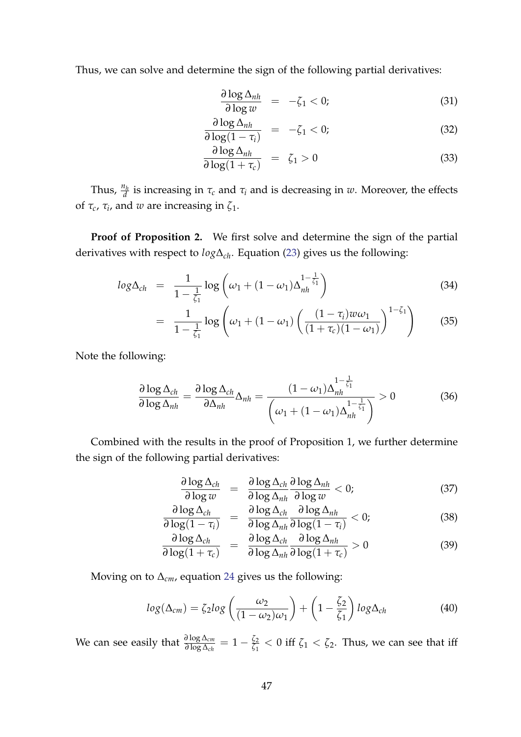Thus, we can solve and determine the sign of the following partial derivatives:

$$\frac{\partial \log \Delta_{nh}}{\partial \log w} = -\zeta_1 < 0; \tag{31}$$

$$\frac{\partial \log \Delta_{nh}}{\partial \log(1-\tau_i)} = -\zeta_1 < 0; \tag{32}$$

$$\frac{\partial \log \Delta_{nh}}{\partial \log(1+\tau_c)} = \zeta_1 > 0 \tag{33}$$

Thus, $\frac{n_h}{d}$ is increasing in $\tau_c$ and $\tau_i$ and is decreasing in $w$. Moreover, the effects of $\tau_c$, $\tau_i$, and $w$ are increasing in $\zeta_1$.

**Proof of Proposition 2.** We first solve and determine the sign of the partial derivatives with respect to $log\Delta_{ch}$. Equation (23) gives us the following:

$$\begin{aligned} log\Delta_{ch} &= \frac{1}{1-\frac{1}{\zeta_1}} \log\left(\omega_1 + (1-\omega_1)\Delta_{nh}^{1-\frac{1}{\zeta_1}}\right) && (34) \\ &= \frac{1}{1-\frac{1}{\zeta_1}} \log\left(\omega_1 + (1-\omega_1)\left(\frac{(1-\tau_i)w\omega_1}{(1+\tau_c)(1-\omega_1)}\right)^{1-\zeta_1}\right) && (35) \end{aligned}$$

Note the following:

$$\frac{\partial \log \Delta_{ch}}{\partial \log \Delta_{nh}} = \frac{\partial \log \Delta_{ch}}{\partial \Delta_{nh}} \Delta_{nh} = \frac{(1-\omega_1)\Delta_{nh}^{1-\frac{1}{\zeta_1}}}{\left(\omega_1 + (1-\omega_1)\Delta_{nh}^{1-\frac{1}{\zeta_1}}\right)} > 0 \tag{36}$$

Combined with the results in the proof of Proposition 1, we further determine the sign of the following partial derivatives:

$$\frac{\partial \log \Delta_{ch}}{\partial \log w} = \frac{\partial \log \Delta_{ch}}{\partial \log \Delta_{nh}} \frac{\partial \log \Delta_{nh}}{\partial \log w} < 0; \tag{37}$$

$$\frac{\partial \log \Delta_{ch}}{\partial \log(1-\tau_i)} = \frac{\partial \log \Delta_{ch}}{\partial \log \Delta_{nh}} \frac{\partial \log \Delta_{nh}}{\partial \log(1-\tau_i)} < 0; \tag{38}$$

$$\frac{\partial \log \Delta_{ch}}{\partial \log(1+\tau_c)} = \frac{\partial \log \Delta_{ch}}{\partial \log \Delta_{nh}} \frac{\partial \log \Delta_{nh}}{\partial \log(1+\tau_c)} > 0 \tag{39}$$

Moving on to $\Delta_{cm}$, equation 24 gives us the following:

$$log(\Delta_{cm}) = \zeta_2 log\left(\frac{\omega_2}{(1-\omega_2)\omega_1}\right) + \left(1 - \frac{\zeta_2}{\zeta_1}\right) log\Delta_{ch} \tag{40}$$

We can see easily that $\frac{\partial \log \Delta_{cm}}{\partial \log \Delta_{ch}} = 1 - \frac{\zeta_2}{\zeta_1} < 0$ iff $\zeta_1 < \zeta_2$. Thus, we can see that iff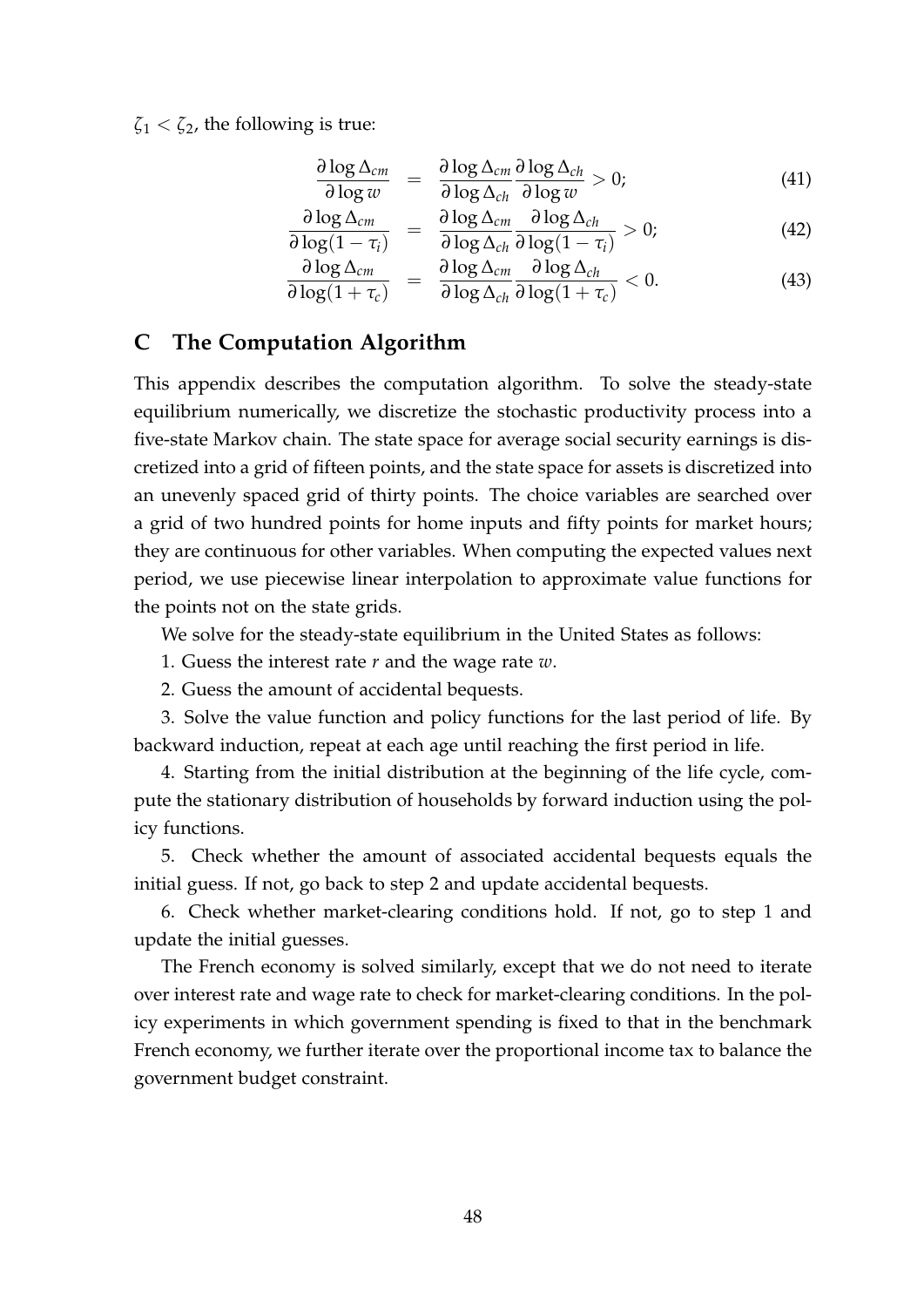$\zeta_1 < \zeta_2$, the following is true:

$$
\begin{aligned}
\frac{\partial \log \Delta_{cm}}{\partial \log w} &= \frac{\partial \log \Delta_{cm}}{\partial \log \Delta_{ch}} \frac{\partial \log \Delta_{ch}}{\partial \log w} > 0; & (41) \\
\frac{\partial \log \Delta_{cm}}{\partial \log(1-\tau_i)} &= \frac{\partial \log \Delta_{cm}}{\partial \log \Delta_{ch}} \frac{\partial \log \Delta_{ch}}{\partial \log(1-\tau_i)} > 0; & (42) \\
\frac{\partial \log \Delta_{cm}}{\partial \log(1+\tau_c)} &= \frac{\partial \log \Delta_{cm}}{\partial \log \Delta_{ch}} \frac{\partial \log \Delta_{ch}}{\partial \log(1+\tau_c)} < 0. & (43)
\end{aligned}
$$

# C The Computation Algorithm

This appendix describes the computation algorithm. To solve the steady-state equilibrium numerically, we discretize the stochastic productivity process into a five-state Markov chain. The state space for average social security earnings is discretized into a grid of fifteen points, and the state space for assets is discretized into an unevenly spaced grid of thirty points. The choice variables are searched over a grid of two hundred points for home inputs and fifty points for market hours; they are continuous for other variables. When computing the expected values next period, we use piecewise linear interpolation to approximate value functions for the points not on the state grids.

We solve for the steady-state equilibrium in the United States as follows:

1. Guess the interest rate $r$ and the wage rate $w$.

2. Guess the amount of accidental bequests.

3. Solve the value function and policy functions for the last period of life. By backward induction, repeat at each age until reaching the first period in life.

4. Starting from the initial distribution at the beginning of the life cycle, compute the stationary distribution of households by forward induction using the policy functions.

5. Check whether the amount of associated accidental bequests equals the initial guess. If not, go back to step 2 and update accidental bequests.

6. Check whether market-clearing conditions hold. If not, go to step 1 and update the initial guesses.

The French economy is solved similarly, except that we do not need to iterate over interest rate and wage rate to check for market-clearing conditions. In the policy experiments in which government spending is fixed to that in the benchmark French economy, we further iterate over the proportional income tax to balance the government budget constraint.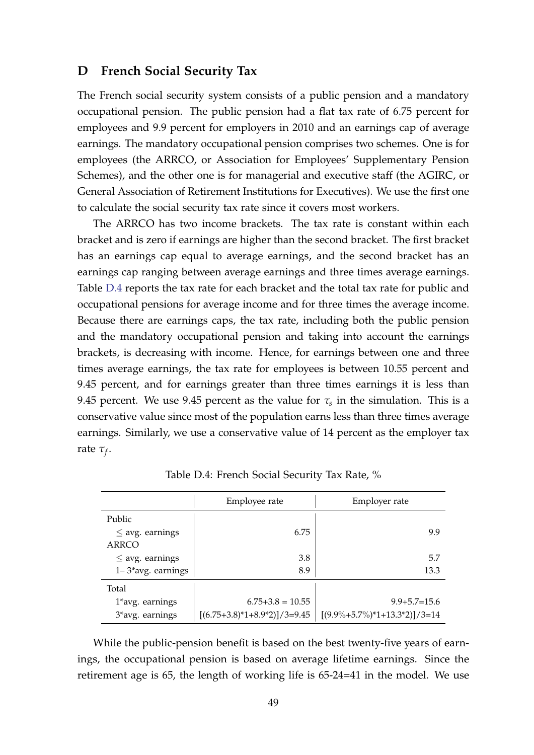## D French Social Security Tax

The French social security system consists of a public pension and a mandatory occupational pension. The public pension had a flat tax rate of 6.75 percent for employees and 9.9 percent for employers in 2010 and an earnings cap of average earnings. The mandatory occupational pension comprises two schemes. One is for employees (the ARRCO, or Association for Employees' Supplementary Pension Schemes), and the other one is for managerial and executive staff (the AGIRC, or General Association of Retirement Institutions for Executives). We use the first one to calculate the social security tax rate since it covers most workers.

The ARRCO has two income brackets. The tax rate is constant within each bracket and is zero if earnings are higher than the second bracket. The first bracket has an earnings cap equal to average earnings, and the second bracket has an earnings cap ranging between average earnings and three times average earnings. Table D.4 reports the tax rate for each bracket and the total tax rate for public and occupational pensions for average income and for three times the average income. Because there are earnings caps, the tax rate, including both the public pension and the mandatory occupational pension and taking into account the earnings brackets, is decreasing with income. Hence, for earnings between one and three times average earnings, the tax rate for employees is between 10.55 percent and 9.45 percent, and for earnings greater than three times earnings it is less than 9.45 percent. We use 9.45 percent as the value for $\tau_s$ in the simulation. This is a conservative value since most of the population earns less than three times average earnings. Similarly, we use a conservative value of 14 percent as the employer tax rate $\tau_f$.

Table D.4: French Social Security Tax Rate, %

| | Employee rate | Employer rate |
|---|---|---|
| Public | | |
| ≤ avg. earnings | 6.75 | 9.9 |
| ARRCO | | |
| ≤ avg. earnings | 3.8 | 5.7 |
| 1– 3*avg. earnings | 8.9 | 13.3 |
| Total | | |
| 1*avg. earnings | 6.75+3.8 = 10.55 | 9.9+5.7=15.6 |
| 3*avg. earnings | [(6.75+3.8)*1+8.9*2)]/3=9.45 | [(9.9%+5.7%)*1+13.3*2)]/3=14 |

While the public-pension benefit is based on the best twenty-five years of earnings, the occupational pension is based on average lifetime earnings. Since the retirement age is 65, the length of working life is 65-24=41 in the model. We use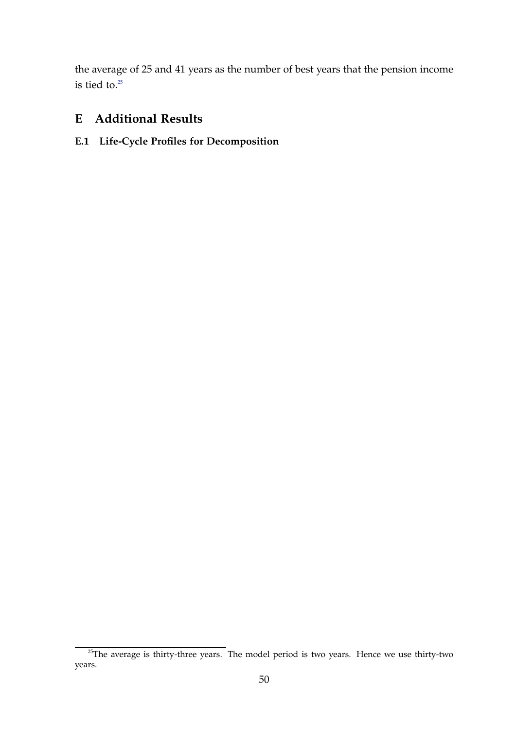the average of 25 and 41 years as the number of best years that the pension income is tied to.[25]

# E Additional Results

## E.1 Life-Cycle Profiles for Decomposition

[25] The average is thirty-three years. The model period is two years. Hence we use thirty-two years.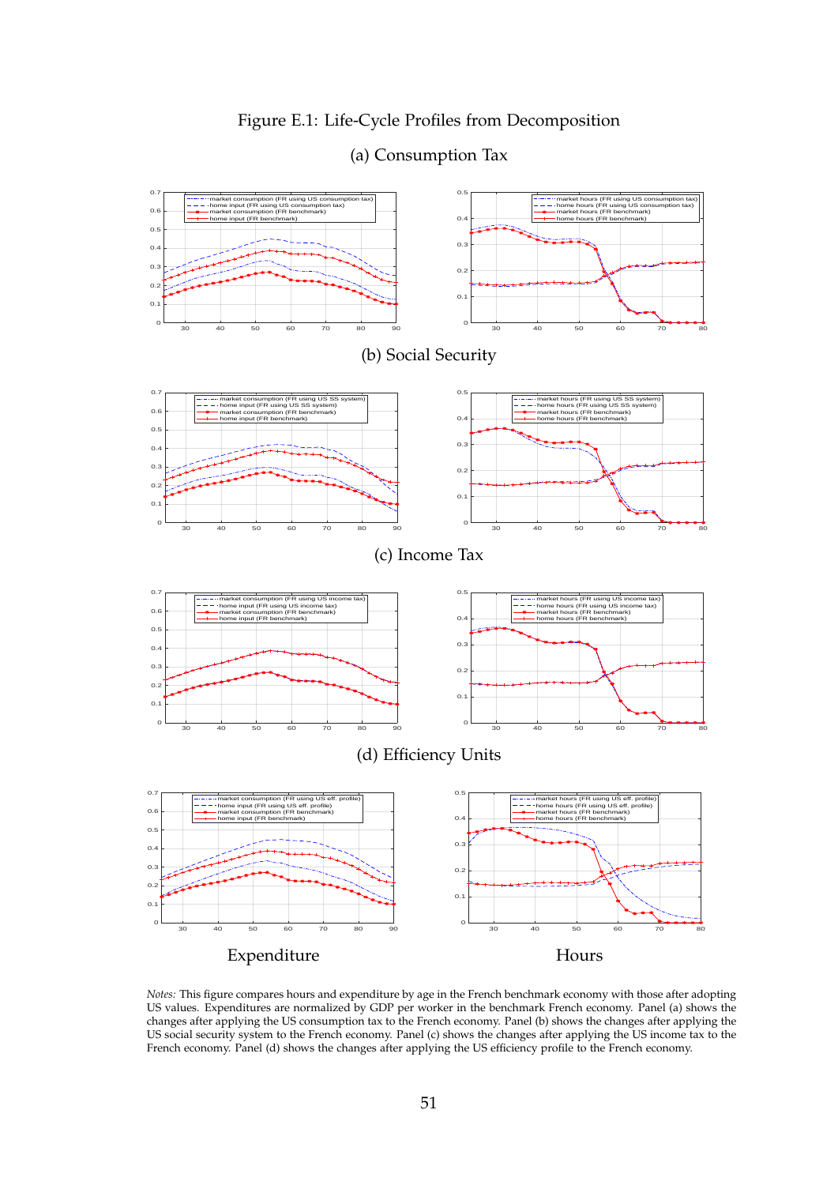Figure E.1: Life-Cycle Profiles from Decomposition

(a) Consumption Tax

(b) Social Security

(c) Income Tax

(d) Efficiency Units

Expenditure Hours

*Notes:* This figure compares hours and expenditure by age in the French benchmark economy with those after adopting US values. Expenditures are normalized by GDP per worker in the benchmark French economy. Panel (a) shows the changes after applying the US consumption tax to the French economy. Panel (b) shows the changes after applying the US social security system to the French economy. Panel (c) shows the changes after applying the US income tax to the French economy. Panel (d) shows the changes after applying the US efficiency profile to the French economy.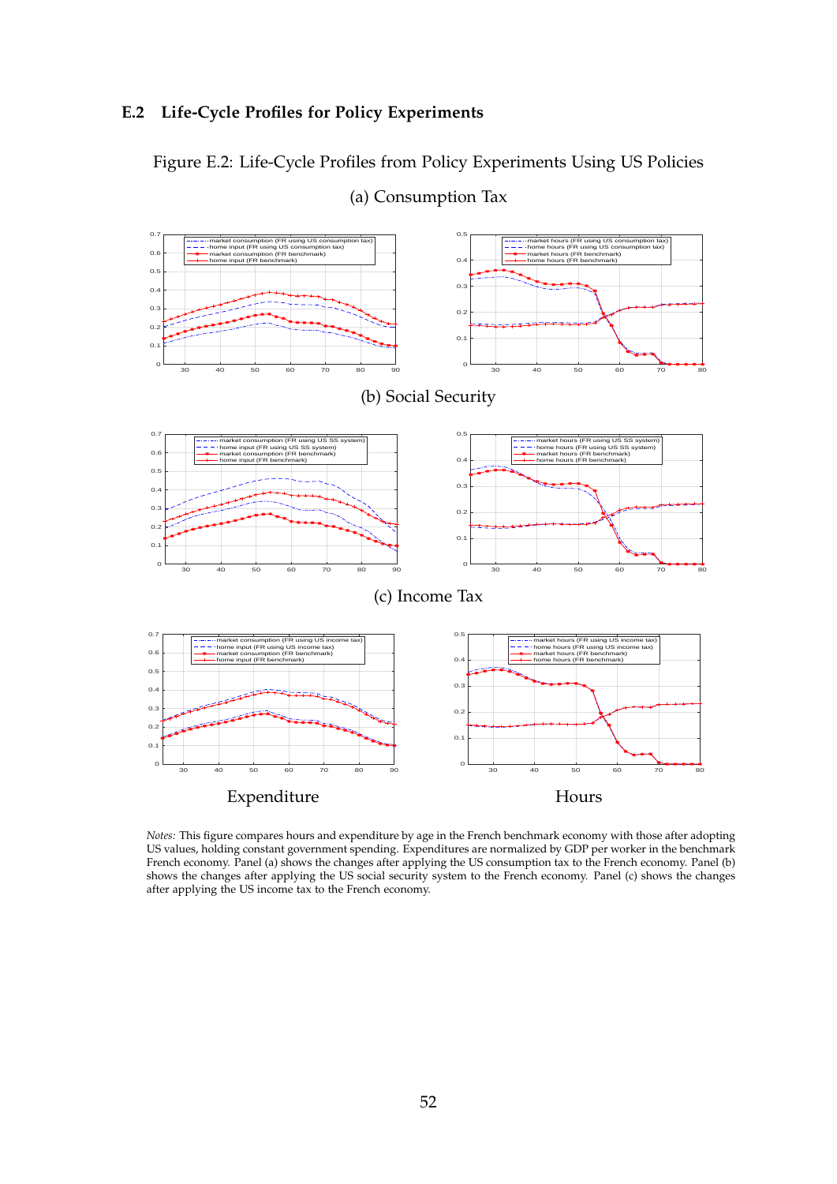## E.2 Life-Cycle Profiles for Policy Experiments

Figure E.2: Life-Cycle Profiles from Policy Experiments Using US Policies

(a) Consumption Tax

market consumption (FR using US consumption tax)
home input (FR using US consumption tax)
market consumption (FR benchmark)
home input (FR benchmark)

0.7
0.6
0.5
0.4
0.3
0.2
0.1
0
30 40 50 60 70 80 90

market hours (FR using US consumption tax)
home hours (FR using US consumption tax)
market hours (FR benchmark)
home hours (FR benchmark)

0.5
0.4
0.3
0.2
0.1
0
30 40 50 60 70 80

(b) Social Security

market consumption (FR using US SS system)
home input (FR using US SS system)
market consumption (FR benchmark)
home input (FR benchmark)

0.7
0.6
0.5
0.4
0.3
0.2
0.1
0
30 40 50 60 70 80 90

market hours (FR using US SS system)
home hours (FR using US SS system)
market hours (FR benchmark)
home hours (FR benchmark)

0.5
0.4
0.3
0.2
0.1
0
30 40 50 60 70 80

(c) Income Tax

market consumption (FR using US income tax)
home input (FR using US income tax)
market consumption (FR benchmark)
home input (FR benchmark)

0.7
0.6
0.5
0.4
0.3
0.2
0.1
0
30 40 50 60 70 80 90

market hours (FR using US income tax)
home hours (FR using US income tax)
market hours (FR benchmark)
home hours (FR benchmark)

0.5
0.4
0.3
0.2
0.1
0
30 40 50 60 70 80

Expenditure

Hours

*Notes:* This figure compares hours and expenditure by age in the French benchmark economy with those after adopting US values, holding constant government spending. Expenditures are normalized by GDP per worker in the benchmark French economy. Panel (a) shows the changes after applying the US consumption tax to the French economy. Panel (b) shows the changes after applying the US social security system to the French economy. Panel (c) shows the changes after applying the US income tax to the French economy.